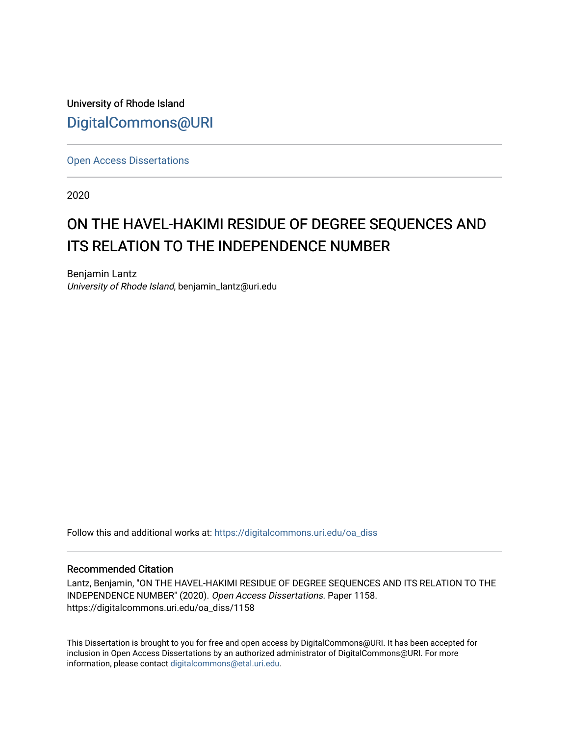University of Rhode Island

DigitalCommons@URI

Open Access Dissertations

2020

# ON THE HAVEL-HAKIMI RESIDUE OF DEGREE SEQUENCES AND ITS RELATION TO THE INDEPENDENCE NUMBER

Benjamin Lantz
*University of Rhode Island*, benjamin_lantz@uri.edu

Follow this and additional works at: https://digitalcommons.uri.edu/oa_diss

## Recommended Citation

Lantz, Benjamin, "ON THE HAVEL-HAKIMI RESIDUE OF DEGREE SEQUENCES AND ITS RELATION TO THE INDEPENDENCE NUMBER" (2020). *Open Access Dissertations.* Paper 1158.
https://digitalcommons.uri.edu/oa_diss/1158

This Dissertation is brought to you for free and open access by DigitalCommons@URI. It has been accepted for inclusion in Open Access Dissertations by an authorized administrator of DigitalCommons@URI. For more information, please contact digitalcommons@etal.uri.edu.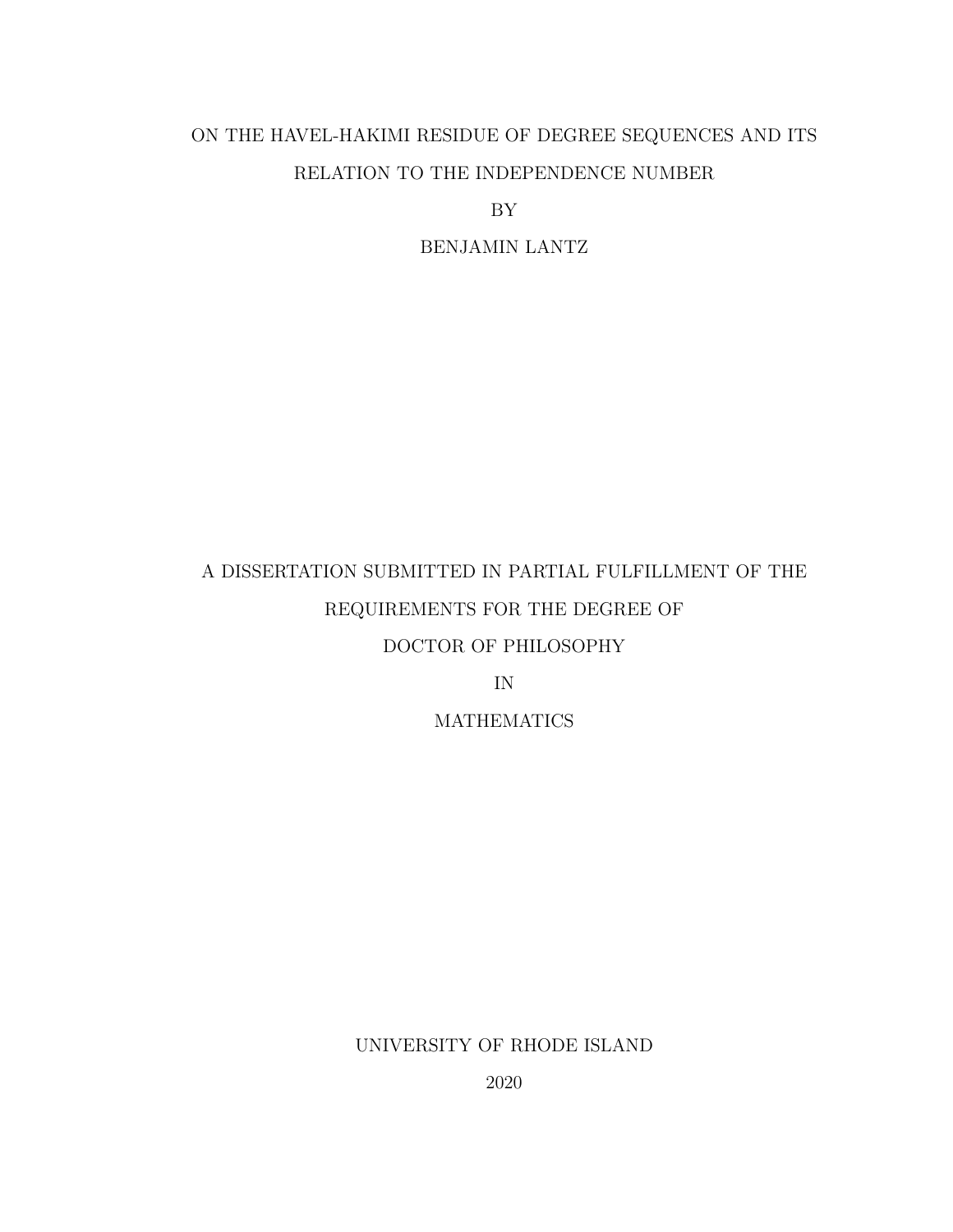# ON THE HAVEL-HAKIMI RESIDUE OF DEGREE SEQUENCES AND ITS RELATION TO THE INDEPENDENCE NUMBER

BY

BENJAMIN LANTZ

A DISSERTATION SUBMITTED IN PARTIAL FULFILLMENT OF THE REQUIREMENTS FOR THE DEGREE OF

DOCTOR OF PHILOSOPHY

IN

MATHEMATICS

UNIVERSITY OF RHODE ISLAND

2020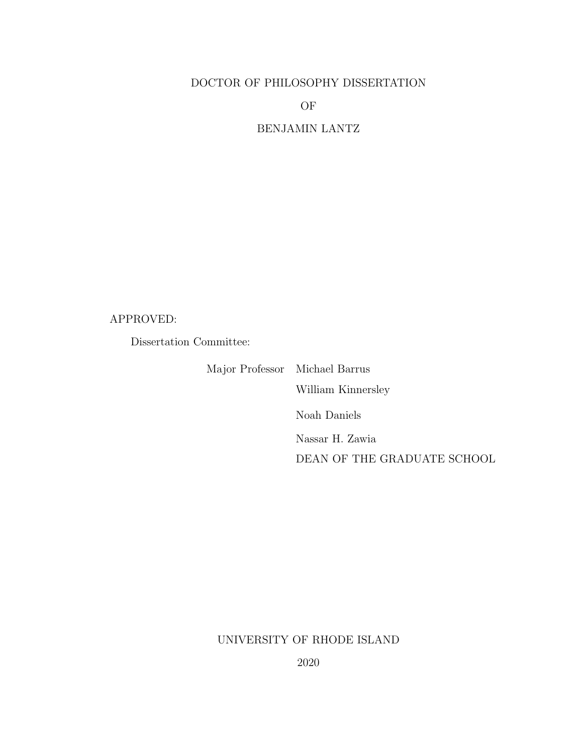DOCTOR OF PHILOSOPHY DISSERTATION

OF

BENJAMIN LANTZ

APPROVED:

Dissertation Committee:

Major Professor Michael Barrus

William Kinnersley

Noah Daniels

Nassar H. Zawia

DEAN OF THE GRADUATE SCHOOL

UNIVERSITY OF RHODE ISLAND

2020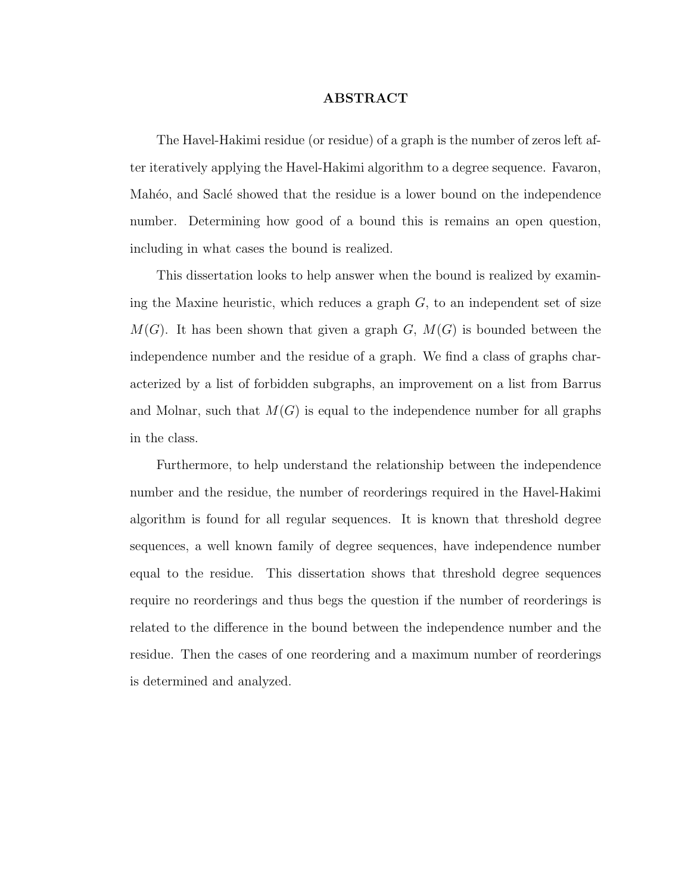# ABSTRACT

The Havel-Hakimi residue (or residue) of a graph is the number of zeros left after iteratively applying the Havel-Hakimi algorithm to a degree sequence. Favaron, Mahéo, and Saclé showed that the residue is a lower bound on the independence number. Determining how good of a bound this is remains an open question, including in what cases the bound is realized.

This dissertation looks to help answer when the bound is realized by examining the Maxine heuristic, which reduces a graph $G$, to an independent set of size $M(G)$. It has been shown that given a graph $G$, $M(G)$ is bounded between the independence number and the residue of a graph. We find a class of graphs characterized by a list of forbidden subgraphs, an improvement on a list from Barrus and Molnar, such that $M(G)$ is equal to the independence number for all graphs in the class.

Furthermore, to help understand the relationship between the independence number and the residue, the number of reorderings required in the Havel-Hakimi algorithm is found for all regular sequences. It is known that threshold degree sequences, a well known family of degree sequences, have independence number equal to the residue. This dissertation shows that threshold degree sequences require no reorderings and thus begs the question if the number of reorderings is related to the difference in the bound between the independence number and the residue. Then the cases of one reordering and a maximum number of reorderings is determined and analyzed.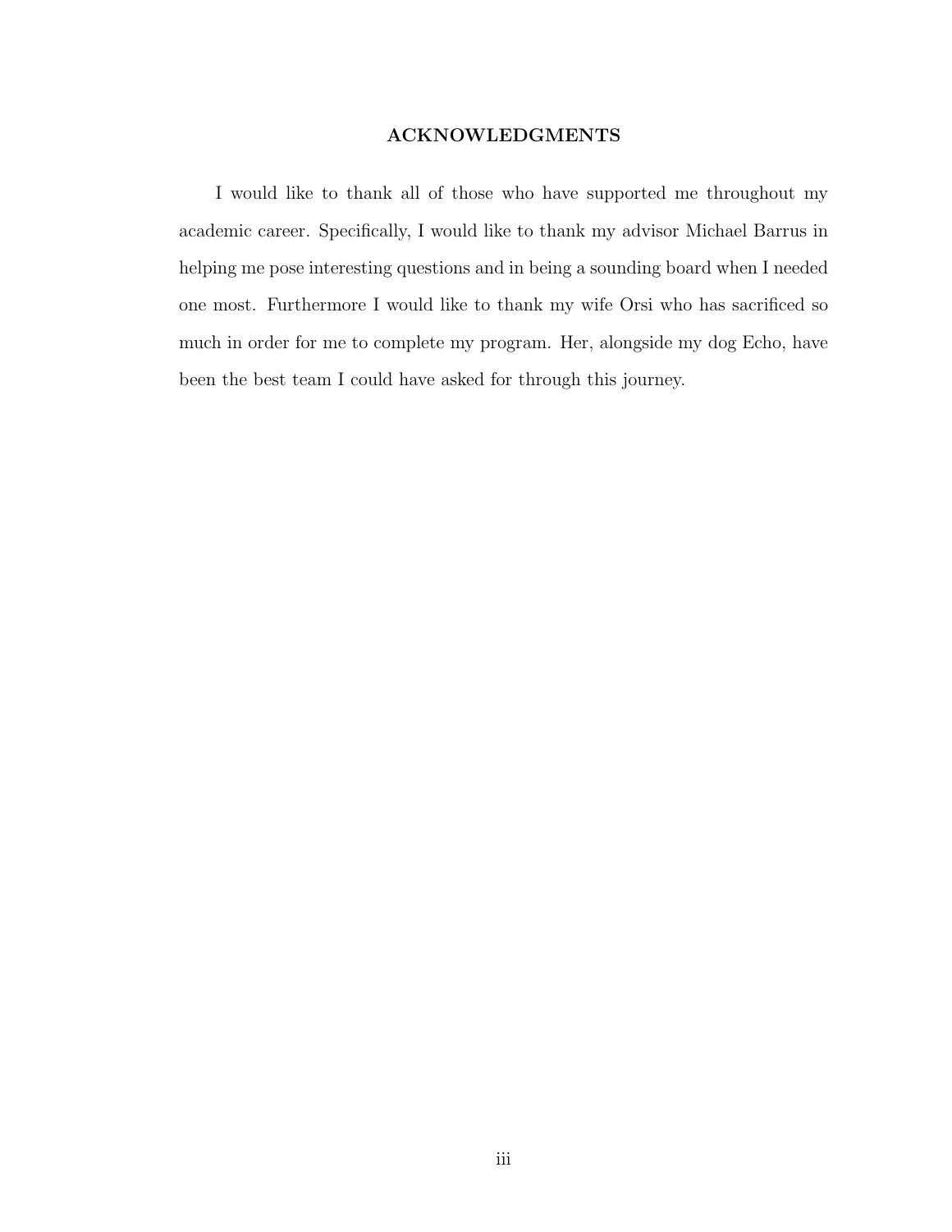## ACKNOWLEDGMENTS

I would like to thank all of those who have supported me throughout my academic career. Specifically, I would like to thank my advisor Michael Barrus in helping me pose interesting questions and in being a sounding board when I needed one most. Furthermore I would like to thank my wife Orsi who has sacrificed so much in order for me to complete my program. Her, alongside my dog Echo, have been the best team I could have asked for through this journey.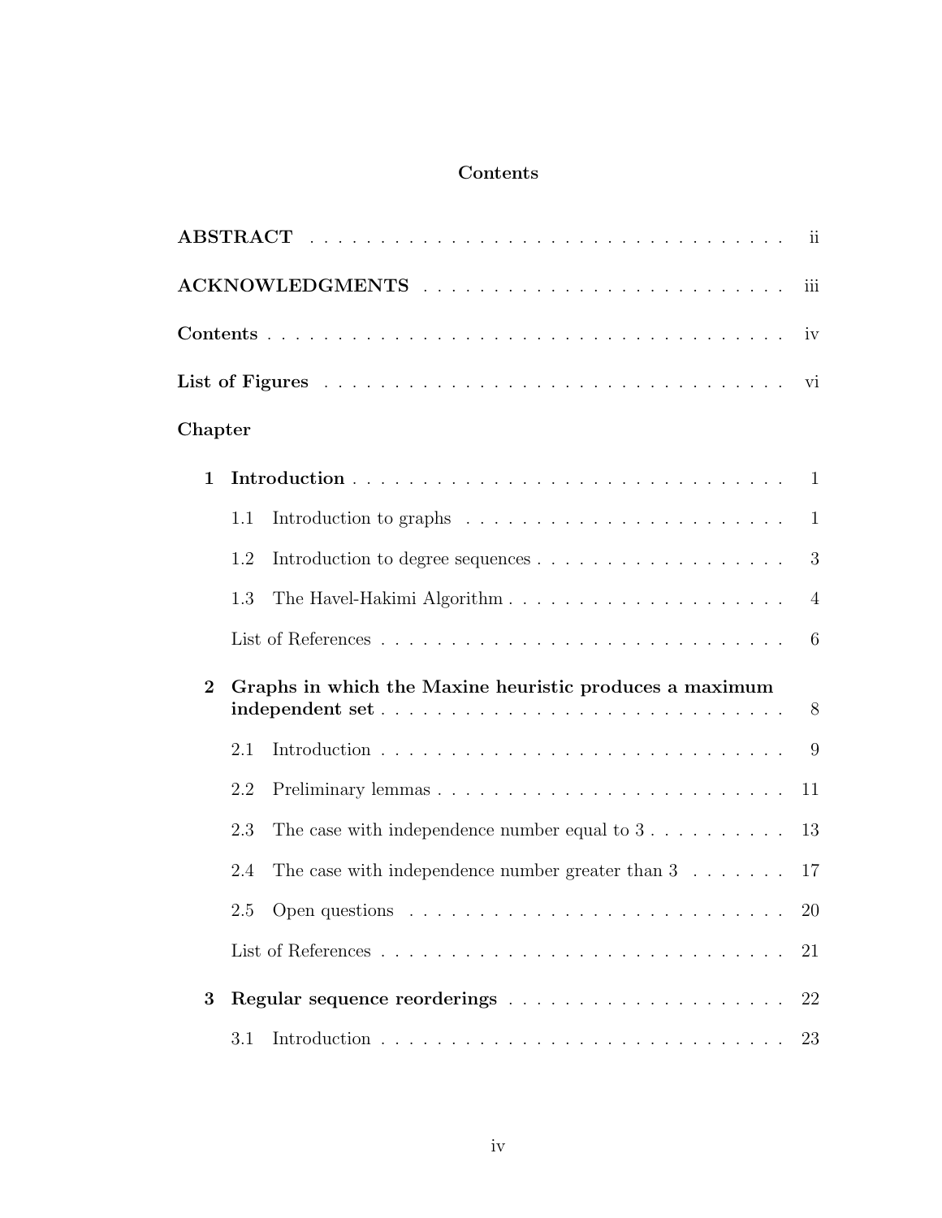# Contents

**ABSTRACT** . . . . . . . . . . . . . . . . . . . . . . . . . . . . . . . . ii

**ACKNOWLEDGMENTS** . . . . . . . . . . . . . . . . . . . . . . . . . . iii

**Contents** . . . . . . . . . . . . . . . . . . . . . . . . . . . . . . . . . iv

**List of Figures** . . . . . . . . . . . . . . . . . . . . . . . . . . . . . . vi

**Chapter**

**1 Introduction** . . . . . . . . . . . . . . . . . . . . . . . . . . . . . . 1

- 1.1 Introduction to graphs . . . . . . . . . . . . . . . . . . . . . . . . 1
- 1.2 Introduction to degree sequences . . . . . . . . . . . . . . . . . . 3
- 1.3 The Havel-Hakimi Algorithm . . . . . . . . . . . . . . . . . . . . . 4
- List of References . . . . . . . . . . . . . . . . . . . . . . . . . . . 6

**2 Graphs in which the Maxine heuristic produces a maximum independent set** . . . . . . . . . . . . . . . . . . . . . . . . . . . . . 8

- 2.1 Introduction . . . . . . . . . . . . . . . . . . . . . . . . . . . . . 9
- 2.2 Preliminary lemmas . . . . . . . . . . . . . . . . . . . . . . . . . 11
- 2.3 The case with independence number equal to 3 . . . . . . . . . . 13
- 2.4 The case with independence number greater than 3 . . . . . . . . 17
- 2.5 Open questions . . . . . . . . . . . . . . . . . . . . . . . . . . . 20
- List of References . . . . . . . . . . . . . . . . . . . . . . . . . . . 21

**3 Regular sequence reorderings** . . . . . . . . . . . . . . . . . . . . 22

- 3.1 Introduction . . . . . . . . . . . . . . . . . . . . . . . . . . . . . 23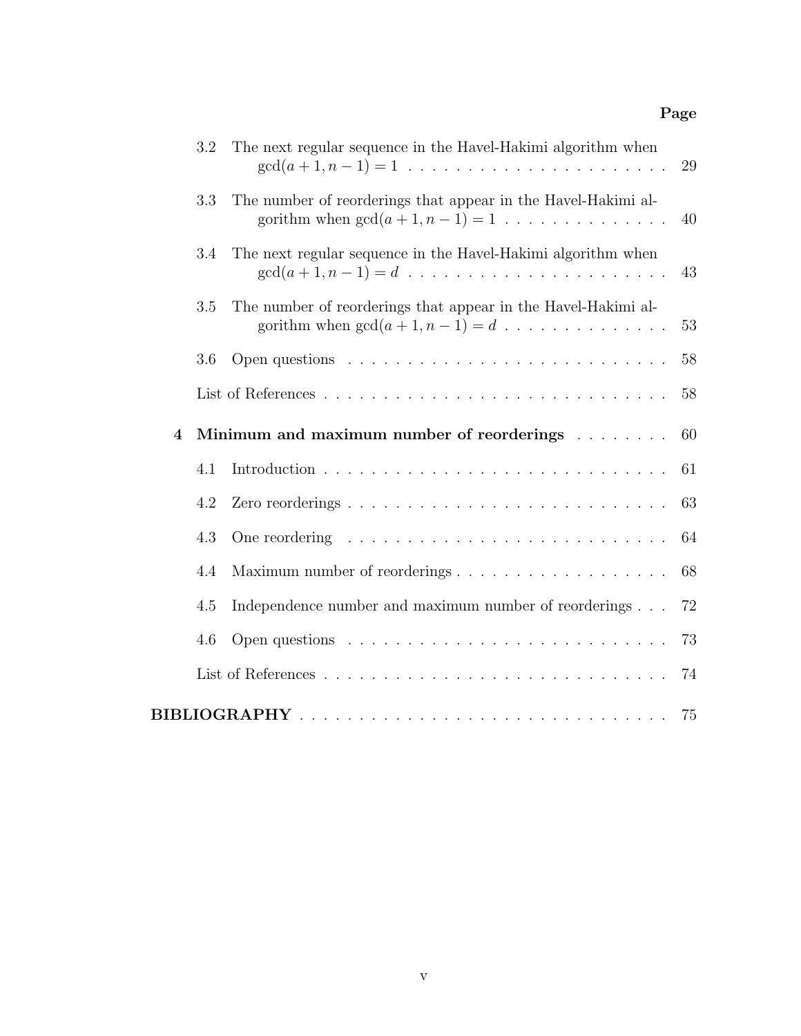| | | Page |
|---|---|---|
| 3.2 | The next regular sequence in the Havel-Hakimi algorithm when $\gcd(a+1, n-1) = 1$ | 29 |
| 3.3 | The number of reorderings that appear in the Havel-Hakimi algorithm when $\gcd(a+1, n-1) = 1$ | 40 |
| 3.4 | The next regular sequence in the Havel-Hakimi algorithm when $\gcd(a+1, n-1) = d$ | 43 |
| 3.5 | The number of reorderings that appear in the Havel-Hakimi algorithm when $\gcd(a+1, n-1) = d$ | 53 |
| 3.6 | Open questions | 58 |
| | List of References | 58 |
| **4** | **Minimum and maximum number of reorderings** | 60 |
| 4.1 | Introduction | 61 |
| 4.2 | Zero reorderings | 63 |
| 4.3 | One reordering | 64 |
| 4.4 | Maximum number of reorderings | 68 |
| 4.5 | Independence number and maximum number of reorderings | 72 |
| 4.6 | Open questions | 73 |
| | List of References | 74 |
| **BIBLIOGRAPHY** | | 75 |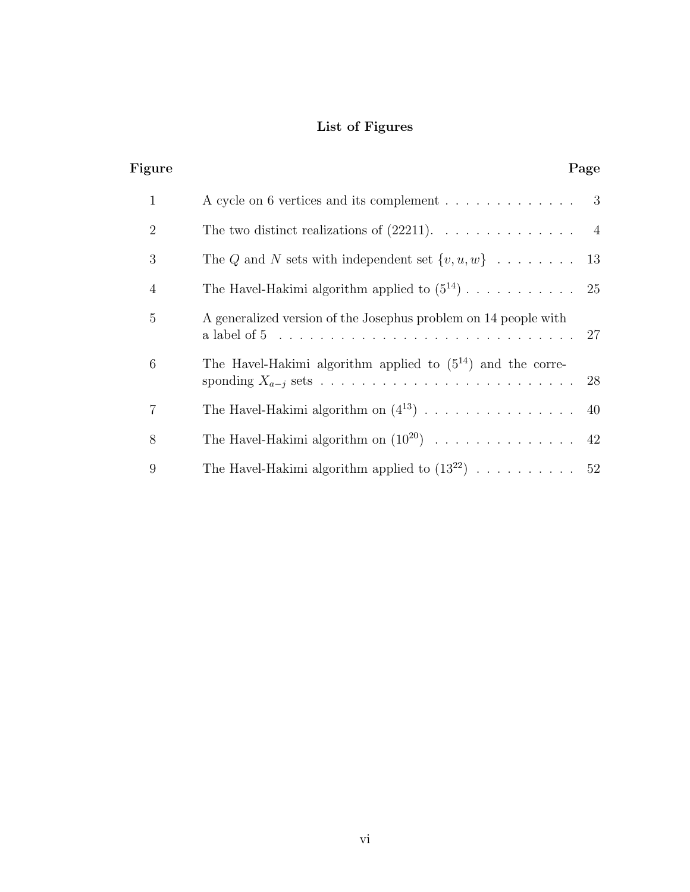# List of Figures

| Figure | | Page |
|---|---|---|
| 1 | A cycle on 6 vertices and its complement | 3 |
| 2 | The two distinct realizations of (22211). | 4 |
| 3 | The $Q$ and $N$ sets with independent set $\{v, u, w\}$ | 13 |
| 4 | The Havel-Hakimi algorithm applied to $(5^{14})$ | 25 |
| 5 | A generalized version of the Josephus problem on 14 people with a label of 5 | 27 |
| 6 | The Havel-Hakimi algorithm applied to $(5^{14})$ and the corresponding $X_{a-j}$ sets | 28 |
| 7 | The Havel-Hakimi algorithm on $(4^{13})$ | 40 |
| 8 | The Havel-Hakimi algorithm on $(10^{20})$ | 42 |
| 9 | The Havel-Hakimi algorithm applied to $(13^{22})$ | 52 |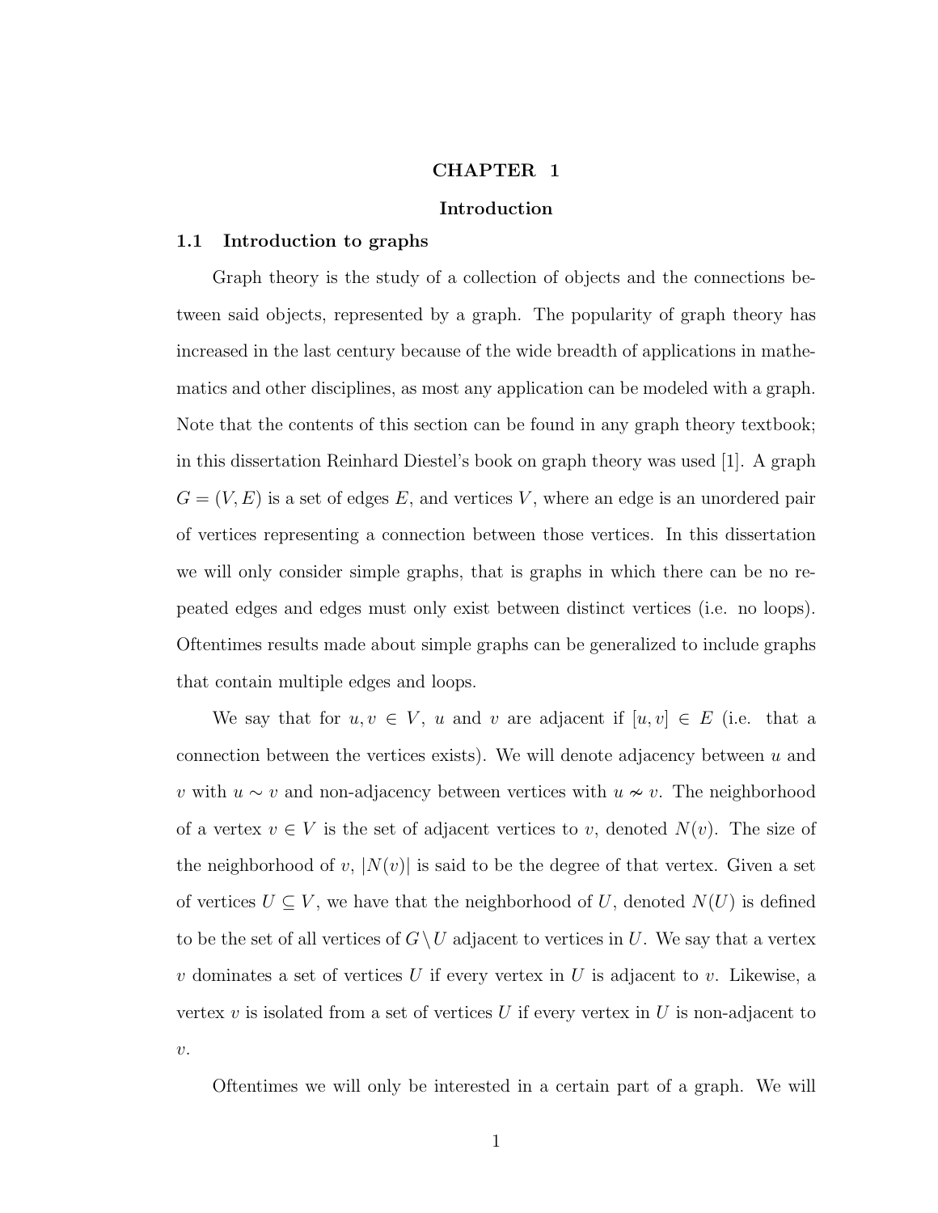# CHAPTER 1

# Introduction

## 1.1 Introduction to graphs

Graph theory is the study of a collection of objects and the connections between said objects, represented by a graph. The popularity of graph theory has increased in the last century because of the wide breadth of applications in mathematics and other disciplines, as most any application can be modeled with a graph. Note that the contents of this section can be found in any graph theory textbook; in this dissertation Reinhard Diestel's book on graph theory was used [1]. A graph $G = (V, E)$ is a set of edges $E$, and vertices $V$, where an edge is an unordered pair of vertices representing a connection between those vertices. In this dissertation we will only consider simple graphs, that is graphs in which there can be no repeated edges and edges must only exist between distinct vertices (i.e. no loops). Oftentimes results made about simple graphs can be generalized to include graphs that contain multiple edges and loops.

We say that for $u, v \in V$, $u$ and $v$ are adjacent if $[u, v] \in E$ (i.e. that a connection between the vertices exists). We will denote adjacency between $u$ and $v$ with $u \sim v$ and non-adjacency between vertices with $u \nsim v$. The neighborhood of a vertex $v \in V$ is the set of adjacent vertices to $v$, denoted $N(v)$. The size of the neighborhood of $v$, $|N(v)|$ is said to be the degree of that vertex. Given a set of vertices $U \subseteq V$, we have that the neighborhood of $U$, denoted $N(U)$ is defined to be the set of all vertices of $G \setminus U$ adjacent to vertices in $U$. We say that a vertex $v$ dominates a set of vertices $U$ if every vertex in $U$ is adjacent to $v$. Likewise, a vertex $v$ is isolated from a set of vertices $U$ if every vertex in $U$ is non-adjacent to $v$.

Oftentimes we will only be interested in a certain part of a graph. We will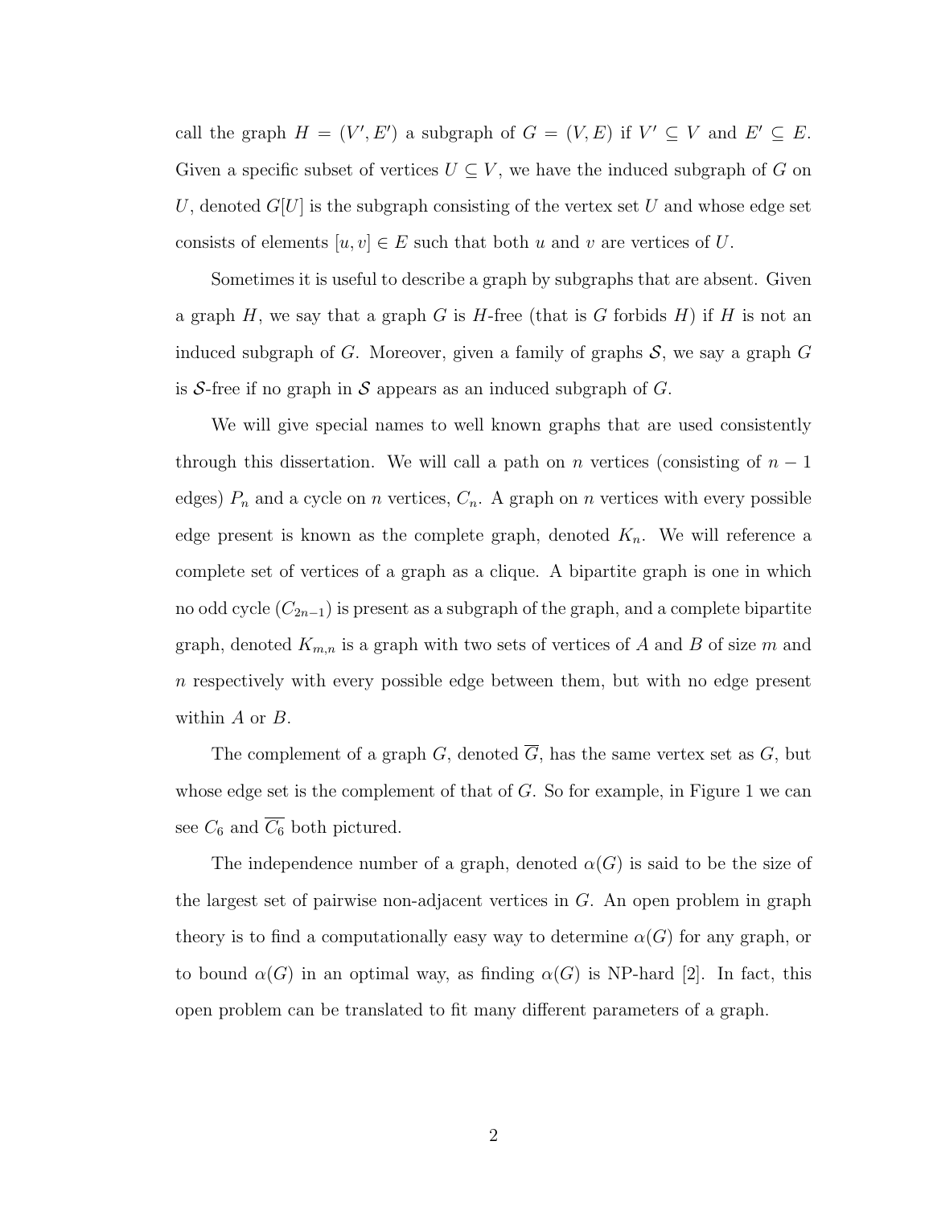call the graph $H = (V', E')$ a subgraph of $G = (V, E)$ if $V' \subseteq V$ and $E' \subseteq E$. Given a specific subset of vertices $U \subseteq V$, we have the induced subgraph of $G$ on $U$, denoted $G[U]$ is the subgraph consisting of the vertex set $U$ and whose edge set consists of elements $[u, v] \in E$ such that both $u$ and $v$ are vertices of $U$.

Sometimes it is useful to describe a graph by subgraphs that are absent. Given a graph $H$, we say that a graph $G$ is $H$-free (that is $G$ forbids $H$) if $H$ is not an induced subgraph of $G$. Moreover, given a family of graphs $\mathcal{S}$, we say a graph $G$ is $\mathcal{S}$-free if no graph in $\mathcal{S}$ appears as an induced subgraph of $G$.

We will give special names to well known graphs that are used consistently through this dissertation. We will call a path on $n$ vertices (consisting of $n-1$ edges) $P_n$ and a cycle on $n$ vertices, $C_n$. A graph on $n$ vertices with every possible edge present is known as the complete graph, denoted $K_n$. We will reference a complete set of vertices of a graph as a clique. A bipartite graph is one in which no odd cycle ($C_{2n-1}$) is present as a subgraph of the graph, and a complete bipartite graph, denoted $K_{m,n}$ is a graph with two sets of vertices of $A$ and $B$ of size $m$ and $n$ respectively with every possible edge between them, but with no edge present within $A$ or $B$.

The complement of a graph $G$, denoted $\overline{G}$, has the same vertex set as $G$, but whose edge set is the complement of that of $G$. So for example, in Figure 1 we can see $C_6$ and $\overline{C_6}$ both pictured.

The independence number of a graph, denoted $\alpha(G)$ is said to be the size of the largest set of pairwise non-adjacent vertices in $G$. An open problem in graph theory is to find a computationally easy way to determine $\alpha(G)$ for any graph, or to bound $\alpha(G)$ in an optimal way, as finding $\alpha(G)$ is NP-hard [2]. In fact, this open problem can be translated to fit many different parameters of a graph.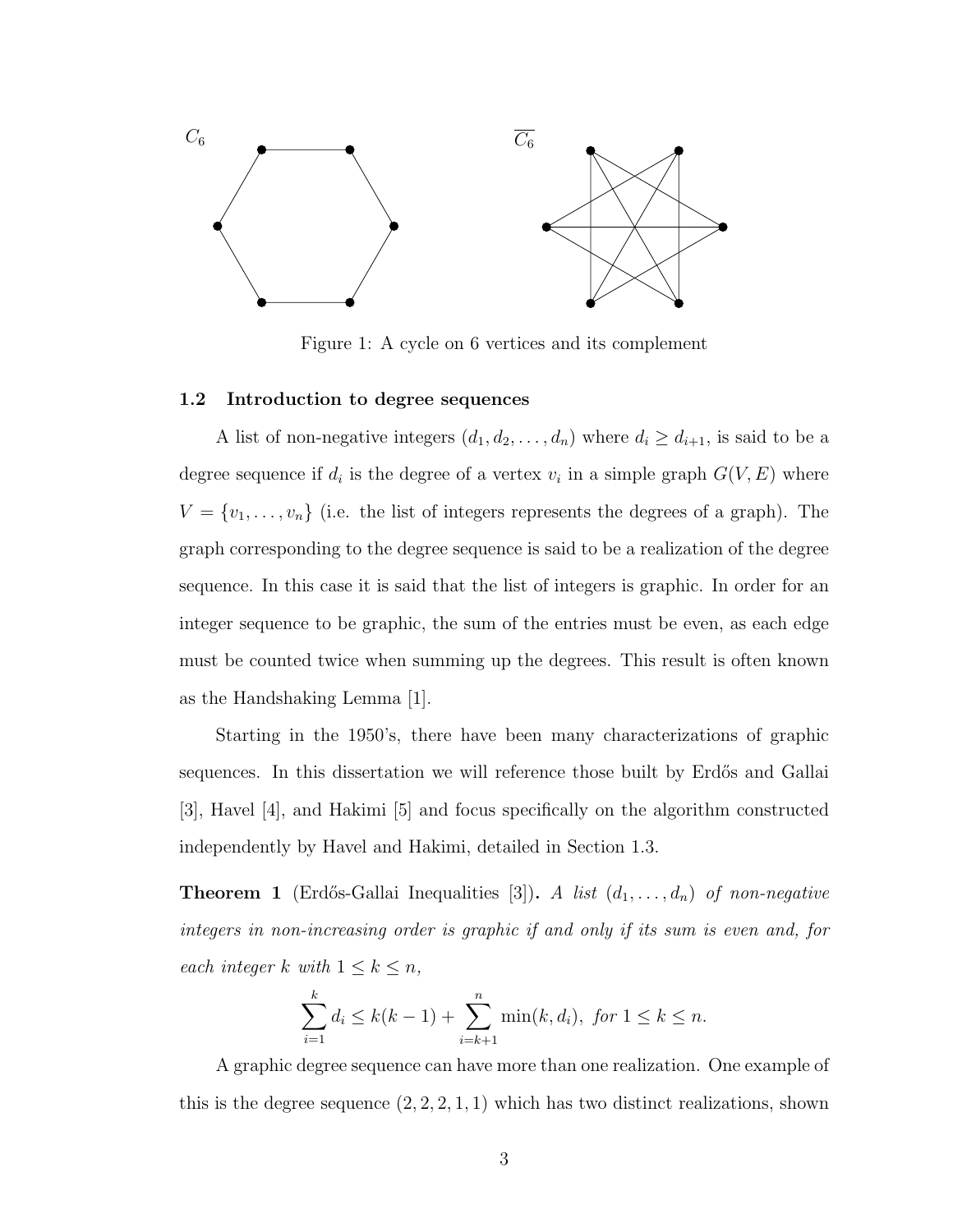Figure 1: A cycle on 6 vertices and its complement

### 1.2 Introduction to degree sequences

A list of non-negative integers $(d_1, d_2, \ldots, d_n)$ where $d_i \geq d_{i+1}$, is said to be a degree sequence if $d_i$ is the degree of a vertex $v_i$ in a simple graph $G(V, E)$ where $V = \{v_1, \ldots, v_n\}$ (i.e. the list of integers represents the degrees of a graph). The graph corresponding to the degree sequence is said to be a realization of the degree sequence. In this case it is said that the list of integers is graphic. In order for an integer sequence to be graphic, the sum of the entries must be even, as each edge must be counted twice when summing up the degrees. This result is often known as the Handshaking Lemma [1].

Starting in the 1950's, there have been many characterizations of graphic sequences. In this dissertation we will reference those built by Erdős and Gallai [3], Havel [4], and Hakimi [5] and focus specifically on the algorithm constructed independently by Havel and Hakimi, detailed in Section 1.3.

**Theorem 1** (Erdős-Gallai Inequalities [3])**.** *A list $(d_1, \ldots, d_n)$ of non-negative integers in non-increasing order is graphic if and only if its sum is even and, for each integer $k$ with $1 \leq k \leq n$,*

$$\sum_{i=1}^{k} d_i \leq k(k-1) + \sum_{i=k+1}^{n} \min(k, d_i), \text{ for } 1 \leq k \leq n.$$

A graphic degree sequence can have more than one realization. One example of this is the degree sequence $(2, 2, 2, 1, 1)$ which has two distinct realizations, shown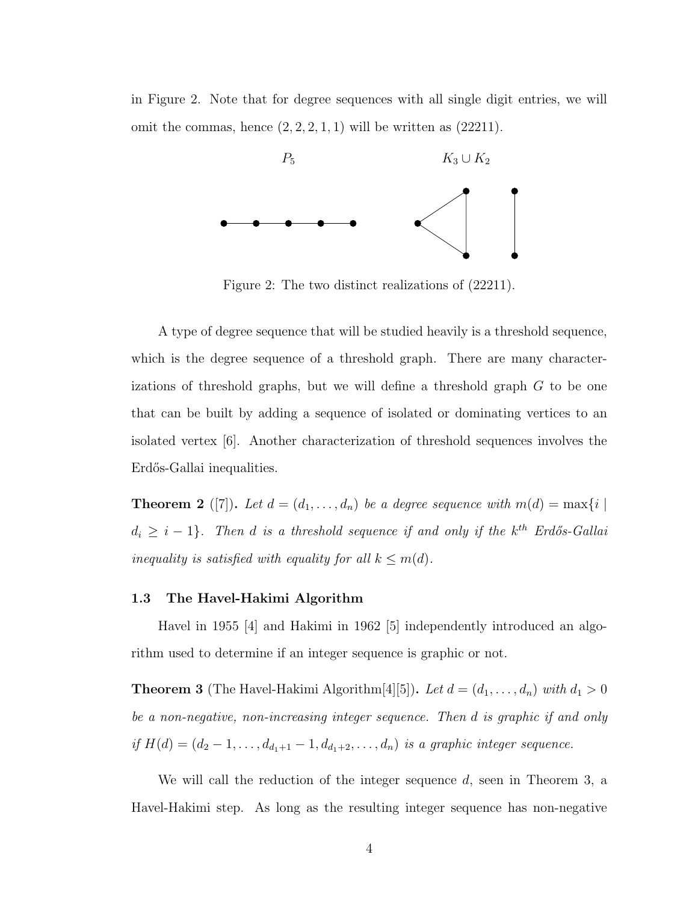in Figure 2. Note that for degree sequences with all single digit entries, we will omit the commas, hence $(2, 2, 2, 1, 1)$ will be written as $(22211)$.

$P_5$ $K_3 \cup K_2$

Figure 2: The two distinct realizations of (22211).

A type of degree sequence that will be studied heavily is a threshold sequence, which is the degree sequence of a threshold graph. There are many characterizations of threshold graphs, but we will define a threshold graph $G$ to be one that can be built by adding a sequence of isolated or dominating vertices to an isolated vertex [6]. Another characterization of threshold sequences involves the Erdős-Gallai inequalities.

**Theorem 2** ([7])**.** *Let $d = (d_1, \ldots, d_n)$ be a degree sequence with $m(d) = \max\{i \mid d_i \geq i - 1\}$. Then $d$ is a threshold sequence if and only if the $k^{th}$ Erdős-Gallai inequality is satisfied with equality for all $k \leq m(d)$.*

### 1.3 The Havel-Hakimi Algorithm

Havel in 1955 [4] and Hakimi in 1962 [5] independently introduced an algorithm used to determine if an integer sequence is graphic or not.

**Theorem 3** (The Havel-Hakimi Algorithm[4][5])**.** *Let $d = (d_1, \ldots, d_n)$ with $d_1 > 0$ be a non-negative, non-increasing integer sequence. Then $d$ is graphic if and only if $H(d) = (d_2 - 1, \ldots, d_{d_1+1} - 1, d_{d_1+2}, \ldots, d_n)$ is a graphic integer sequence.*

We will call the reduction of the integer sequence $d$, seen in Theorem 3, a Havel-Hakimi step. As long as the resulting integer sequence has non-negative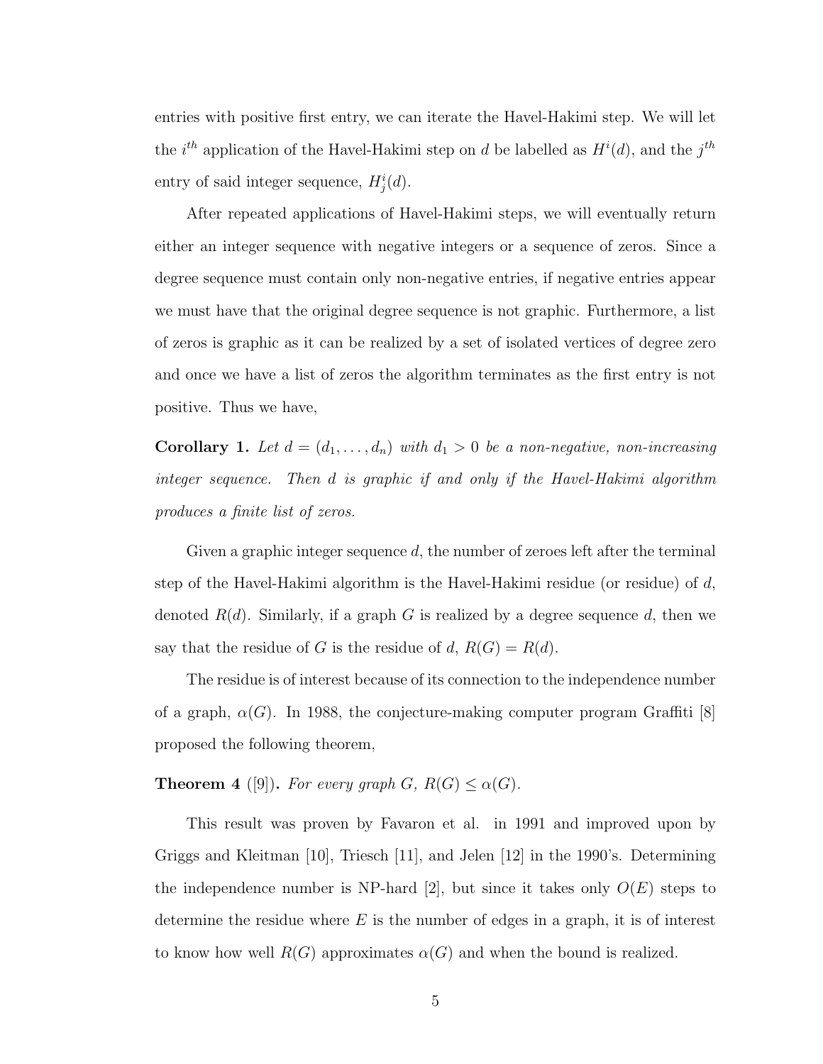entries with positive first entry, we can iterate the Havel-Hakimi step. We will let the $i^{th}$ application of the Havel-Hakimi step on $d$ be labelled as $H^i(d)$, and the $j^{th}$ entry of said integer sequence, $H^i_j(d)$.

After repeated applications of Havel-Hakimi steps, we will eventually return either an integer sequence with negative integers or a sequence of zeros. Since a degree sequence must contain only non-negative entries, if negative entries appear we must have that the original degree sequence is not graphic. Furthermore, a list of zeros is graphic as it can be realized by a set of isolated vertices of degree zero and once we have a list of zeros the algorithm terminates as the first entry is not positive. Thus we have,

**Corollary 1.** *Let $d = (d_1, \ldots, d_n)$ with $d_1 > 0$ be a non-negative, non-increasing integer sequence. Then $d$ is graphic if and only if the Havel-Hakimi algorithm produces a finite list of zeros.*

Given a graphic integer sequence $d$, the number of zeroes left after the terminal step of the Havel-Hakimi algorithm is the Havel-Hakimi residue (or residue) of $d$, denoted $R(d)$. Similarly, if a graph $G$ is realized by a degree sequence $d$, then we say that the residue of $G$ is the residue of $d$, $R(G) = R(d)$.

The residue is of interest because of its connection to the independence number of a graph, $\alpha(G)$. In 1988, the conjecture-making computer program Graffiti [8] proposed the following theorem,

**Theorem 4** ([9])**.** *For every graph $G$, $R(G) \leq \alpha(G)$.*

This result was proven by Favaron et al. in 1991 and improved upon by Griggs and Kleitman [10], Triesch [11], and Jelen [12] in the 1990's. Determining the independence number is NP-hard [2], but since it takes only $O(E)$ steps to determine the residue where $E$ is the number of edges in a graph, it is of interest to know how well $R(G)$ approximates $\alpha(G)$ and when the bound is realized.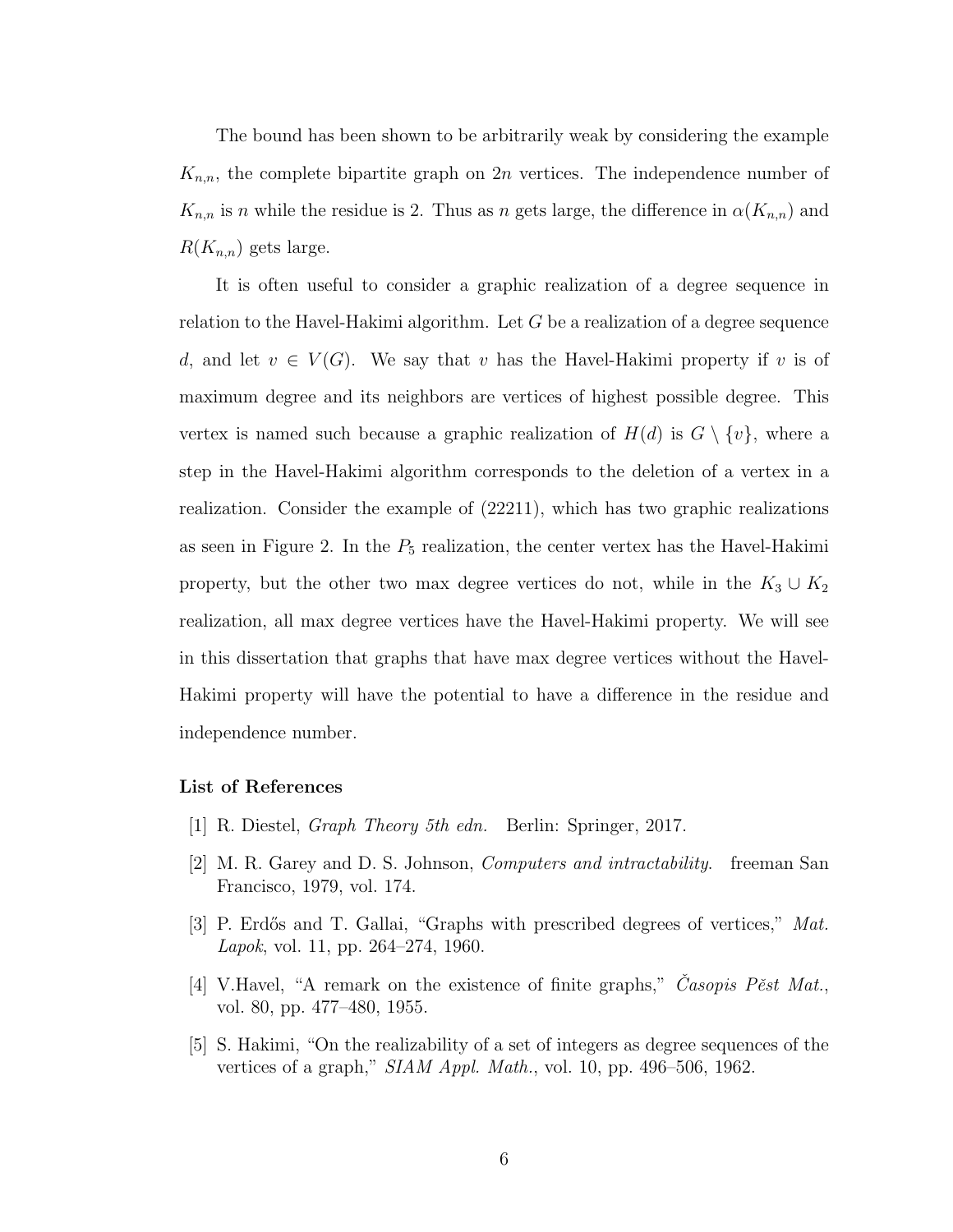The bound has been shown to be arbitrarily weak by considering the example $K_{n,n}$, the complete bipartite graph on $2n$ vertices. The independence number of $K_{n,n}$ is $n$ while the residue is 2. Thus as $n$ gets large, the difference in $\alpha(K_{n,n})$ and $R(K_{n,n})$ gets large.

It is often useful to consider a graphic realization of a degree sequence in relation to the Havel-Hakimi algorithm. Let $G$ be a realization of a degree sequence $d$, and let $v \in V(G)$. We say that $v$ has the Havel-Hakimi property if $v$ is of maximum degree and its neighbors are vertices of highest possible degree. This vertex is named such because a graphic realization of $H(d)$ is $G \setminus \{v\}$, where a step in the Havel-Hakimi algorithm corresponds to the deletion of a vertex in a realization. Consider the example of (22211), which has two graphic realizations as seen in Figure 2. In the $P_5$ realization, the center vertex has the Havel-Hakimi property, but the other two max degree vertices do not, while in the $K_3 \cup K_2$ realization, all max degree vertices have the Havel-Hakimi property. We will see in this dissertation that graphs that have max degree vertices without the Havel-Hakimi property will have the potential to have a difference in the residue and independence number.

### List of References

[1] R. Diestel, *Graph Theory 5th edn.* Berlin: Springer, 2017.

[2] M. R. Garey and D. S. Johnson, *Computers and intractability.* freeman San Francisco, 1979, vol. 174.

[3] P. Erdős and T. Gallai, “Graphs with prescribed degrees of vertices,” *Mat. Lapok*, vol. 11, pp. 264–274, 1960.

[4] V.Havel, “A remark on the existence of finite graphs,” *Časopis Pěst Mat.*, vol. 80, pp. 477–480, 1955.

[5] S. Hakimi, “On the realizability of a set of integers as degree sequences of the vertices of a graph,” *SIAM Appl. Math.*, vol. 10, pp. 496–506, 1962.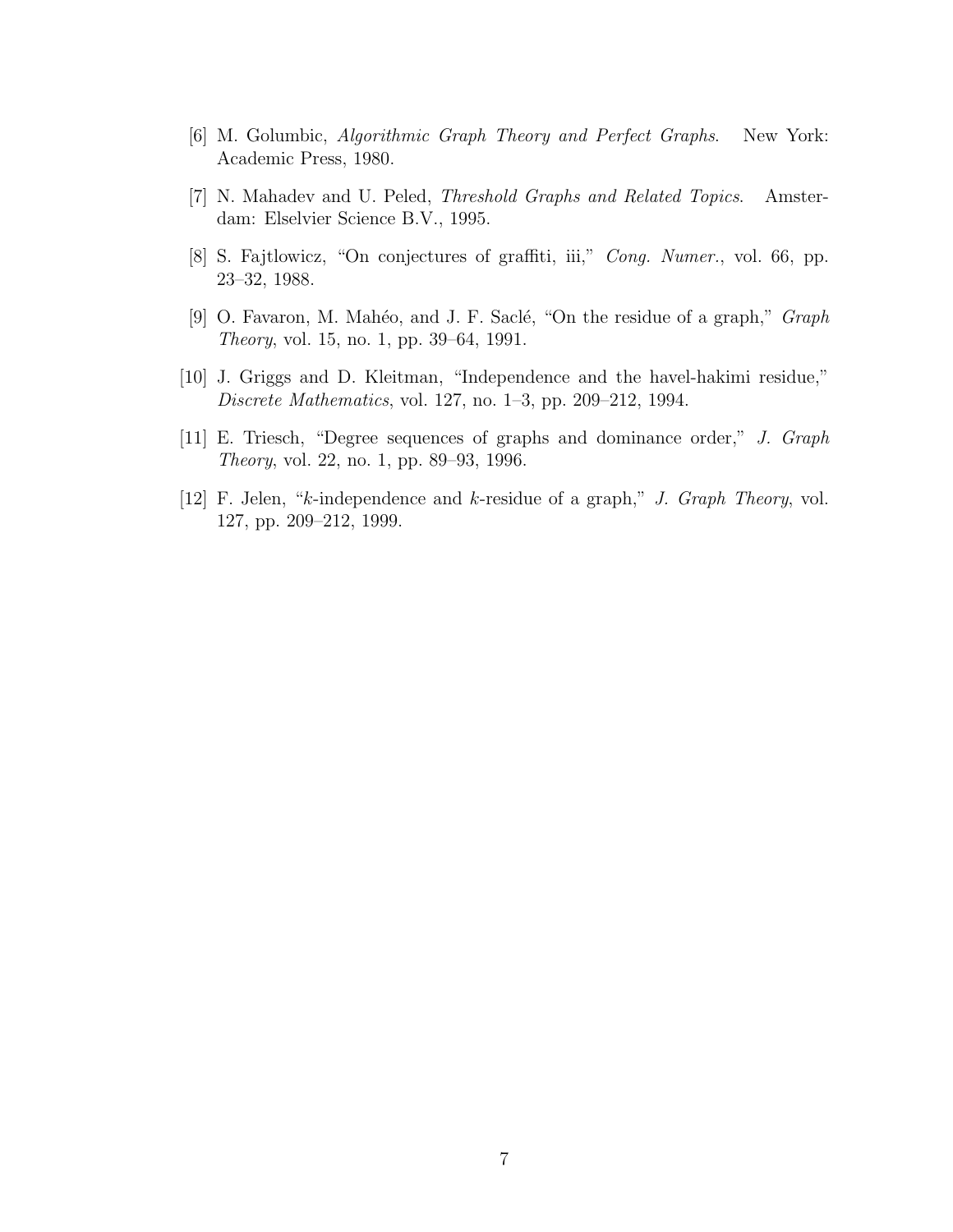[6] M. Golumbic, *Algorithmic Graph Theory and Perfect Graphs*. New York: Academic Press, 1980.

[7] N. Mahadev and U. Peled, *Threshold Graphs and Related Topics*. Amsterdam: Elselvier Science B.V., 1995.

[8] S. Fajtlowicz, "On conjectures of graffiti, iii," *Cong. Numer.*, vol. 66, pp. 23–32, 1988.

[9] O. Favaron, M. Mahéo, and J. F. Saclé, "On the residue of a graph," *Graph Theory*, vol. 15, no. 1, pp. 39–64, 1991.

[10] J. Griggs and D. Kleitman, "Independence and the havel-hakimi residue," *Discrete Mathematics*, vol. 127, no. 1–3, pp. 209–212, 1994.

[11] E. Triesch, "Degree sequences of graphs and dominance order," *J. Graph Theory*, vol. 22, no. 1, pp. 89–93, 1996.

[12] F. Jelen, "$k$-independence and $k$-residue of a graph," *J. Graph Theory*, vol. 127, pp. 209–212, 1999.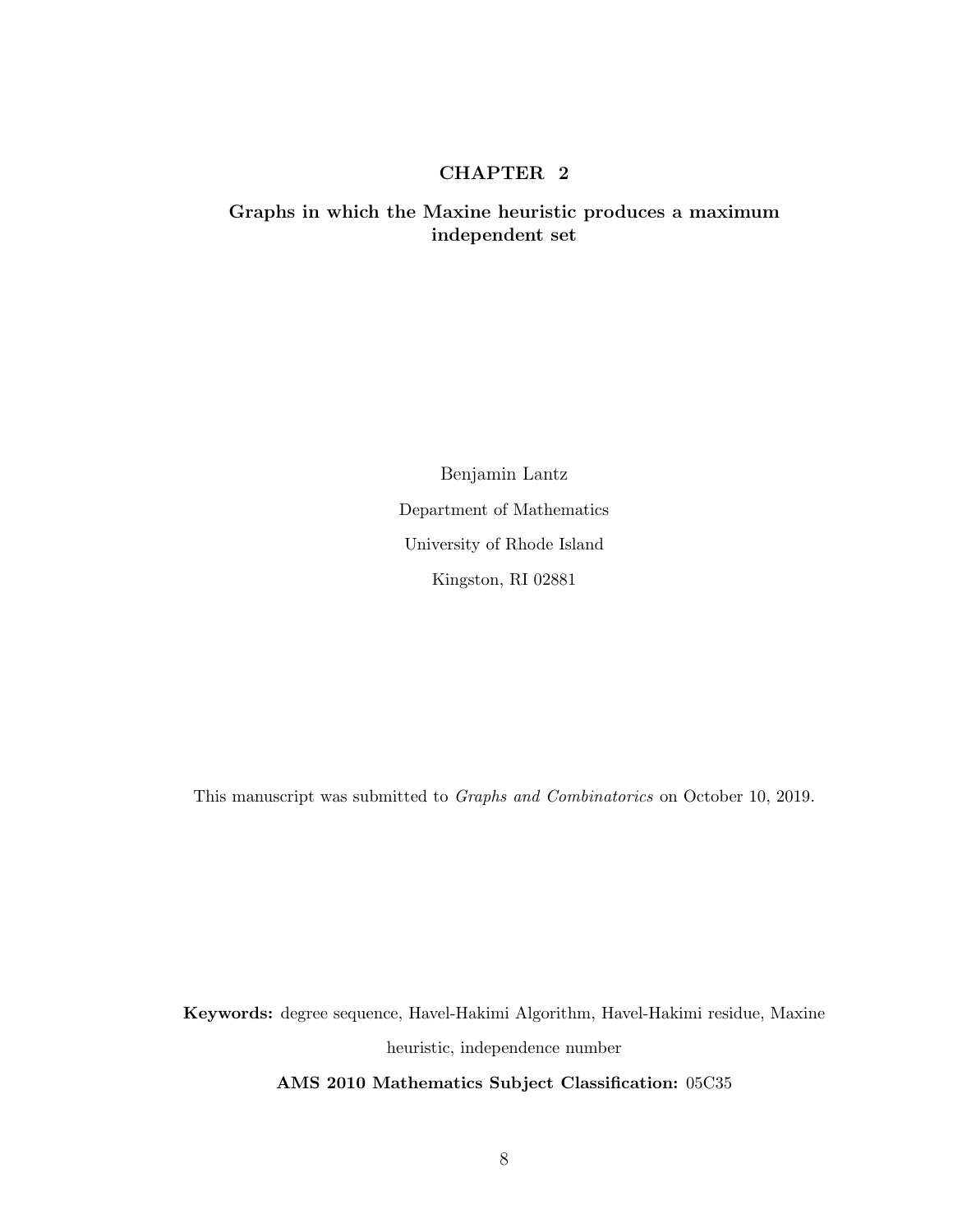# CHAPTER 2

## Graphs in which the Maxine heuristic produces a maximum independent set

Benjamin Lantz

Department of Mathematics

University of Rhode Island

Kingston, RI 02881

This manuscript was submitted to *Graphs and Combinatorics* on October 10, 2019.

**Keywords:** degree sequence, Havel-Hakimi Algorithm, Havel-Hakimi residue, Maxine heuristic, independence number

**AMS 2010 Mathematics Subject Classification:** 05C35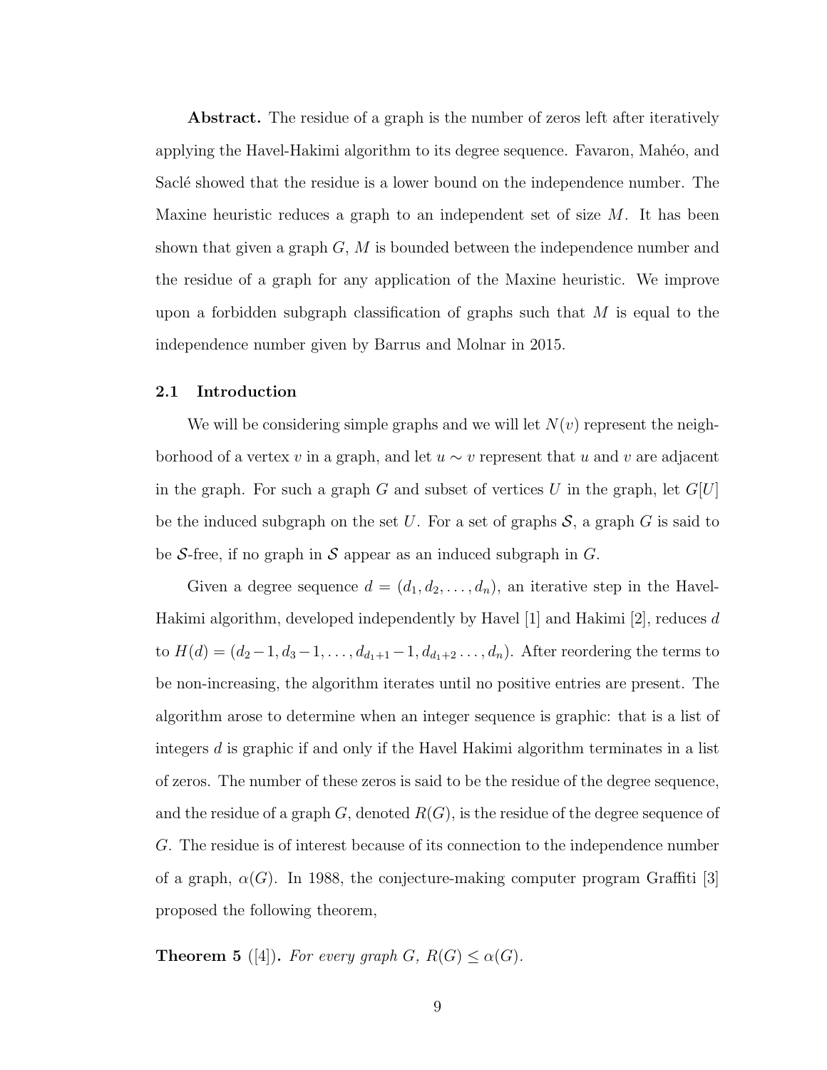**Abstract.** The residue of a graph is the number of zeros left after iteratively applying the Havel-Hakimi algorithm to its degree sequence. Favaron, Mahéo, and Saclé showed that the residue is a lower bound on the independence number. The Maxine heuristic reduces a graph to an independent set of size $M$. It has been shown that given a graph $G$, $M$ is bounded between the independence number and the residue of a graph for any application of the Maxine heuristic. We improve upon a forbidden subgraph classification of graphs such that $M$ is equal to the independence number given by Barrus and Molnar in 2015.

### 2.1 Introduction

We will be considering simple graphs and we will let $N(v)$ represent the neighborhood of a vertex $v$ in a graph, and let $u \sim v$ represent that $u$ and $v$ are adjacent in the graph. For such a graph $G$ and subset of vertices $U$ in the graph, let $G[U]$ be the induced subgraph on the set $U$. For a set of graphs $\mathcal{S}$, a graph $G$ is said to be $\mathcal{S}$-free, if no graph in $\mathcal{S}$ appear as an induced subgraph in $G$.

Given a degree sequence $d = (d_1, d_2, \ldots, d_n)$, an iterative step in the Havel-Hakimi algorithm, developed independently by Havel [1] and Hakimi [2], reduces $d$ to $H(d) = (d_2 - 1, d_3 - 1, \ldots, d_{d_1+1} - 1, d_{d_1+2} \ldots, d_n)$. After reordering the terms to be non-increasing, the algorithm iterates until no positive entries are present. The algorithm arose to determine when an integer sequence is graphic: that is a list of integers $d$ is graphic if and only if the Havel Hakimi algorithm terminates in a list of zeros. The number of these zeros is said to be the residue of the degree sequence, and the residue of a graph $G$, denoted $R(G)$, is the residue of the degree sequence of $G$. The residue is of interest because of its connection to the independence number of a graph, $\alpha(G)$. In 1988, the conjecture-making computer program Graffiti [3] proposed the following theorem,

**Theorem 5** ([4])**.** *For every graph $G$, $R(G) \leq \alpha(G)$.*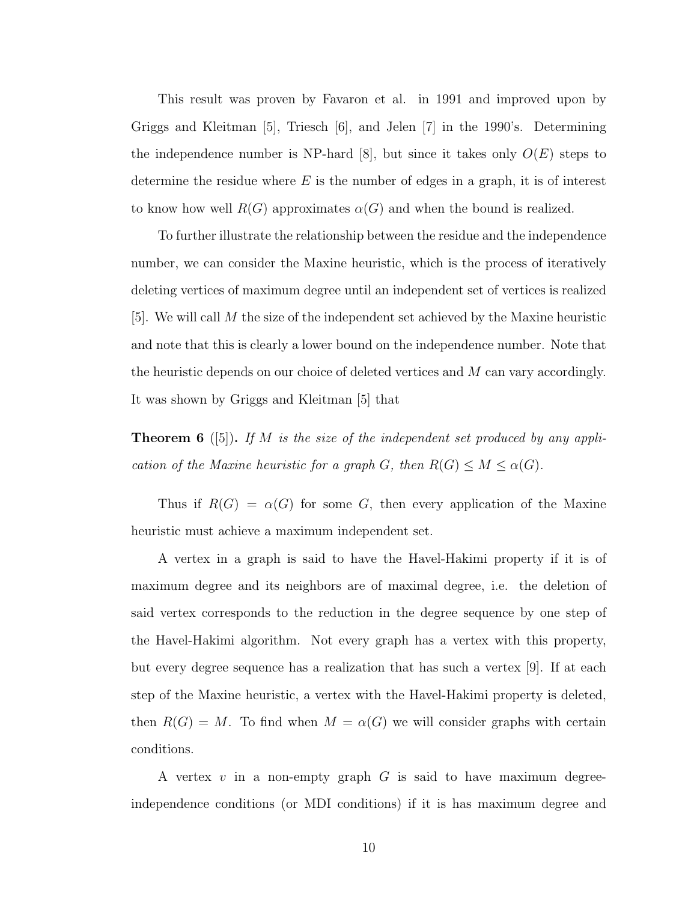This result was proven by Favaron et al. in 1991 and improved upon by Griggs and Kleitman [5], Triesch [6], and Jelen [7] in the 1990's. Determining the independence number is NP-hard [8], but since it takes only $O(E)$ steps to determine the residue where $E$ is the number of edges in a graph, it is of interest to know how well $R(G)$ approximates $\alpha(G)$ and when the bound is realized.

To further illustrate the relationship between the residue and the independence number, we can consider the Maxine heuristic, which is the process of iteratively deleting vertices of maximum degree until an independent set of vertices is realized [5]. We will call $M$ the size of the independent set achieved by the Maxine heuristic and note that this is clearly a lower bound on the independence number. Note that the heuristic depends on our choice of deleted vertices and $M$ can vary accordingly. It was shown by Griggs and Kleitman [5] that

**Theorem 6** ([5])**.** *If $M$ is the size of the independent set produced by any application of the Maxine heuristic for a graph $G$, then $R(G) \leq M \leq \alpha(G)$.*

Thus if $R(G) = \alpha(G)$ for some $G$, then every application of the Maxine heuristic must achieve a maximum independent set.

A vertex in a graph is said to have the Havel-Hakimi property if it is of maximum degree and its neighbors are of maximal degree, i.e. the deletion of said vertex corresponds to the reduction in the degree sequence by one step of the Havel-Hakimi algorithm. Not every graph has a vertex with this property, but every degree sequence has a realization that has such a vertex [9]. If at each step of the Maxine heuristic, a vertex with the Havel-Hakimi property is deleted, then $R(G) = M$. To find when $M = \alpha(G)$ we will consider graphs with certain conditions.

A vertex $v$ in a non-empty graph $G$ is said to have maximum degree-independence conditions (or MDI conditions) if it is has maximum degree and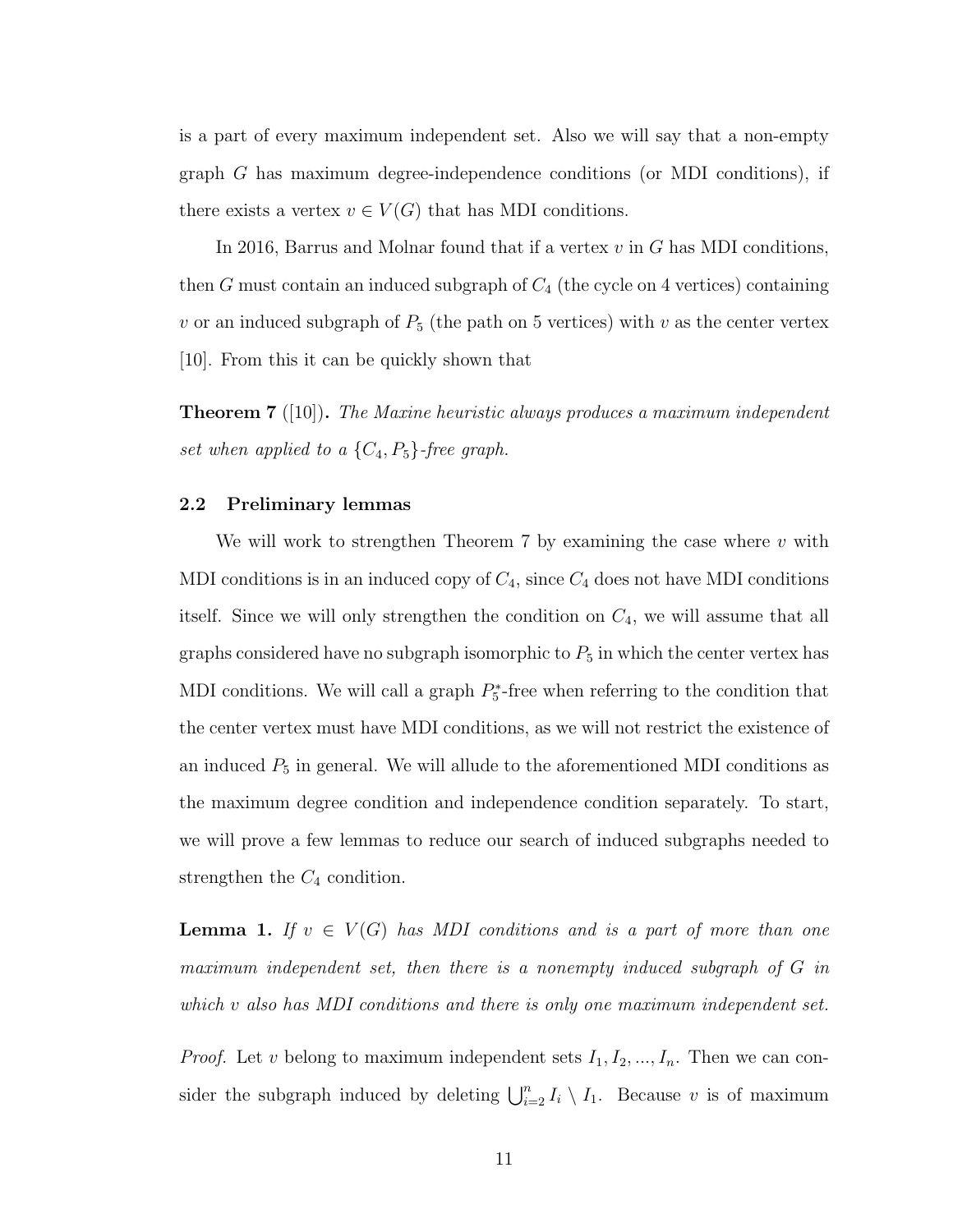is a part of every maximum independent set. Also we will say that a non-empty graph $G$ has maximum degree-independence conditions (or MDI conditions), if there exists a vertex $v \in V(G)$ that has MDI conditions.

In 2016, Barrus and Molnar found that if a vertex $v$ in $G$ has MDI conditions, then $G$ must contain an induced subgraph of $C_4$ (the cycle on 4 vertices) containing $v$ or an induced subgraph of $P_5$ (the path on 5 vertices) with $v$ as the center vertex [10]. From this it can be quickly shown that

**Theorem 7** ([10])**.** *The Maxine heuristic always produces a maximum independent set when applied to a $\{C_4, P_5\}$-free graph.*

## 2.2 Preliminary lemmas

We will work to strengthen Theorem 7 by examining the case where $v$ with MDI conditions is in an induced copy of $C_4$, since $C_4$ does not have MDI conditions itself. Since we will only strengthen the condition on $C_4$, we will assume that all graphs considered have no subgraph isomorphic to $P_5$ in which the center vertex has MDI conditions. We will call a graph $P_5^*$-free when referring to the condition that the center vertex must have MDI conditions, as we will not restrict the existence of an induced $P_5$ in general. We will allude to the aforementioned MDI conditions as the maximum degree condition and independence condition separately. To start, we will prove a few lemmas to reduce our search of induced subgraphs needed to strengthen the $C_4$ condition.

**Lemma 1.** *If $v \in V(G)$ has MDI conditions and is a part of more than one maximum independent set, then there is a nonempty induced subgraph of $G$ in which $v$ also has MDI conditions and there is only one maximum independent set.*

*Proof.* Let $v$ belong to maximum independent sets $I_1, I_2, ..., I_n$. Then we can consider the subgraph induced by deleting $\bigcup_{i=2}^{n} I_i \setminus I_1$. Because $v$ is of maximum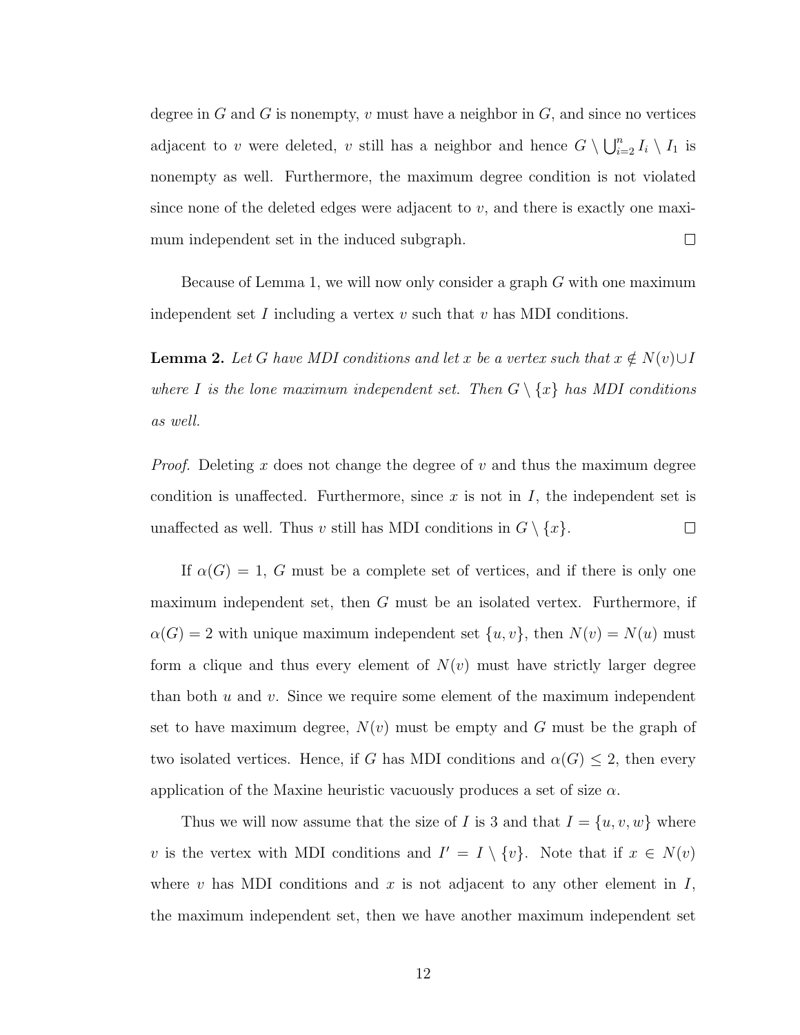degree in $G$ and $G$ is nonempty, $v$ must have a neighbor in $G$, and since no vertices adjacent to $v$ were deleted, $v$ still has a neighbor and hence $G \setminus \bigcup_{i=2}^{n} I_i \setminus I_1$ is nonempty as well. Furthermore, the maximum degree condition is not violated since none of the deleted edges were adjacent to $v$, and there is exactly one maximum independent set in the induced subgraph. $\square$

Because of Lemma 1, we will now only consider a graph $G$ with one maximum independent set $I$ including a vertex $v$ such that $v$ has MDI conditions.

**Lemma 2.** *Let $G$ have MDI conditions and let $x$ be a vertex such that $x \notin N(v) \cup I$ where $I$ is the lone maximum independent set. Then $G \setminus \{x\}$ has MDI conditions as well.*

*Proof.* Deleting $x$ does not change the degree of $v$ and thus the maximum degree condition is unaffected. Furthermore, since $x$ is not in $I$, the independent set is unaffected as well. Thus $v$ still has MDI conditions in $G \setminus \{x\}$. $\square$

If $\alpha(G) = 1$, $G$ must be a complete set of vertices, and if there is only one maximum independent set, then $G$ must be an isolated vertex. Furthermore, if $\alpha(G) = 2$ with unique maximum independent set $\{u, v\}$, then $N(v) = N(u)$ must form a clique and thus every element of $N(v)$ must have strictly larger degree than both $u$ and $v$. Since we require some element of the maximum independent set to have maximum degree, $N(v)$ must be empty and $G$ must be the graph of two isolated vertices. Hence, if $G$ has MDI conditions and $\alpha(G) \leq 2$, then every application of the Maxine heuristic vacuously produces a set of size $\alpha$.

Thus we will now assume that the size of $I$ is 3 and that $I = \{u, v, w\}$ where $v$ is the vertex with MDI conditions and $I' = I \setminus \{v\}$. Note that if $x \in N(v)$ where $v$ has MDI conditions and $x$ is not adjacent to any other element in $I$, the maximum independent set, then we have another maximum independent set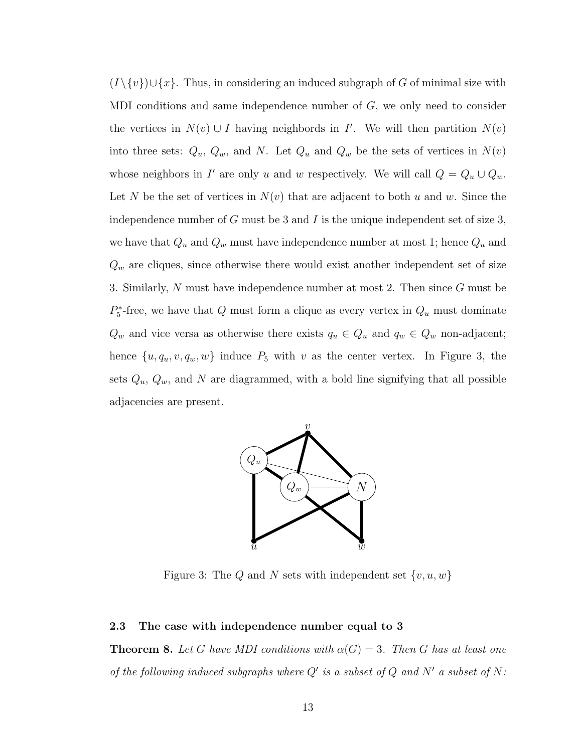$(I \setminus \{v\}) \cup \{x\}$. Thus, in considering an induced subgraph of $G$ of minimal size with MDI conditions and same independence number of $G$, we only need to consider the vertices in $N(v) \cup I$ having neighbors in $I'$. We will then partition $N(v)$ into three sets: $Q_u$, $Q_w$, and $N$. Let $Q_u$ and $Q_w$ be the sets of vertices in $N(v)$ whose neighbors in $I'$ are only $u$ and $w$ respectively. We will call $Q = Q_u \cup Q_w$. Let $N$ be the set of vertices in $N(v)$ that are adjacent to both $u$ and $w$. Since the independence number of $G$ must be 3 and $I$ is the unique independent set of size 3, we have that $Q_u$ and $Q_w$ must have independence number at most 1; hence $Q_u$ and $Q_w$ are cliques, since otherwise there would exist another independent set of size 3. Similarly, $N$ must have independence number at most 2. Then since $G$ must be $P_5^*$-free, we have that $Q$ must form a clique as every vertex in $Q_u$ must dominate $Q_w$ and vice versa as otherwise there exists $q_u \in Q_u$ and $q_w \in Q_w$ non-adjacent; hence $\{u, q_u, v, q_w, w\}$ induce $P_5$ with $v$ as the center vertex. In Figure 3, the sets $Q_u$, $Q_w$, and $N$ are diagrammed, with a bold line signifying that all possible adjacencies are present.

Figure 3: The $Q$ and $N$ sets with independent set $\{v, u, w\}$

### 2.3 The case with independence number equal to 3

**Theorem 8.** *Let $G$ have MDI conditions with $\alpha(G) = 3$. Then $G$ has at least one of the following induced subgraphs where $Q'$ is a subset of $Q$ and $N'$ a subset of $N$:*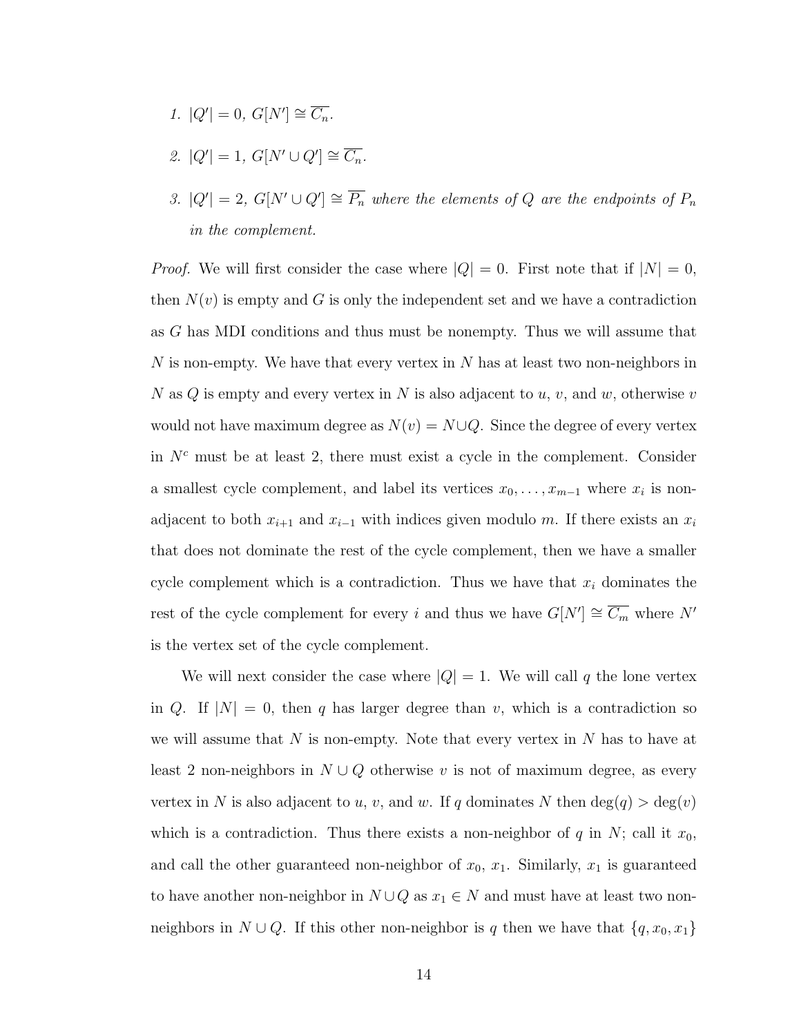1. $|Q'| = 0$, $G[N'] \cong \overline{C_n}$.

2. $|Q'| = 1$, $G[N' \cup Q'] \cong \overline{C_n}$.

3. $|Q'| = 2$, $G[N' \cup Q'] \cong \overline{P_n}$ *where the elements of $Q$ are the endpoints of $P_n$ in the complement.*

*Proof.* We will first consider the case where $|Q| = 0$. First note that if $|N| = 0$, then $N(v)$ is empty and $G$ is only the independent set and we have a contradiction as $G$ has MDI conditions and thus must be nonempty. Thus we will assume that $N$ is non-empty. We have that every vertex in $N$ has at least two non-neighbors in $N$ as $Q$ is empty and every vertex in $N$ is also adjacent to $u$, $v$, and $w$, otherwise $v$ would not have maximum degree as $N(v) = N \cup Q$. Since the degree of every vertex in $N^c$ must be at least 2, there must exist a cycle in the complement. Consider a smallest cycle complement, and label its vertices $x_0, \ldots, x_{m-1}$ where $x_i$ is non-adjacent to both $x_{i+1}$ and $x_{i-1}$ with indices given modulo $m$. If there exists an $x_i$ that does not dominate the rest of the cycle complement, then we have a smaller cycle complement which is a contradiction. Thus we have that $x_i$ dominates the rest of the cycle complement for every $i$ and thus we have $G[N'] \cong \overline{C_m}$ where $N'$ is the vertex set of the cycle complement.

We will next consider the case where $|Q| = 1$. We will call $q$ the lone vertex in $Q$. If $|N| = 0$, then $q$ has larger degree than $v$, which is a contradiction so we will assume that $N$ is non-empty. Note that every vertex in $N$ has to have at least 2 non-neighbors in $N \cup Q$ otherwise $v$ is not of maximum degree, as every vertex in $N$ is also adjacent to $u$, $v$, and $w$. If $q$ dominates $N$ then $\deg(q) > \deg(v)$ which is a contradiction. Thus there exists a non-neighbor of $q$ in $N$; call it $x_0$, and call the other guaranteed non-neighbor of $x_0$, $x_1$. Similarly, $x_1$ is guaranteed to have another non-neighbor in $N \cup Q$ as $x_1 \in N$ and must have at least two non-neighbors in $N \cup Q$. If this other non-neighbor is $q$ then we have that $\{q, x_0, x_1\}$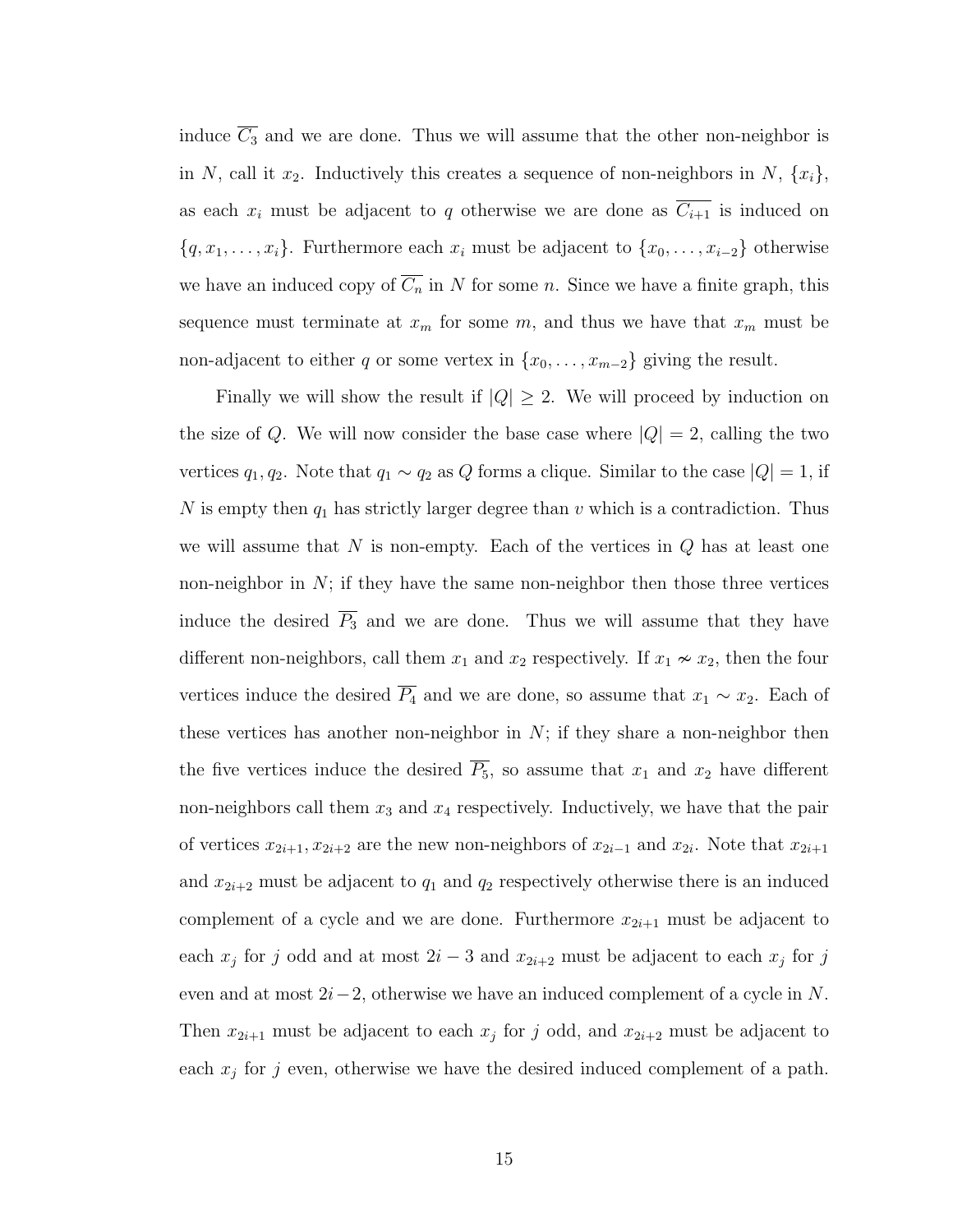induce $\overline{C_3}$ and we are done. Thus we will assume that the other non-neighbor is in $N$, call it $x_2$. Inductively this creates a sequence of non-neighbors in $N$, $\{x_i\}$, as each $x_i$ must be adjacent to $q$ otherwise we are done as $\overline{C_{i+1}}$ is induced on $\{q, x_1, \ldots, x_i\}$. Furthermore each $x_i$ must be adjacent to $\{x_0, \ldots, x_{i-2}\}$ otherwise we have an induced copy of $\overline{C_n}$ in $N$ for some $n$. Since we have a finite graph, this sequence must terminate at $x_m$ for some $m$, and thus we have that $x_m$ must be non-adjacent to either $q$ or some vertex in $\{x_0, \ldots, x_{m-2}\}$ giving the result.

Finally we will show the result if $|Q| \geq 2$. We will proceed by induction on the size of $Q$. We will now consider the base case where $|Q| = 2$, calling the two vertices $q_1, q_2$. Note that $q_1 \sim q_2$ as $Q$ forms a clique. Similar to the case $|Q| = 1$, if $N$ is empty then $q_1$ has strictly larger degree than $v$ which is a contradiction. Thus we will assume that $N$ is non-empty. Each of the vertices in $Q$ has at least one non-neighbor in $N$; if they have the same non-neighbor then those three vertices induce the desired $\overline{P_3}$ and we are done. Thus we will assume that they have different non-neighbors, call them $x_1$ and $x_2$ respectively. If $x_1 \nsim x_2$, then the four vertices induce the desired $\overline{P_4}$ and we are done, so assume that $x_1 \sim x_2$. Each of these vertices has another non-neighbor in $N$; if they share a non-neighbor then the five vertices induce the desired $\overline{P_5}$, so assume that $x_1$ and $x_2$ have different non-neighbors call them $x_3$ and $x_4$ respectively. Inductively, we have that the pair of vertices $x_{2i+1}, x_{2i+2}$ are the new non-neighbors of $x_{2i-1}$ and $x_{2i}$. Note that $x_{2i+1}$ and $x_{2i+2}$ must be adjacent to $q_1$ and $q_2$ respectively otherwise there is an induced complement of a cycle and we are done. Furthermore $x_{2i+1}$ must be adjacent to each $x_j$ for $j$ odd and at most $2i-3$ and $x_{2i+2}$ must be adjacent to each $x_j$ for $j$ even and at most $2i-2$, otherwise we have an induced complement of a cycle in $N$. Then $x_{2i+1}$ must be adjacent to each $x_j$ for $j$ odd, and $x_{2i+2}$ must be adjacent to each $x_j$ for $j$ even, otherwise we have the desired induced complement of a path.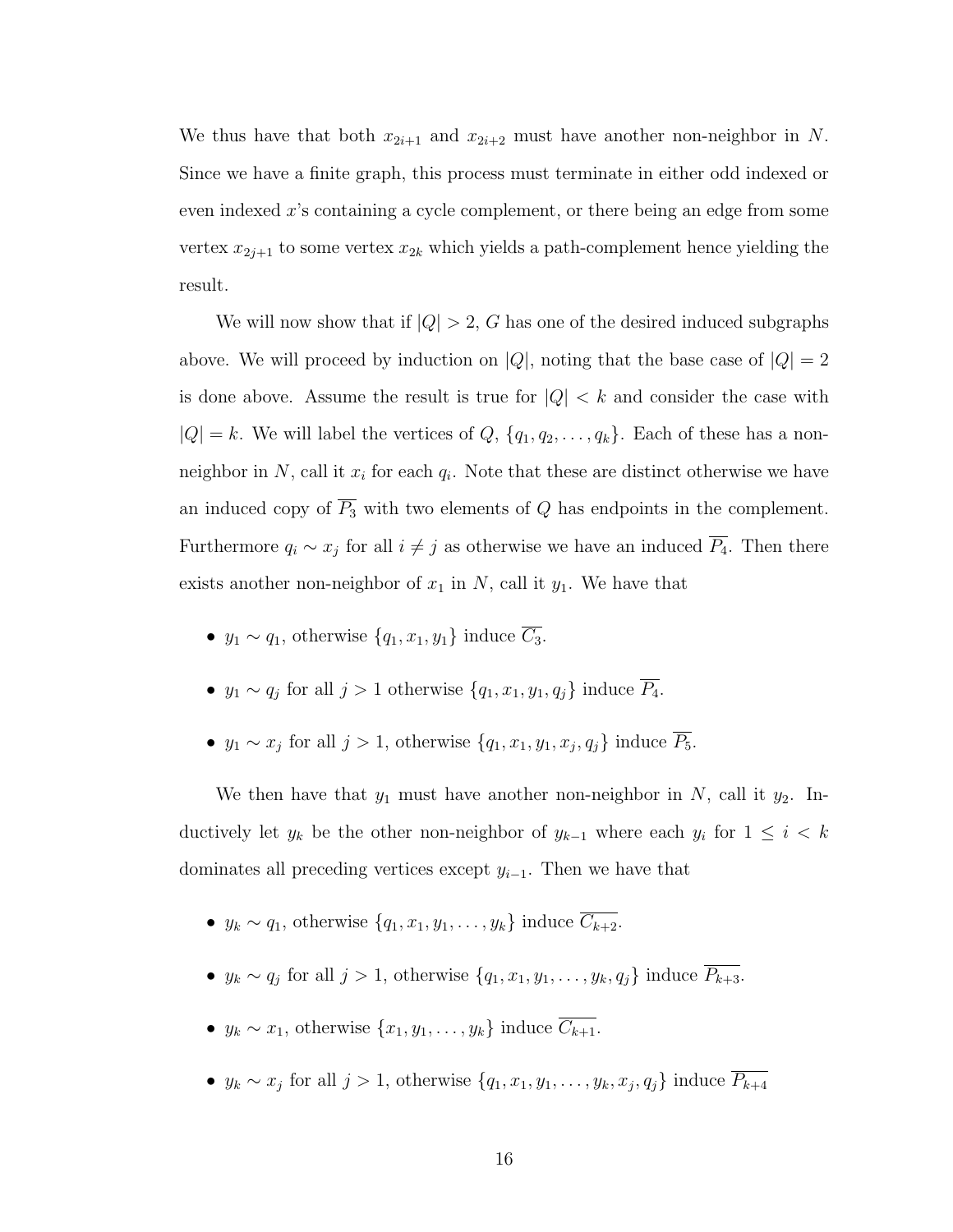We thus have that both $x_{2i+1}$ and $x_{2i+2}$ must have another non-neighbor in $N$. Since we have a finite graph, this process must terminate in either odd indexed or even indexed $x$'s containing a cycle complement, or there being an edge from some vertex $x_{2j+1}$ to some vertex $x_{2k}$ which yields a path-complement hence yielding the result.

We will now show that if $|Q| > 2$, $G$ has one of the desired induced subgraphs above. We will proceed by induction on $|Q|$, noting that the base case of $|Q| = 2$ is done above. Assume the result is true for $|Q| < k$ and consider the case with $|Q| = k$. We will label the vertices of $Q$, $\{q_1, q_2, \ldots, q_k\}$. Each of these has a non-neighbor in $N$, call it $x_i$ for each $q_i$. Note that these are distinct otherwise we have an induced copy of $\overline{P_3}$ with two elements of $Q$ has endpoints in the complement. Furthermore $q_i \sim x_j$ for all $i \neq j$ as otherwise we have an induced $\overline{P_4}$. Then there exists another non-neighbor of $x_1$ in $N$, call it $y_1$. We have that

- $y_1 \sim q_1$, otherwise $\{q_1, x_1, y_1\}$ induce $\overline{C_3}$.
- $y_1 \sim q_j$ for all $j > 1$ otherwise $\{q_1, x_1, y_1, q_j\}$ induce $\overline{P_4}$.
- $y_1 \sim x_j$ for all $j > 1$, otherwise $\{q_1, x_1, y_1, x_j, q_j\}$ induce $\overline{P_5}$.

We then have that $y_1$ must have another non-neighbor in $N$, call it $y_2$. Inductively let $y_k$ be the other non-neighbor of $y_{k-1}$ where each $y_i$ for $1 \leq i < k$ dominates all preceding vertices except $y_{i-1}$. Then we have that

- $y_k \sim q_1$, otherwise $\{q_1, x_1, y_1, \ldots, y_k\}$ induce $\overline{C_{k+2}}$.
- $y_k \sim q_j$ for all $j > 1$, otherwise $\{q_1, x_1, y_1, \ldots, y_k, q_j\}$ induce $\overline{P_{k+3}}$.
- $y_k \sim x_1$, otherwise $\{x_1, y_1, \ldots, y_k\}$ induce $\overline{C_{k+1}}$.
- $y_k \sim x_j$ for all $j > 1$, otherwise $\{q_1, x_1, y_1, \ldots, y_k, x_j, q_j\}$ induce $\overline{P_{k+4}}$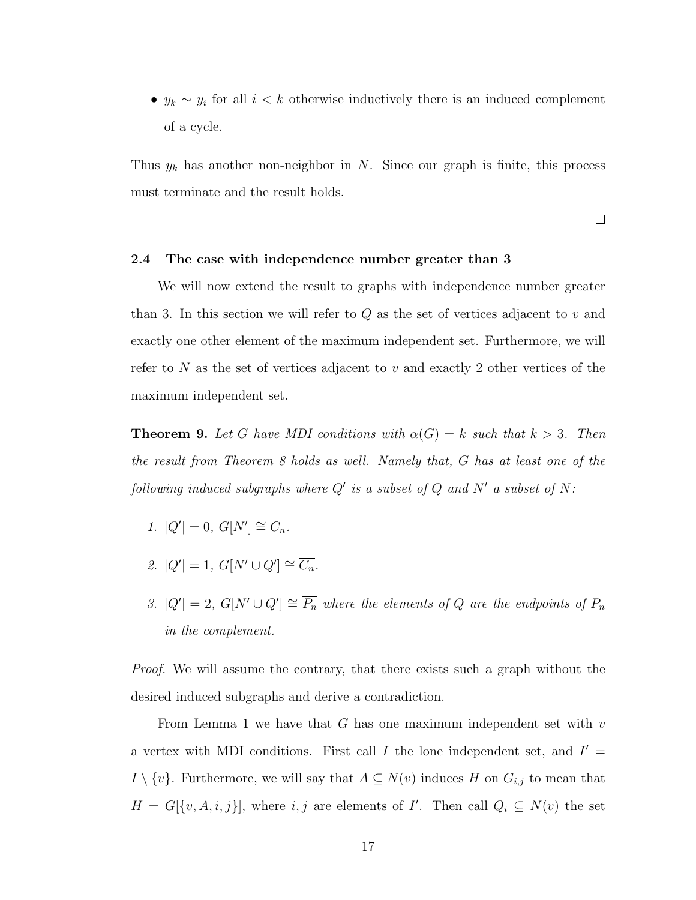- $y_k \sim y_i$ for all $i < k$ otherwise inductively there is an induced complement of a cycle.

Thus $y_k$ has another non-neighbor in $N$. Since our graph is finite, this process must terminate and the result holds.

□

### 2.4 The case with independence number greater than 3

We will now extend the result to graphs with independence number greater than 3. In this section we will refer to $Q$ as the set of vertices adjacent to $v$ and exactly one other element of the maximum independent set. Furthermore, we will refer to $N$ as the set of vertices adjacent to $v$ and exactly 2 other vertices of the maximum independent set.

**Theorem 9.** *Let $G$ have MDI conditions with $\alpha(G) = k$ such that $k > 3$. Then the result from Theorem 8 holds as well. Namely that, $G$ has at least one of the following induced subgraphs where $Q'$ is a subset of $Q$ and $N'$ a subset of $N$:*

1. *$|Q'| = 0$, $G[N'] \cong \overline{C_n}$.*
2. *$|Q'| = 1$, $G[N' \cup Q'] \cong \overline{C_n}$.*
3. *$|Q'| = 2$, $G[N' \cup Q'] \cong \overline{P_n}$ where the elements of $Q$ are the endpoints of $P_n$ in the complement.*

*Proof.* We will assume the contrary, that there exists such a graph without the desired induced subgraphs and derive a contradiction.

From Lemma 1 we have that $G$ has one maximum independent set with $v$ a vertex with MDI conditions. First call $I$ the lone independent set, and $I' = I \setminus \{v\}$. Furthermore, we will say that $A \subseteq N(v)$ induces $H$ on $G_{i,j}$ to mean that $H = G[\{v, A, i, j\}]$, where $i, j$ are elements of $I'$. Then call $Q_i \subseteq N(v)$ the set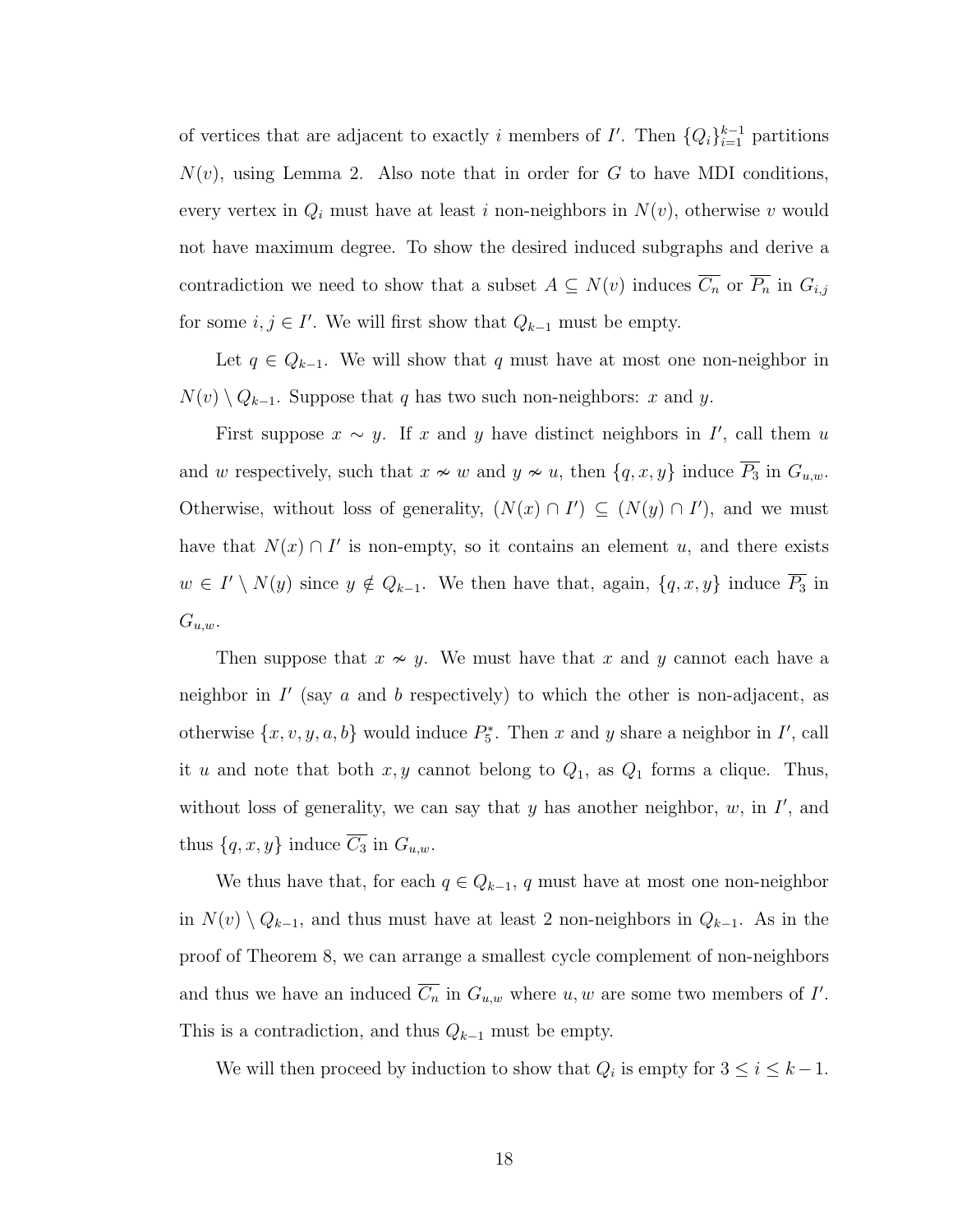of vertices that are adjacent to exactly $i$ members of $I'$. Then $\{Q_i\}_{i=1}^{k-1}$ partitions $N(v)$, using Lemma 2. Also note that in order for $G$ to have MDI conditions, every vertex in $Q_i$ must have at least $i$ non-neighbors in $N(v)$, otherwise $v$ would not have maximum degree. To show the desired induced subgraphs and derive a contradiction we need to show that a subset $A \subseteq N(v)$ induces $\overline{C_n}$ or $\overline{P_n}$ in $G_{i,j}$ for some $i, j \in I'$. We will first show that $Q_{k-1}$ must be empty.

Let $q \in Q_{k-1}$. We will show that $q$ must have at most one non-neighbor in $N(v) \setminus Q_{k-1}$. Suppose that $q$ has two such non-neighbors: $x$ and $y$.

First suppose $x \sim y$. If $x$ and $y$ have distinct neighbors in $I'$, call them $u$ and $w$ respectively, such that $x \nsim w$ and $y \nsim u$, then $\{q, x, y\}$ induce $\overline{P_3}$ in $G_{u,w}$. Otherwise, without loss of generality, $(N(x) \cap I') \subseteq (N(y) \cap I')$, and we must have that $N(x) \cap I'$ is non-empty, so it contains an element $u$, and there exists $w \in I' \setminus N(y)$ since $y \notin Q_{k-1}$. We then have that, again, $\{q, x, y\}$ induce $\overline{P_3}$ in $G_{u,w}$.

Then suppose that $x \nsim y$. We must have that $x$ and $y$ cannot each have a neighbor in $I'$ (say $a$ and $b$ respectively) to which the other is non-adjacent, as otherwise $\{x, v, y, a, b\}$ would induce $P_5^*$. Then $x$ and $y$ share a neighbor in $I'$, call it $u$ and note that both $x, y$ cannot belong to $Q_1$, as $Q_1$ forms a clique. Thus, without loss of generality, we can say that $y$ has another neighbor, $w$, in $I'$, and thus $\{q, x, y\}$ induce $\overline{C_3}$ in $G_{u,w}$.

We thus have that, for each $q \in Q_{k-1}$, $q$ must have at most one non-neighbor in $N(v) \setminus Q_{k-1}$, and thus must have at least 2 non-neighbors in $Q_{k-1}$. As in the proof of Theorem 8, we can arrange a smallest cycle complement of non-neighbors and thus we have an induced $\overline{C_n}$ in $G_{u,w}$ where $u, w$ are some two members of $I'$. This is a contradiction, and thus $Q_{k-1}$ must be empty.

We will then proceed by induction to show that $Q_i$ is empty for $3 \leq i \leq k-1$.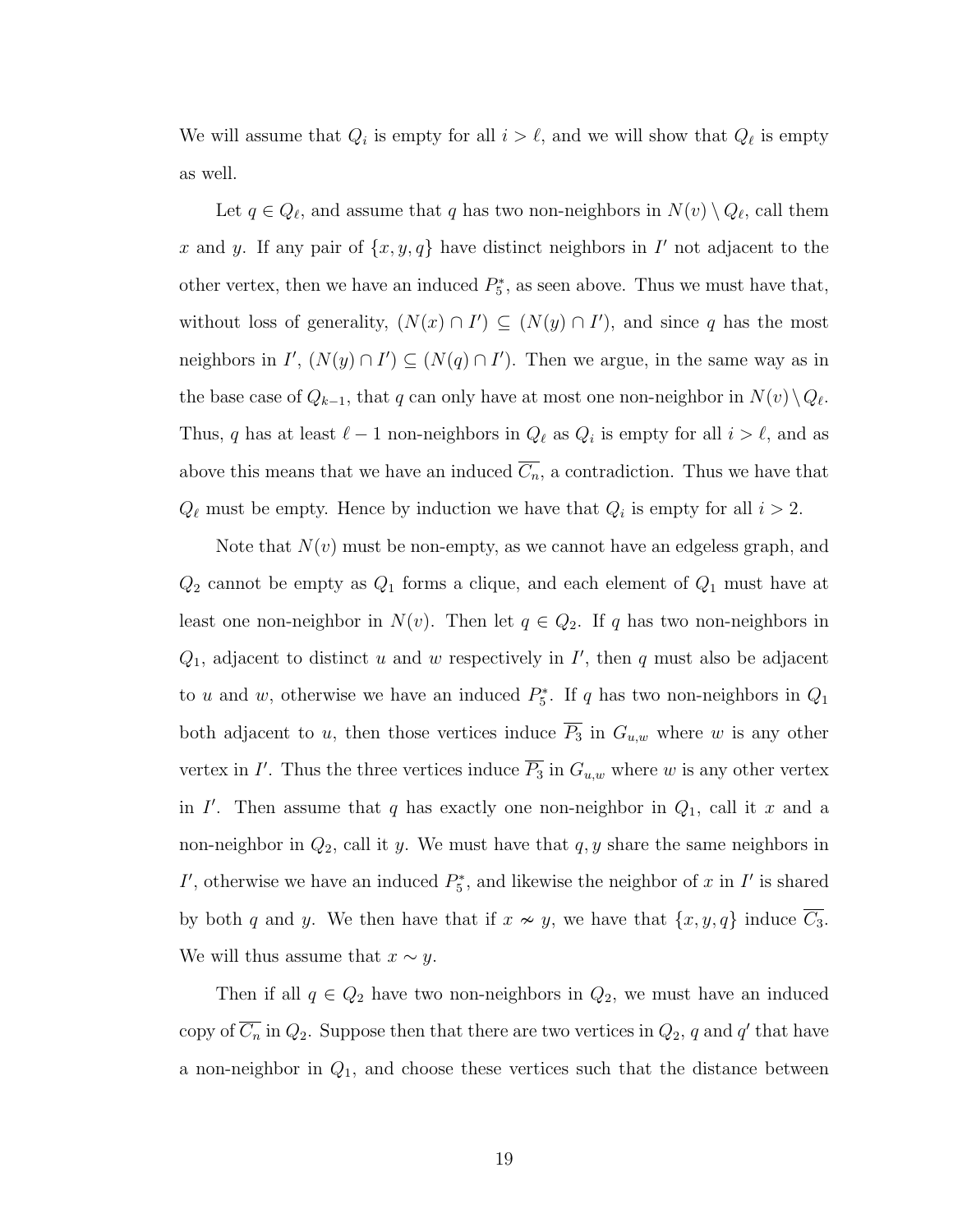We will assume that $Q_i$ is empty for all $i > \ell$, and we will show that $Q_\ell$ is empty as well.

Let $q \in Q_\ell$, and assume that $q$ has two non-neighbors in $N(v) \setminus Q_\ell$, call them $x$ and $y$. If any pair of $\{x, y, q\}$ have distinct neighbors in $I'$ not adjacent to the other vertex, then we have an induced $P_5^*$, as seen above. Thus we must have that, without loss of generality, $(N(x) \cap I') \subseteq (N(y) \cap I')$, and since $q$ has the most neighbors in $I'$, $(N(y) \cap I') \subseteq (N(q) \cap I')$. Then we argue, in the same way as in the base case of $Q_{k-1}$, that $q$ can only have at most one non-neighbor in $N(v) \setminus Q_\ell$. Thus, $q$ has at least $\ell - 1$ non-neighbors in $Q_\ell$ as $Q_i$ is empty for all $i > \ell$, and as above this means that we have an induced $\overline{C_n}$, a contradiction. Thus we have that $Q_\ell$ must be empty. Hence by induction we have that $Q_i$ is empty for all $i > 2$.

Note that $N(v)$ must be non-empty, as we cannot have an edgeless graph, and $Q_2$ cannot be empty as $Q_1$ forms a clique, and each element of $Q_1$ must have at least one non-neighbor in $N(v)$. Then let $q \in Q_2$. If $q$ has two non-neighbors in $Q_1$, adjacent to distinct $u$ and $w$ respectively in $I'$, then $q$ must also be adjacent to $u$ and $w$, otherwise we have an induced $P_5^*$. If $q$ has two non-neighbors in $Q_1$ both adjacent to $u$, then those vertices induce $\overline{P_3}$ in $G_{u,w}$ where $w$ is any other vertex in $I'$. Thus the three vertices induce $\overline{P_3}$ in $G_{u,w}$ where $w$ is any other vertex in $I'$. Then assume that $q$ has exactly one non-neighbor in $Q_1$, call it $x$ and a non-neighbor in $Q_2$, call it $y$. We must have that $q, y$ share the same neighbors in $I'$, otherwise we have an induced $P_5^*$, and likewise the neighbor of $x$ in $I'$ is shared by both $q$ and $y$. We then have that if $x \nsim y$, we have that $\{x, y, q\}$ induce $\overline{C_3}$. We will thus assume that $x \sim y$.

Then if all $q \in Q_2$ have two non-neighbors in $Q_2$, we must have an induced copy of $\overline{C_n}$ in $Q_2$. Suppose then that there are two vertices in $Q_2$, $q$ and $q'$ that have a non-neighbor in $Q_1$, and choose these vertices such that the distance between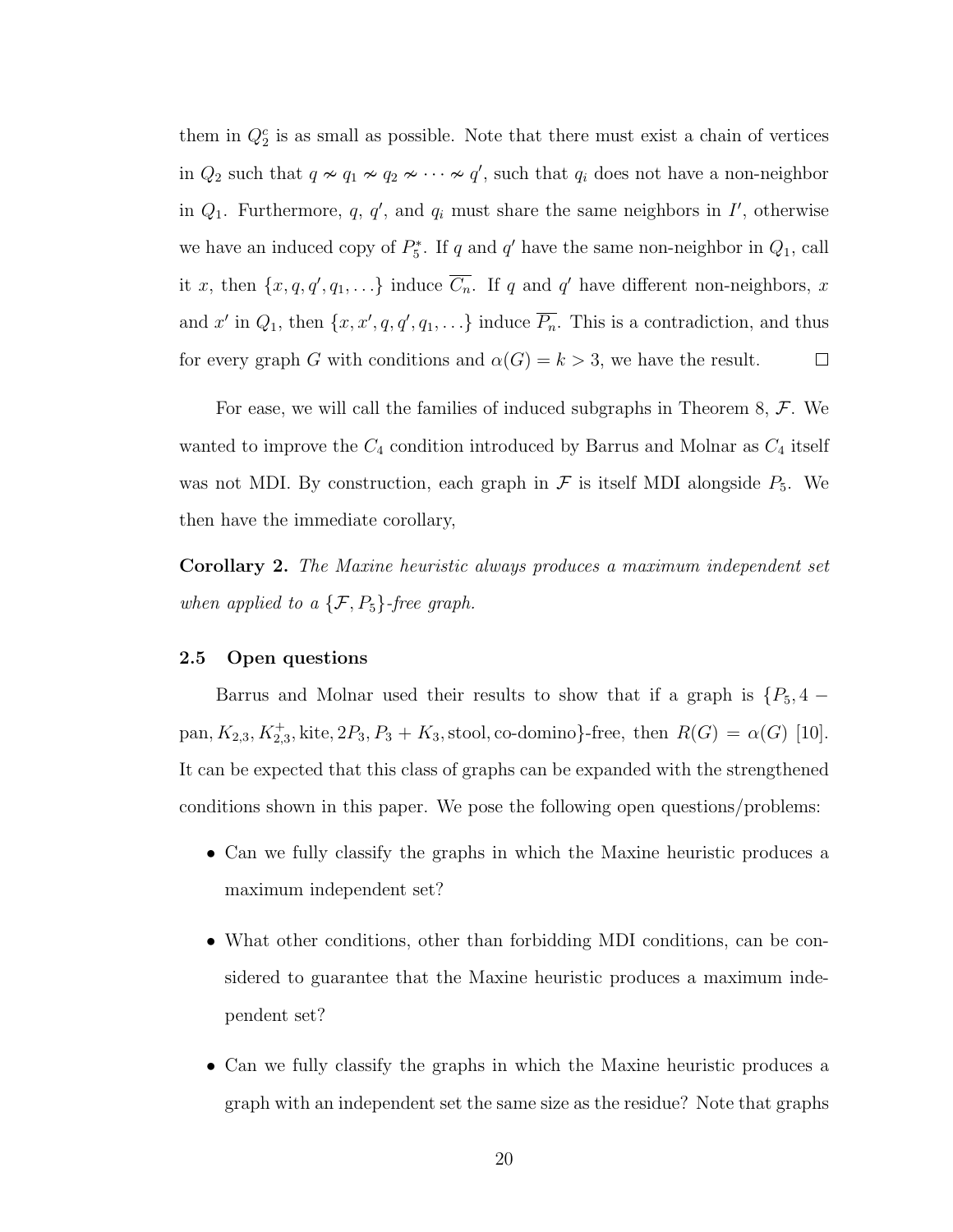them in $Q_2^c$ is as small as possible. Note that there must exist a chain of vertices in $Q_2$ such that $q \nsim q_1 \nsim q_2 \nsim \cdots \nsim q'$, such that $q_i$ does not have a non-neighbor in $Q_1$. Furthermore, $q$, $q'$, and $q_i$ must share the same neighbors in $I'$, otherwise we have an induced copy of $P_5^*$. If $q$ and $q'$ have the same non-neighbor in $Q_1$, call it $x$, then $\{x, q, q', q_1, \ldots\}$ induce $\overline{C_n}$. If $q$ and $q'$ have different non-neighbors, $x$ and $x'$ in $Q_1$, then $\{x, x', q, q', q_1, \ldots\}$ induce $\overline{P_n}$. This is a contradiction, and thus for every graph $G$ with conditions and $\alpha(G) = k > 3$, we have the result. $\square$

For ease, we will call the families of induced subgraphs in Theorem 8, $\mathcal{F}$. We wanted to improve the $C_4$ condition introduced by Barrus and Molnar as $C_4$ itself was not MDI. By construction, each graph in $\mathcal{F}$ is itself MDI alongside $P_5$. We then have the immediate corollary,

**Corollary 2.** *The Maxine heuristic always produces a maximum independent set when applied to a $\{\mathcal{F}, P_5\}$-free graph.*

### 2.5 Open questions

Barrus and Molnar used their results to show that if a graph is $\{P_5, 4-\text{pan}, K_{2,3}, K_{2,3}^+, \text{kite}, 2P_3, P_3 + K_3, \text{stool}, \text{co-domino}\}$-free, then $R(G) = \alpha(G)$ [10]. It can be expected that this class of graphs can be expanded with the strengthened conditions shown in this paper. We pose the following open questions/problems:

- Can we fully classify the graphs in which the Maxine heuristic produces a maximum independent set?
- What other conditions, other than forbidding MDI conditions, can be considered to guarantee that the Maxine heuristic produces a maximum independent set?
- Can we fully classify the graphs in which the Maxine heuristic produces a graph with an independent set the same size as the residue? Note that graphs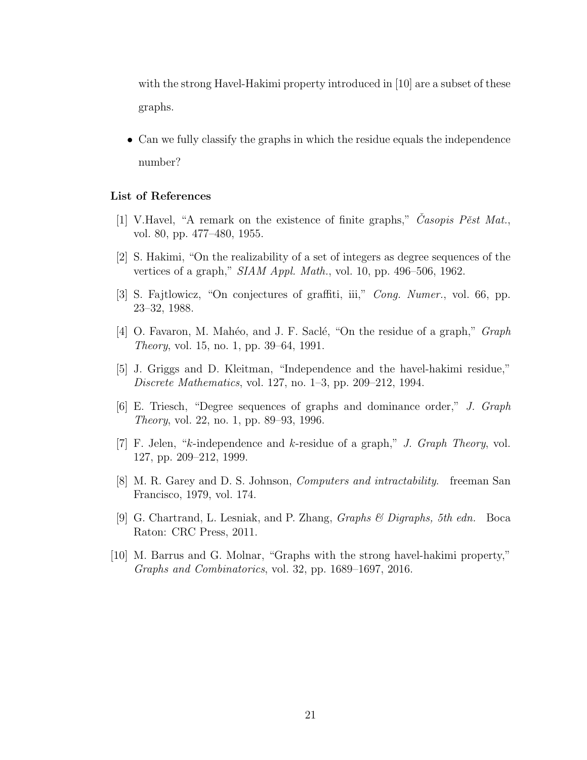with the strong Havel-Hakimi property introduced in [10] are a subset of these graphs.

- Can we fully classify the graphs in which the residue equals the independence number?

### List of References

[1] V.Havel, "A remark on the existence of finite graphs," *Časopis Pěst Mat.*, vol. 80, pp. 477–480, 1955.

[2] S. Hakimi, "On the realizability of a set of integers as degree sequences of the vertices of a graph," *SIAM Appl. Math.*, vol. 10, pp. 496–506, 1962.

[3] S. Fajtlowicz, "On conjectures of graffiti, iii," *Cong. Numer.*, vol. 66, pp. 23–32, 1988.

[4] O. Favaron, M. Mahéo, and J. F. Saclé, "On the residue of a graph," *Graph Theory*, vol. 15, no. 1, pp. 39–64, 1991.

[5] J. Griggs and D. Kleitman, "Independence and the havel-hakimi residue," *Discrete Mathematics*, vol. 127, no. 1–3, pp. 209–212, 1994.

[6] E. Triesch, "Degree sequences of graphs and dominance order," *J. Graph Theory*, vol. 22, no. 1, pp. 89–93, 1996.

[7] F. Jelen, "$k$-independence and $k$-residue of a graph," *J. Graph Theory*, vol. 127, pp. 209–212, 1999.

[8] M. R. Garey and D. S. Johnson, *Computers and intractability*. freeman San Francisco, 1979, vol. 174.

[9] G. Chartrand, L. Lesniak, and P. Zhang, *Graphs & Digraphs, 5th edn.* Boca Raton: CRC Press, 2011.

[10] M. Barrus and G. Molnar, "Graphs with the strong havel-hakimi property," *Graphs and Combinatorics*, vol. 32, pp. 1689–1697, 2016.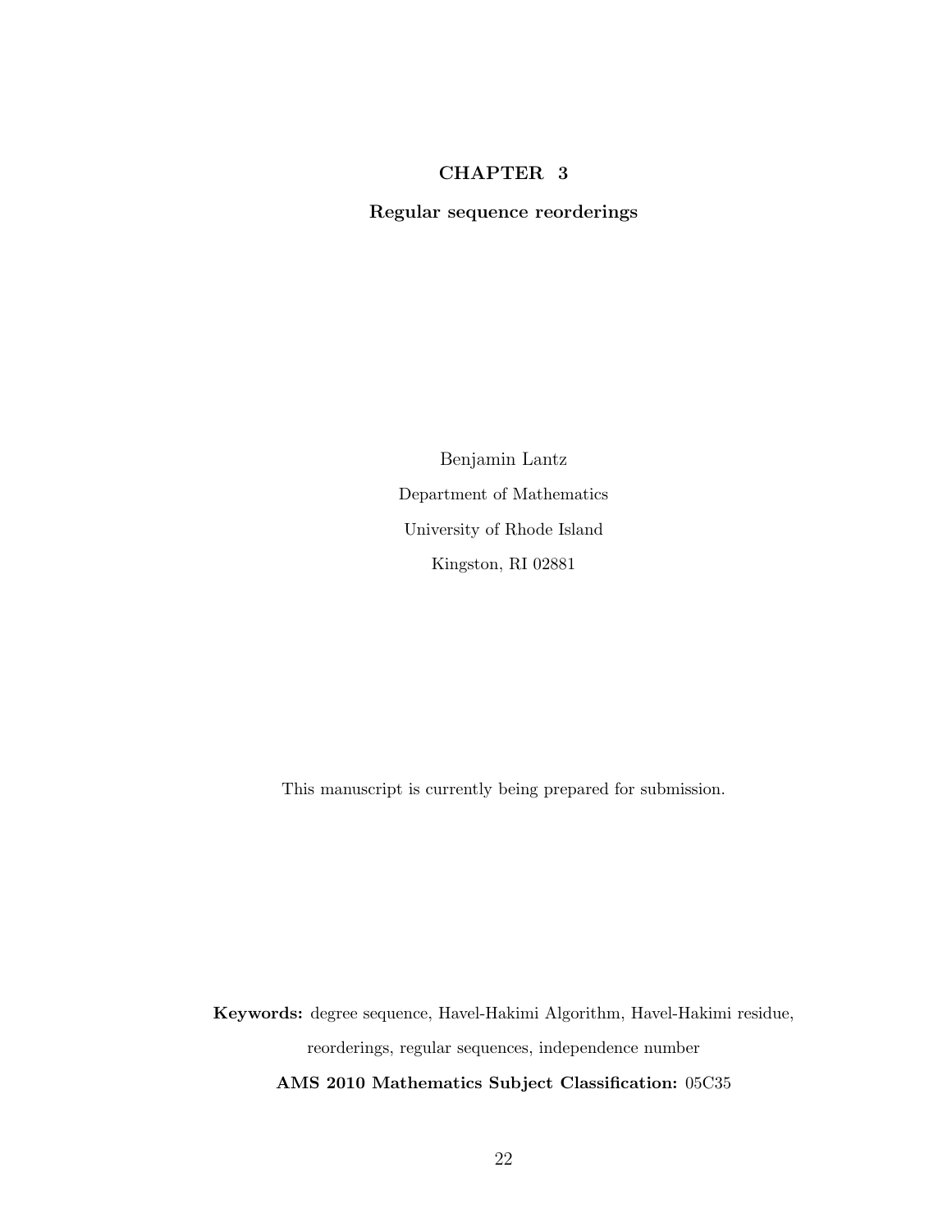# CHAPTER 3

## Regular sequence reorderings

Benjamin Lantz

Department of Mathematics

University of Rhode Island

Kingston, RI 02881

This manuscript is currently being prepared for submission.

**Keywords:** degree sequence, Havel-Hakimi Algorithm, Havel-Hakimi residue, reorderings, regular sequences, independence number

**AMS 2010 Mathematics Subject Classification:** 05C35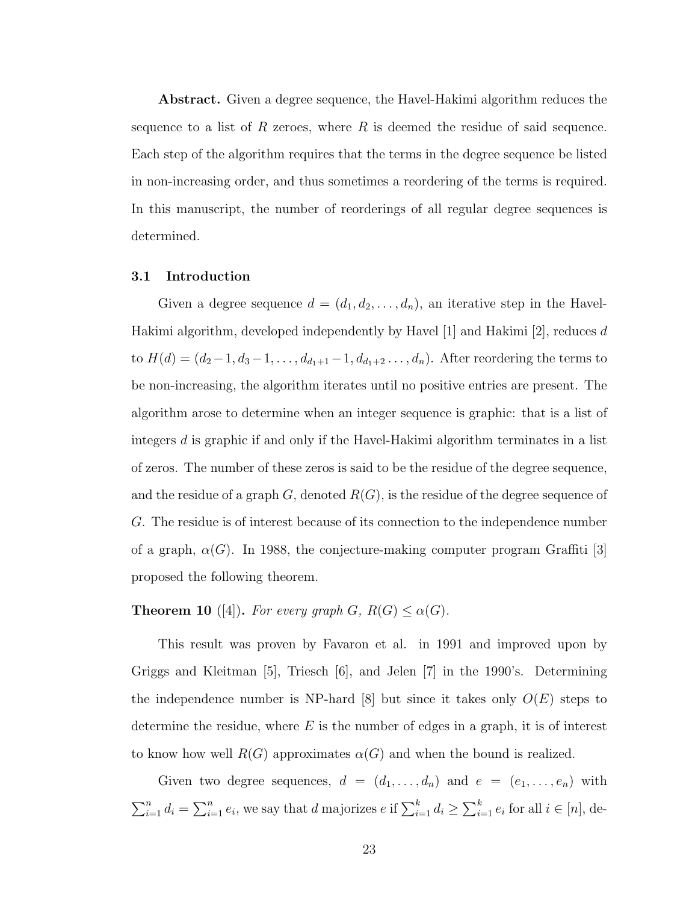**Abstract.** Given a degree sequence, the Havel-Hakimi algorithm reduces the sequence to a list of $R$ zeroes, where $R$ is deemed the residue of said sequence. Each step of the algorithm requires that the terms in the degree sequence be listed in non-increasing order, and thus sometimes a reordering of the terms is required. In this manuscript, the number of reorderings of all regular degree sequences is determined.

### 3.1 Introduction

Given a degree sequence $d = (d_1, d_2, \ldots, d_n)$, an iterative step in the Havel-Hakimi algorithm, developed independently by Havel [1] and Hakimi [2], reduces $d$ to $H(d) = (d_2 - 1, d_3 - 1, \ldots, d_{d_1+1} - 1, d_{d_1+2} \ldots, d_n)$. After reordering the terms to be non-increasing, the algorithm iterates until no positive entries are present. The algorithm arose to determine when an integer sequence is graphic: that is a list of integers $d$ is graphic if and only if the Havel-Hakimi algorithm terminates in a list of zeros. The number of these zeros is said to be the residue of the degree sequence, and the residue of a graph $G$, denoted $R(G)$, is the residue of the degree sequence of $G$. The residue is of interest because of its connection to the independence number of a graph, $\alpha(G)$. In 1988, the conjecture-making computer program Graffiti [3] proposed the following theorem.

**Theorem 10** ([4])**.** *For every graph $G$, $R(G) \leq \alpha(G)$.*

This result was proven by Favaron et al. in 1991 and improved upon by Griggs and Kleitman [5], Triesch [6], and Jelen [7] in the 1990's. Determining the independence number is NP-hard [8] but since it takes only $O(E)$ steps to determine the residue, where $E$ is the number of edges in a graph, it is of interest to know how well $R(G)$ approximates $\alpha(G)$ and when the bound is realized.

Given two degree sequences, $d = (d_1, \ldots, d_n)$ and $e = (e_1, \ldots, e_n)$ with $\sum_{i=1}^{n} d_i = \sum_{i=1}^{n} e_i$, we say that $d$ majorizes $e$ if $\sum_{i=1}^{k} d_i \geq \sum_{i=1}^{k} e_i$ for all $i \in [n]$, de-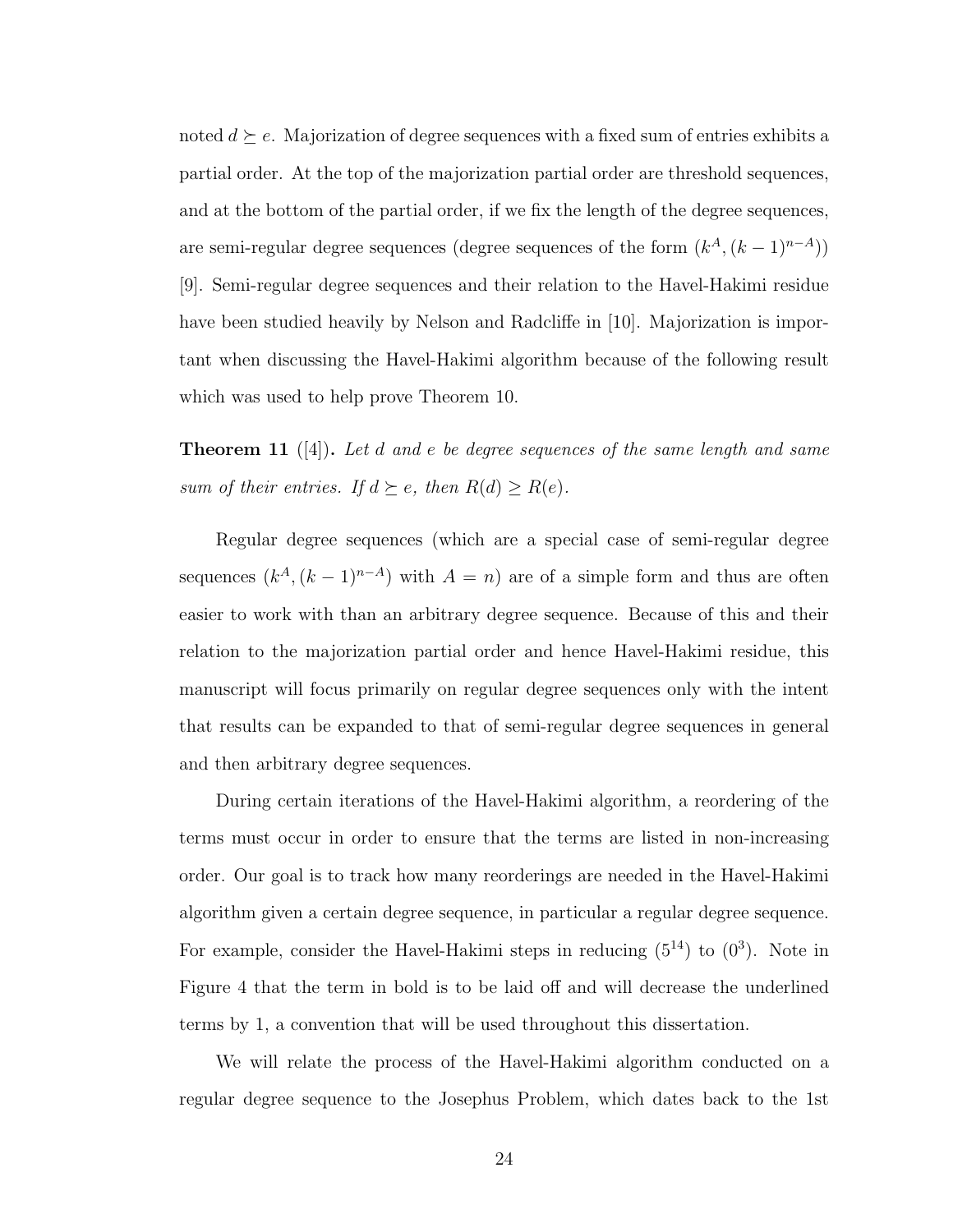noted $d \succeq e$. Majorization of degree sequences with a fixed sum of entries exhibits a partial order. At the top of the majorization partial order are threshold sequences, and at the bottom of the partial order, if we fix the length of the degree sequences, are semi-regular degree sequences (degree sequences of the form $(k^A, (k-1)^{n-A})$) [9]. Semi-regular degree sequences and their relation to the Havel-Hakimi residue have been studied heavily by Nelson and Radcliffe in [10]. Majorization is important when discussing the Havel-Hakimi algorithm because of the following result which was used to help prove Theorem 10.

**Theorem 11** ([4])**.** *Let $d$ and $e$ be degree sequences of the same length and same sum of their entries. If $d \succeq e$, then $R(d) \geq R(e)$.*

Regular degree sequences (which are a special case of semi-regular degree sequences $(k^A, (k-1)^{n-A})$ with $A = n$) are of a simple form and thus are often easier to work with than an arbitrary degree sequence. Because of this and their relation to the majorization partial order and hence Havel-Hakimi residue, this manuscript will focus primarily on regular degree sequences only with the intent that results can be expanded to that of semi-regular degree sequences in general and then arbitrary degree sequences.

During certain iterations of the Havel-Hakimi algorithm, a reordering of the terms must occur in order to ensure that the terms are listed in non-increasing order. Our goal is to track how many reorderings are needed in the Havel-Hakimi algorithm given a certain degree sequence, in particular a regular degree sequence. For example, consider the Havel-Hakimi steps in reducing $(5^{14})$ to $(0^3)$. Note in Figure 4 that the term in bold is to be laid off and will decrease the underlined terms by 1, a convention that will be used throughout this dissertation.

We will relate the process of the Havel-Hakimi algorithm conducted on a regular degree sequence to the Josephus Problem, which dates back to the 1st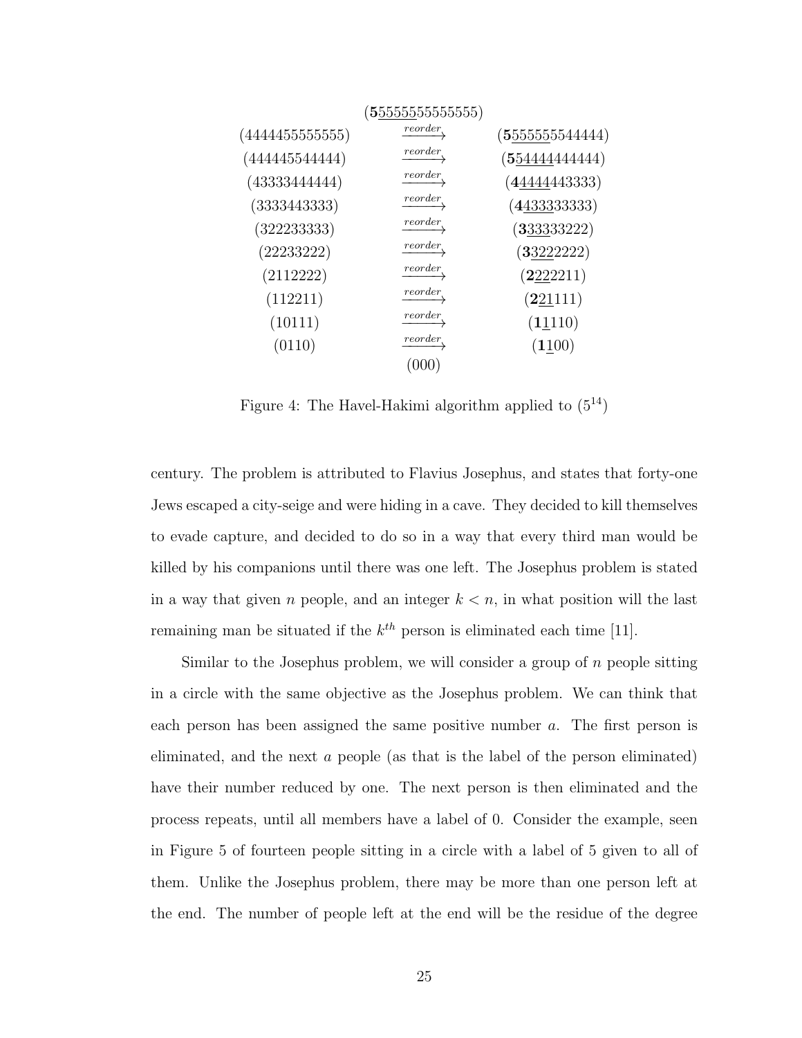$$(\mathbf{5}\underline{55555}55555555)$$

$$
\begin{array}{ccc}
(4444455555555) & \xrightarrow{reorder} & (\mathbf{5}\underline{55555}5544444) \\
(444445544444) & \xrightarrow{reorder} & (\mathbf{5}\underline{54444}444444) \\
(43333444444) & \xrightarrow{reorder} & (\mathbf{4}\underline{4444}443333) \\
(3333443333) & \xrightarrow{reorder} & (\mathbf{4}\underline{4333}33333) \\
(322233333) & \xrightarrow{reorder} & (\mathbf{3}\underline{333}33222) \\
(22233222) & \xrightarrow{reorder} & (\mathbf{3}\underline{322}2222) \\
(2112222) & \xrightarrow{reorder} & (\mathbf{2}\underline{22}2211) \\
(112211) & \xrightarrow{reorder} & (\mathbf{2}\underline{21}111) \\
(10111) & \xrightarrow{reorder} & (\mathbf{1}\underline{1}110) \\
(0110) & \xrightarrow{reorder} & (\mathbf{1}\underline{1}00) \\
 & (000) &
\end{array}
$$

Figure 4: The Havel-Hakimi algorithm applied to $(5^{14})$

century. The problem is attributed to Flavius Josephus, and states that forty-one Jews escaped a city-seige and were hiding in a cave. They decided to kill themselves to evade capture, and decided to do so in a way that every third man would be killed by his companions until there was one left. The Josephus problem is stated in a way that given $n$ people, and an integer $k < n$, in what position will the last remaining man be situated if the $k^{th}$ person is eliminated each time [11].

Similar to the Josephus problem, we will consider a group of $n$ people sitting in a circle with the same objective as the Josephus problem. We can think that each person has been assigned the same positive number $a$. The first person is eliminated, and the next $a$ people (as that is the label of the person eliminated) have their number reduced by one. The next person is then eliminated and the process repeats, until all members have a label of 0. Consider the example, seen in Figure 5 of fourteen people sitting in a circle with a label of 5 given to all of them. Unlike the Josephus problem, there may be more than one person left at the end. The number of people left at the end will be the residue of the degree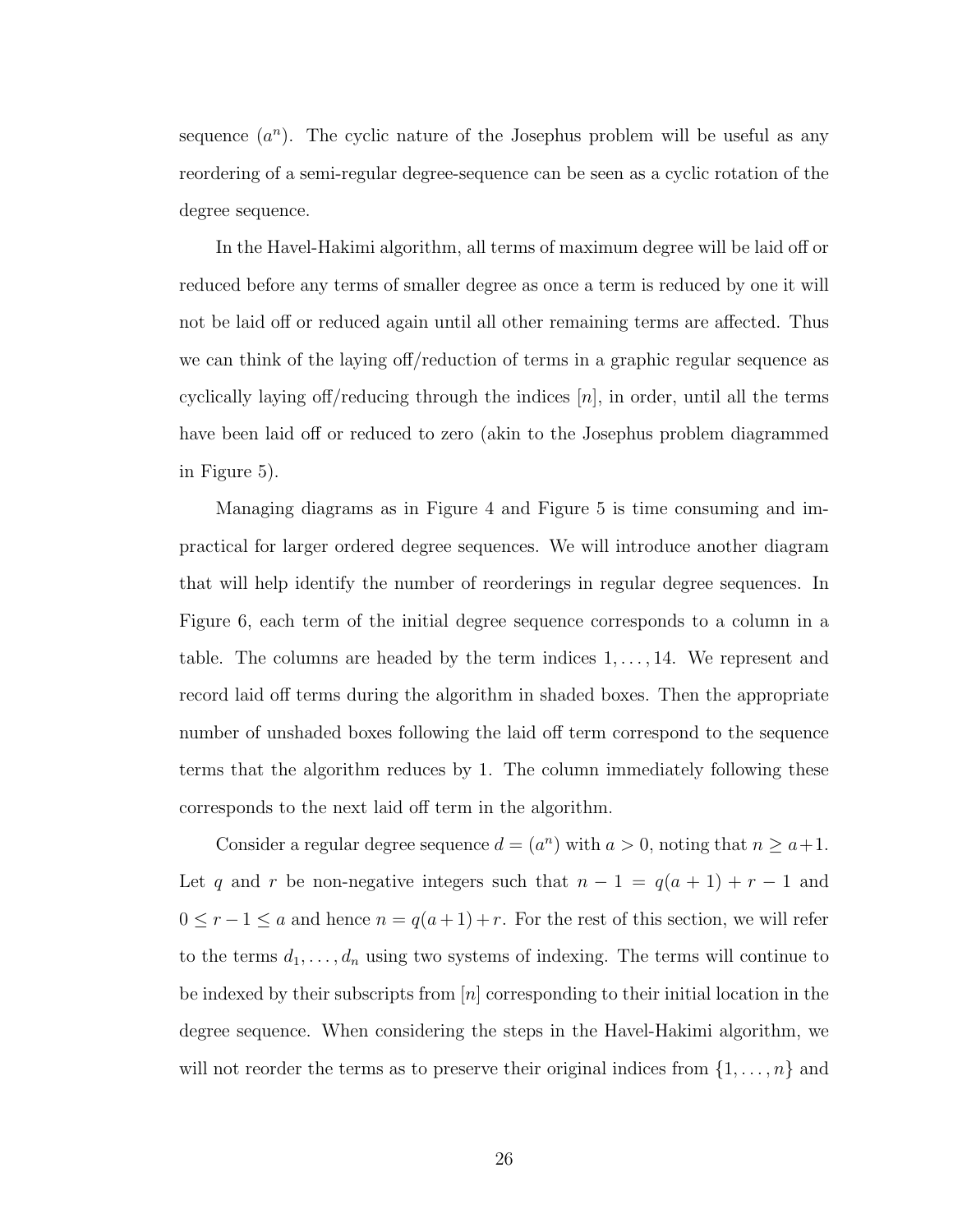sequence $(a^n)$. The cyclic nature of the Josephus problem will be useful as any reordering of a semi-regular degree-sequence can be seen as a cyclic rotation of the degree sequence.

In the Havel-Hakimi algorithm, all terms of maximum degree will be laid off or reduced before any terms of smaller degree as once a term is reduced by one it will not be laid off or reduced again until all other remaining terms are affected. Thus we can think of the laying off/reduction of terms in a graphic regular sequence as cyclically laying off/reducing through the indices $[n]$, in order, until all the terms have been laid off or reduced to zero (akin to the Josephus problem diagrammed in Figure 5).

Managing diagrams as in Figure 4 and Figure 5 is time consuming and impractical for larger ordered degree sequences. We will introduce another diagram that will help identify the number of reorderings in regular degree sequences. In Figure 6, each term of the initial degree sequence corresponds to a column in a table. The columns are headed by the term indices $1, \ldots, 14$. We represent and record laid off terms during the algorithm in shaded boxes. Then the appropriate number of unshaded boxes following the laid off term correspond to the sequence terms that the algorithm reduces by 1. The column immediately following these corresponds to the next laid off term in the algorithm.

Consider a regular degree sequence $d = (a^n)$ with $a > 0$, noting that $n \geq a+1$. Let $q$ and $r$ be non-negative integers such that $n - 1 = q(a + 1) + r - 1$ and $0 \leq r - 1 \leq a$ and hence $n = q(a+1)+r$. For the rest of this section, we will refer to the terms $d_1, \ldots, d_n$ using two systems of indexing. The terms will continue to be indexed by their subscripts from $[n]$ corresponding to their initial location in the degree sequence. When considering the steps in the Havel-Hakimi algorithm, we will not reorder the terms as to preserve their original indices from $\{1, \ldots, n\}$ and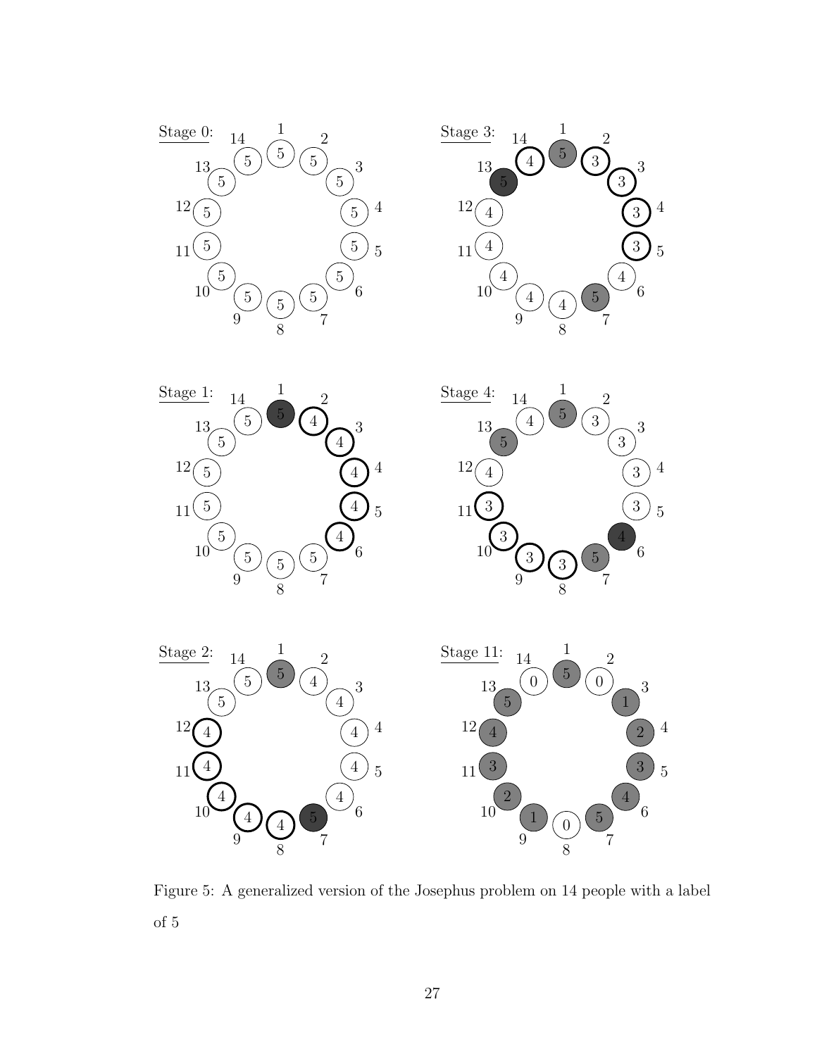Stage 0:

Stage 1:

Stage 2:

Stage 3:

Stage 4:

Stage 11:

Figure 5: A generalized version of the Josephus problem on 14 people with a label of 5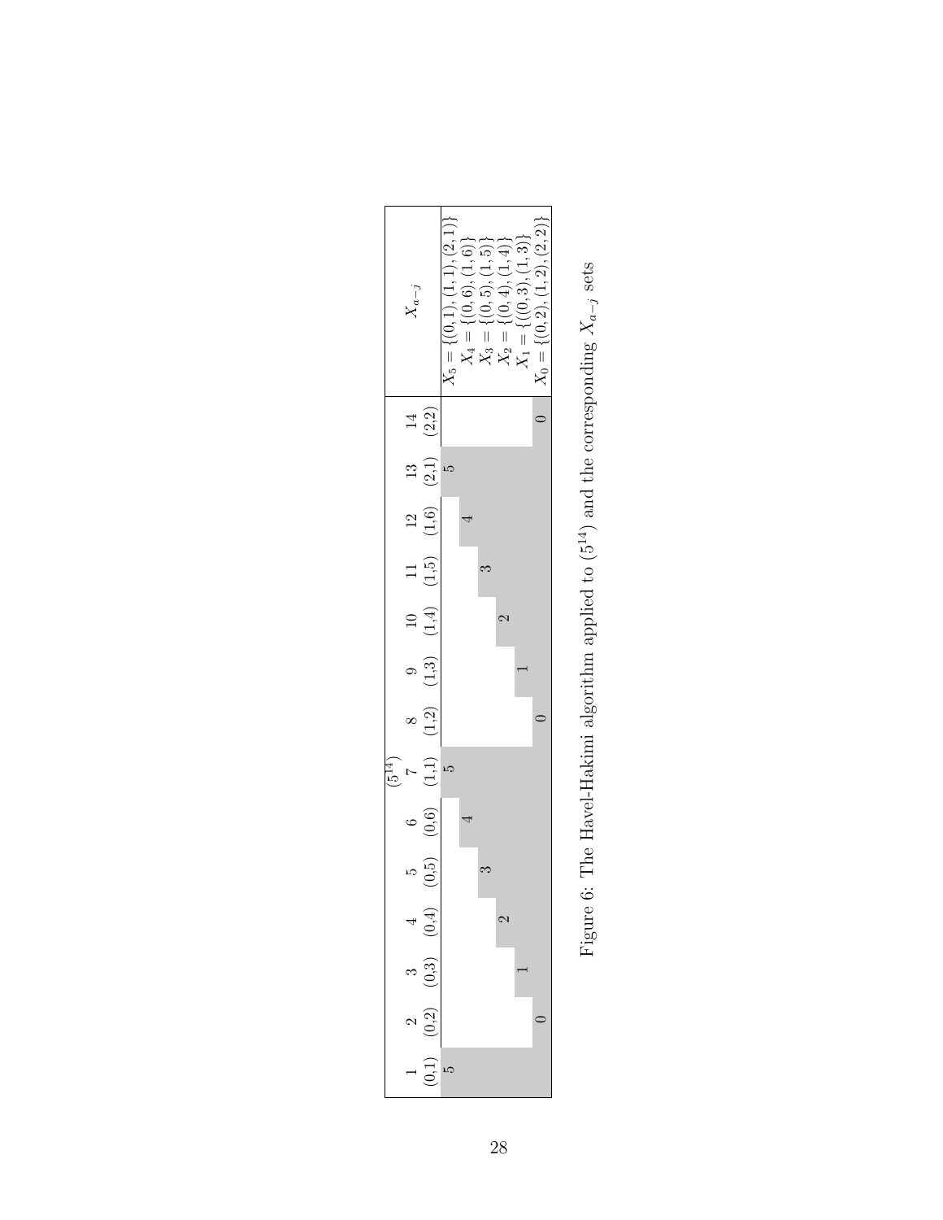| 1 | 2 | 3 | 4 | 5 | 6 | 7 | 8 | 9 | 10 | 11 | 12 | 13 | 14 | $X_{a-j}$ |
|---|---|---|---|---|---|---|---|---|---|---|---|---|---|---|
| (0,1) | (0,2) | (0,3) | (0,4) | (0,5) | (0,6) | (1,1) | (1,2) | (1,3) | (1,4) | (1,5) | (1,6) | (2,1) | (2,2) | |
| 5 | | | | | | 5 | | | | | | 5 | | $X_5 = \{(0,1),(1,1),(2,1)\}$ |
| | | | | | 4 | | | | | | 4 | | | $X_4 = \{(0,6),(1,6)\}$ |
| | | | | 3 | | | | | | 3 | | | | $X_3 = \{(0,5),(1,5)\}$ |
| | | | 2 | | | | | | 2 | | | | | $X_2 = \{(0,4),(1,4)\}$ |
| | | 1 | | | | | | 1 | | | | | | $X_1 = \{((0,3),(1,3)\}$ |
| | 0 | | | | | | 0 | | | | | | 0 | $X_0 = \{(0,2),(1,2),(2,2)\}$ |

Figure 6: The Havel-Hakimi algorithm applied to $(5^{14})$ and the corresponding $X_{a-j}$ sets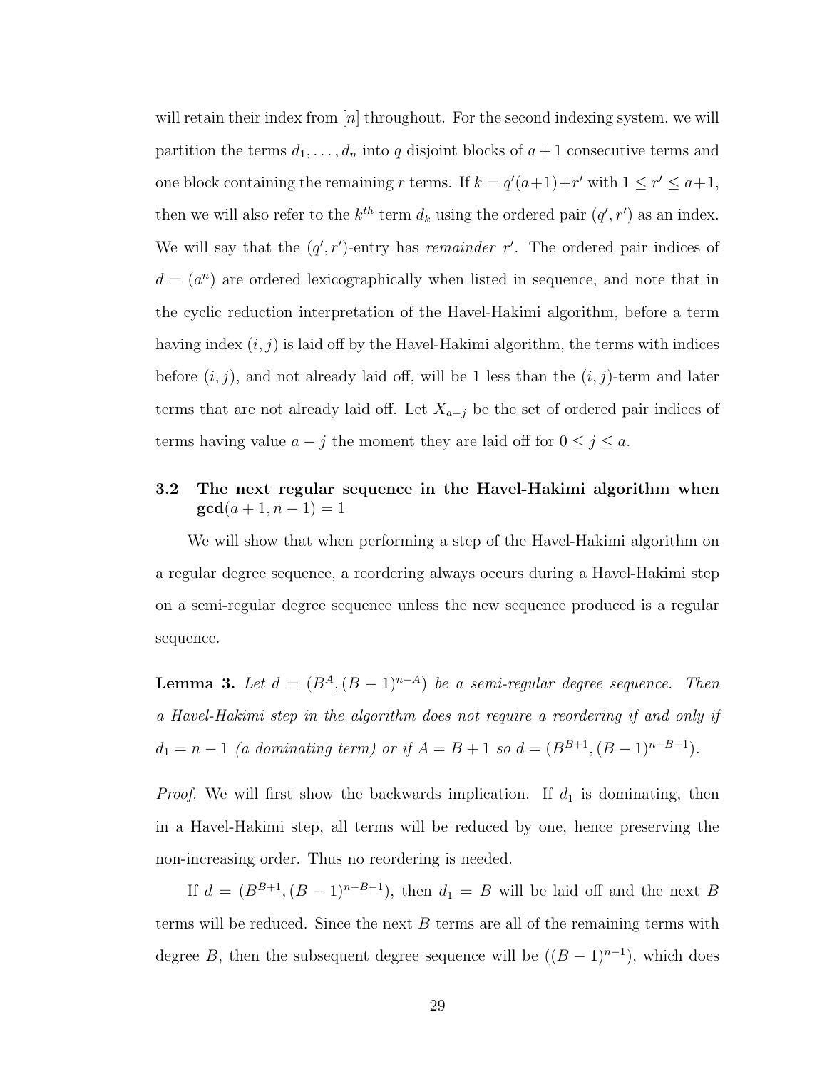will retain their index from $[n]$ throughout. For the second indexing system, we will partition the terms $d_1, \ldots, d_n$ into $q$ disjoint blocks of $a+1$ consecutive terms and one block containing the remaining $r$ terms. If $k = q'(a+1)+r'$ with $1 \leq r' \leq a+1$, then we will also refer to the $k^{th}$ term $d_k$ using the ordered pair $(q', r')$ as an index. We will say that the $(q', r')$-entry has *remainder* $r'$. The ordered pair indices of $d = (a^n)$ are ordered lexicographically when listed in sequence, and note that in the cyclic reduction interpretation of the Havel-Hakimi algorithm, before a term having index $(i, j)$ is laid off by the Havel-Hakimi algorithm, the terms with indices before $(i, j)$, and not already laid off, will be 1 less than the $(i, j)$-term and later terms that are not already laid off. Let $X_{a-j}$ be the set of ordered pair indices of terms having value $a - j$ the moment they are laid off for $0 \leq j \leq a$.

### 3.2 The next regular sequence in the Havel-Hakimi algorithm when $\mathbf{gcd}(a+1, n-1) = 1$

We will show that when performing a step of the Havel-Hakimi algorithm on a regular degree sequence, a reordering always occurs during a Havel-Hakimi step on a semi-regular degree sequence unless the new sequence produced is a regular sequence.

**Lemma 3.** *Let $d = (B^A, (B-1)^{n-A})$ be a semi-regular degree sequence. Then a Havel-Hakimi step in the algorithm does not require a reordering if and only if $d_1 = n-1$ (a dominating term) or if $A = B+1$ so $d = (B^{B+1}, (B-1)^{n-B-1})$.*

*Proof.* We will first show the backwards implication. If $d_1$ is dominating, then in a Havel-Hakimi step, all terms will be reduced by one, hence preserving the non-increasing order. Thus no reordering is needed.

If $d = (B^{B+1}, (B-1)^{n-B-1})$, then $d_1 = B$ will be laid off and the next $B$ terms will be reduced. Since the next $B$ terms are all of the remaining terms with degree $B$, then the subsequent degree sequence will be $((B-1)^{n-1})$, which does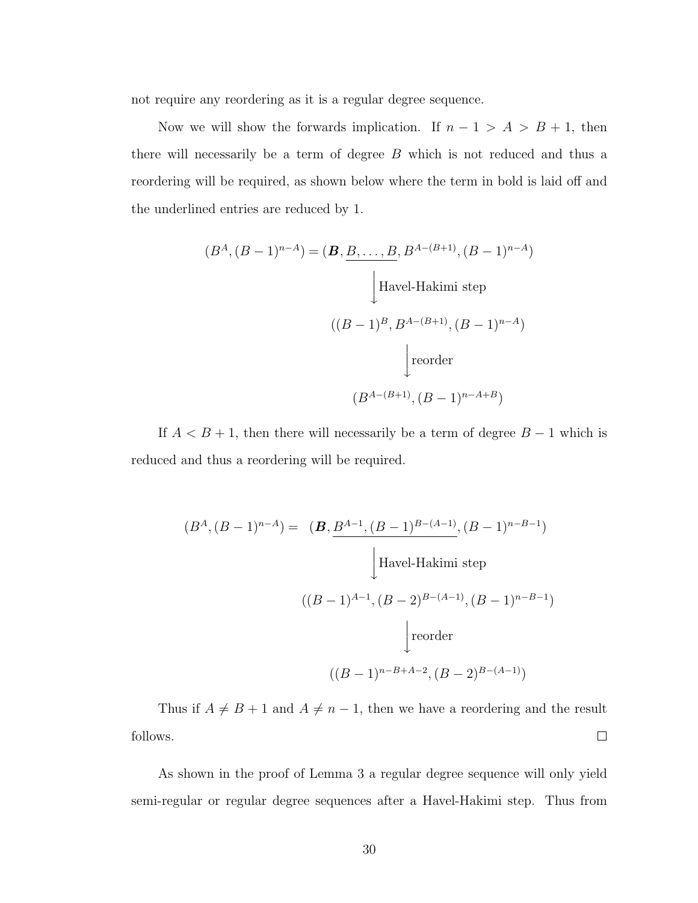not require any reordering as it is a regular degree sequence.

Now we will show the forwards implication. If $n-1 > A > B+1$, then there will necessarily be a term of degree $B$ which is not reduced and thus a reordering will be required, as shown below where the term in bold is laid off and the underlined entries are reduced by 1.

$$(B^A, (B-1)^{n-A}) = (\boldsymbol{B}, \underline{B, \ldots, B}, B^{A-(B+1)}, (B-1)^{n-A})$$
$$\Big\downarrow \text{Havel-Hakimi step}$$
$$((B-1)^B, B^{A-(B+1)}, (B-1)^{n-A})$$
$$\Big\downarrow \text{reorder}$$
$$(B^{A-(B+1)}, (B-1)^{n-A+B})$$

If $A < B+1$, then there will necessarily be a term of degree $B-1$ which is reduced and thus a reordering will be required.

$$(B^A, (B-1)^{n-A}) = \quad (\boldsymbol{B}, \underline{B^{A-1}, (B-1)^{B-(A-1)}}, (B-1)^{n-B-1})$$
$$\Big\downarrow \text{Havel-Hakimi step}$$
$$((B-1)^{A-1}, (B-2)^{B-(A-1)}, (B-1)^{n-B-1})$$
$$\Big\downarrow \text{reorder}$$
$$((B-1)^{n-B+A-2}, (B-2)^{B-(A-1)})$$

Thus if $A \neq B+1$ and $A \neq n-1$, then we have a reordering and the result follows. □

As shown in the proof of Lemma 3 a regular degree sequence will only yield semi-regular or regular degree sequences after a Havel-Hakimi step. Thus from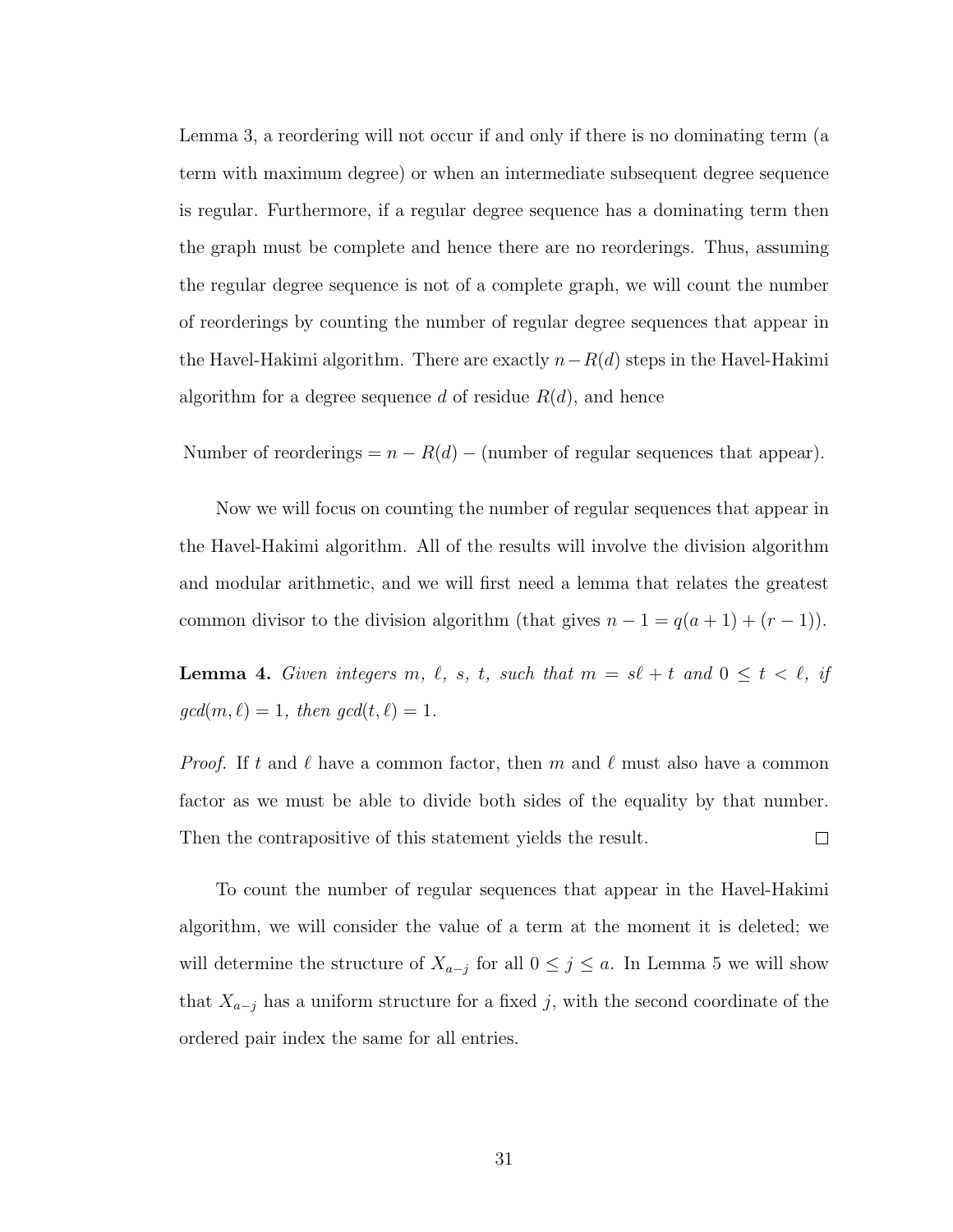Lemma 3, a reordering will not occur if and only if there is no dominating term (a term with maximum degree) or when an intermediate subsequent degree sequence is regular. Furthermore, if a regular degree sequence has a dominating term then the graph must be complete and hence there are no reorderings. Thus, assuming the regular degree sequence is not of a complete graph, we will count the number of reorderings by counting the number of regular degree sequences that appear in the Havel-Hakimi algorithm. There are exactly $n - R(d)$ steps in the Havel-Hakimi algorithm for a degree sequence $d$ of residue $R(d)$, and hence

$$\text{Number of reorderings} = n - R(d) - (\text{number of regular sequences that appear}).$$

Now we will focus on counting the number of regular sequences that appear in the Havel-Hakimi algorithm. All of the results will involve the division algorithm and modular arithmetic, and we will first need a lemma that relates the greatest common divisor to the division algorithm (that gives $n - 1 = q(a + 1) + (r - 1)$).

**Lemma 4.** *Given integers $m$, $\ell$, $s$, $t$, such that $m = s\ell + t$ and $0 \leq t < \ell$, if $gcd(m, \ell) = 1$, then $gcd(t, \ell) = 1$.*

*Proof.* If $t$ and $\ell$ have a common factor, then $m$ and $\ell$ must also have a common factor as we must be able to divide both sides of the equality by that number. Then the contrapositive of this statement yields the result. $\square$

To count the number of regular sequences that appear in the Havel-Hakimi algorithm, we will consider the value of a term at the moment it is deleted; we will determine the structure of $X_{a-j}$ for all $0 \leq j \leq a$. In Lemma 5 we will show that $X_{a-j}$ has a uniform structure for a fixed $j$, with the second coordinate of the ordered pair index the same for all entries.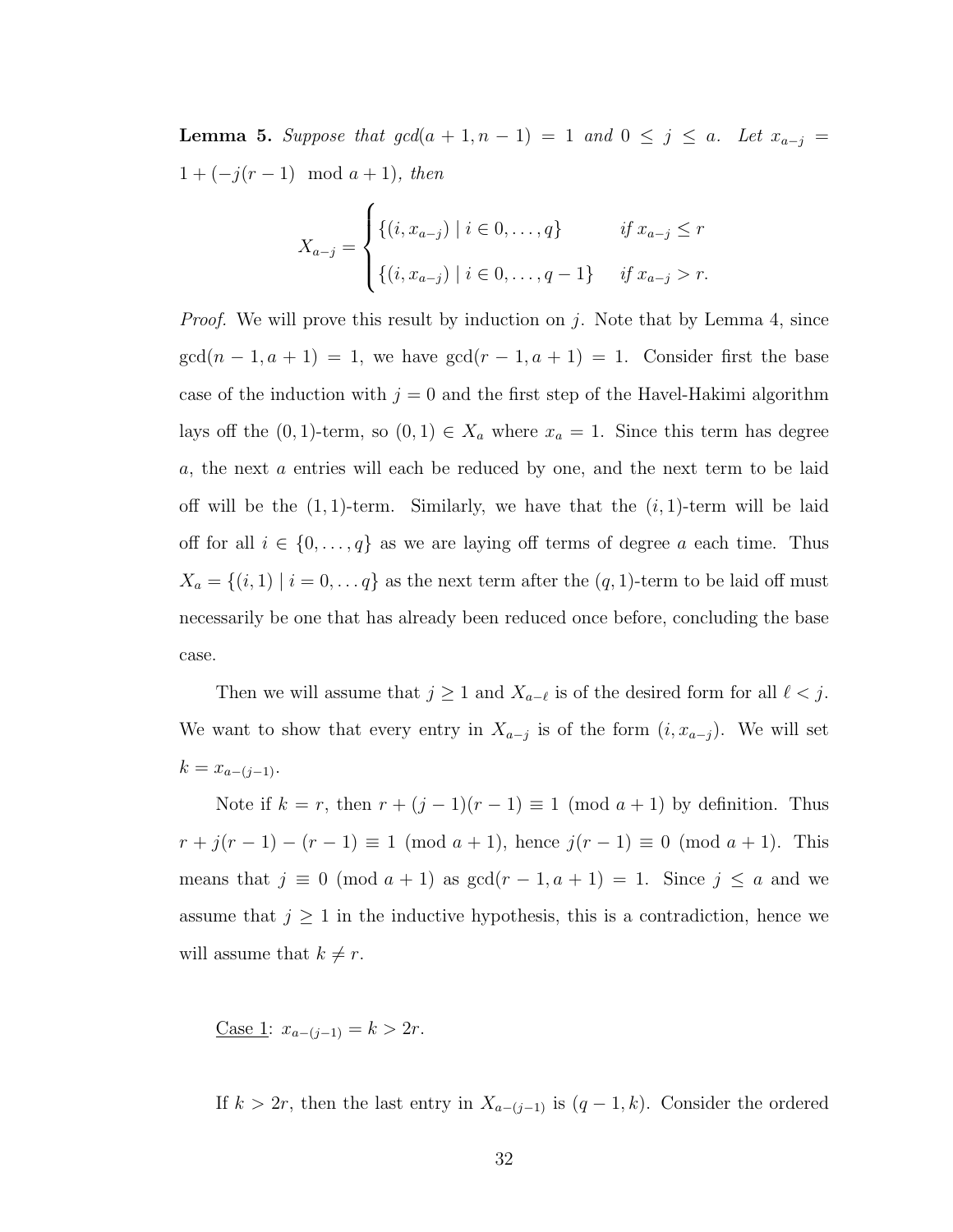**Lemma 5.** *Suppose that $gcd(a+1, n-1) = 1$ and $0 \leq j \leq a$. Let $x_{a-j} = 1 + (-j(r-1) \mod a+1)$, then*

$$X_{a-j} = \begin{cases} \{(i, x_{a-j}) \mid i \in 0, \ldots, q\} & \text{if } x_{a-j} \leq r \\ \{(i, x_{a-j}) \mid i \in 0, \ldots, q-1\} & \text{if } x_{a-j} > r. \end{cases}$$

*Proof.* We will prove this result by induction on $j$. Note that by Lemma 4, since $\gcd(n-1, a+1) = 1$, we have $\gcd(r-1, a+1) = 1$. Consider first the base case of the induction with $j = 0$ and the first step of the Havel-Hakimi algorithm lays off the $(0,1)$-term, so $(0,1) \in X_a$ where $x_a = 1$. Since this term has degree $a$, the next $a$ entries will each be reduced by one, and the next term to be laid off will be the $(1,1)$-term. Similarly, we have that the $(i,1)$-term will be laid off for all $i \in \{0, \ldots, q\}$ as we are laying off terms of degree $a$ each time. Thus $X_a = \{(i,1) \mid i = 0, \ldots q\}$ as the next term after the $(q,1)$-term to be laid off must necessarily be one that has already been reduced once before, concluding the base case.

Then we will assume that $j \geq 1$ and $X_{a-\ell}$ is of the desired form for all $\ell < j$. We want to show that every entry in $X_{a-j}$ is of the form $(i, x_{a-j})$. We will set $k = x_{a-(j-1)}$.

Note if $k = r$, then $r + (j-1)(r-1) \equiv 1 \pmod{a+1}$ by definition. Thus $r + j(r-1) - (r-1) \equiv 1 \pmod{a+1}$, hence $j(r-1) \equiv 0 \pmod{a+1}$. This means that $j \equiv 0 \pmod{a+1}$ as $\gcd(r-1, a+1) = 1$. Since $j \leq a$ and we assume that $j \geq 1$ in the inductive hypothesis, this is a contradiction, hence we will assume that $k \neq r$.

Case 1: $x_{a-(j-1)} = k > 2r$.

If $k > 2r$, then the last entry in $X_{a-(j-1)}$ is $(q-1, k)$. Consider the ordered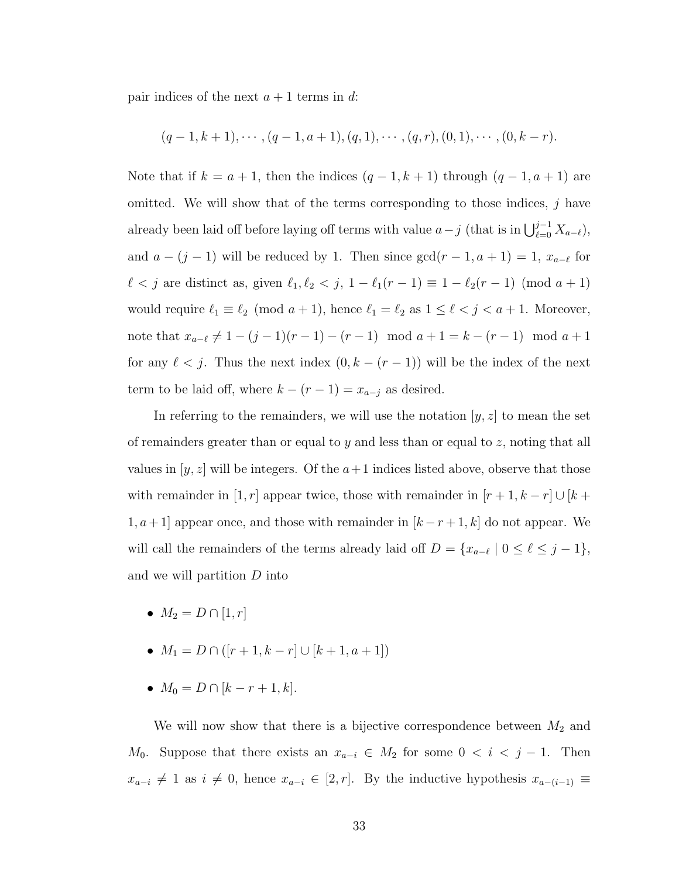pair indices of the next $a+1$ terms in $d$:

$$(q-1, k+1), \cdots, (q-1, a+1), (q, 1), \cdots, (q, r), (0, 1), \cdots, (0, k-r).$$

Note that if $k = a+1$, then the indices $(q-1, k+1)$ through $(q-1, a+1)$ are omitted. We will show that of the terms corresponding to those indices, $j$ have already been laid off before laying off terms with value $a-j$ (that is in $\bigcup_{\ell=0}^{j-1} X_{a-\ell}$), and $a-(j-1)$ will be reduced by 1. Then since $\gcd(r-1, a+1) = 1$, $x_{a-\ell}$ for $\ell < j$ are distinct as, given $\ell_1, \ell_2 < j$, $1 - \ell_1(r-1) \equiv 1 - \ell_2(r-1) \pmod{a+1}$ would require $\ell_1 \equiv \ell_2 \pmod{a+1}$, hence $\ell_1 = \ell_2$ as $1 \leq \ell < j < a+1$. Moreover, note that $x_{a-\ell} \neq 1 - (j-1)(r-1) - (r-1) \mod a+1 = k - (r-1) \mod a+1$ for any $\ell < j$. Thus the next index $(0, k-(r-1))$ will be the index of the next term to be laid off, where $k - (r-1) = x_{a-j}$ as desired.

In referring to the remainders, we will use the notation $[y, z]$ to mean the set of remainders greater than or equal to $y$ and less than or equal to $z$, noting that all values in $[y, z]$ will be integers. Of the $a+1$ indices listed above, observe that those with remainder in $[1, r]$ appear twice, those with remainder in $[r+1, k-r] \cup [k+1, a+1]$ appear once, and those with remainder in $[k-r+1, k]$ do not appear. We will call the remainders of the terms already laid off $D = \{x_{a-\ell} \mid 0 \leq \ell \leq j-1\}$, and we will partition $D$ into

- $M_2 = D \cap [1, r]$
- $M_1 = D \cap ([r+1, k-r] \cup [k+1, a+1])$
- $M_0 = D \cap [k-r+1, k]$.

We will now show that there is a bijective correspondence between $M_2$ and $M_0$. Suppose that there exists an $x_{a-i} \in M_2$ for some $0 < i < j-1$. Then $x_{a-i} \neq 1$ as $i \neq 0$, hence $x_{a-i} \in [2, r]$. By the inductive hypothesis $x_{a-(i-1)} \equiv$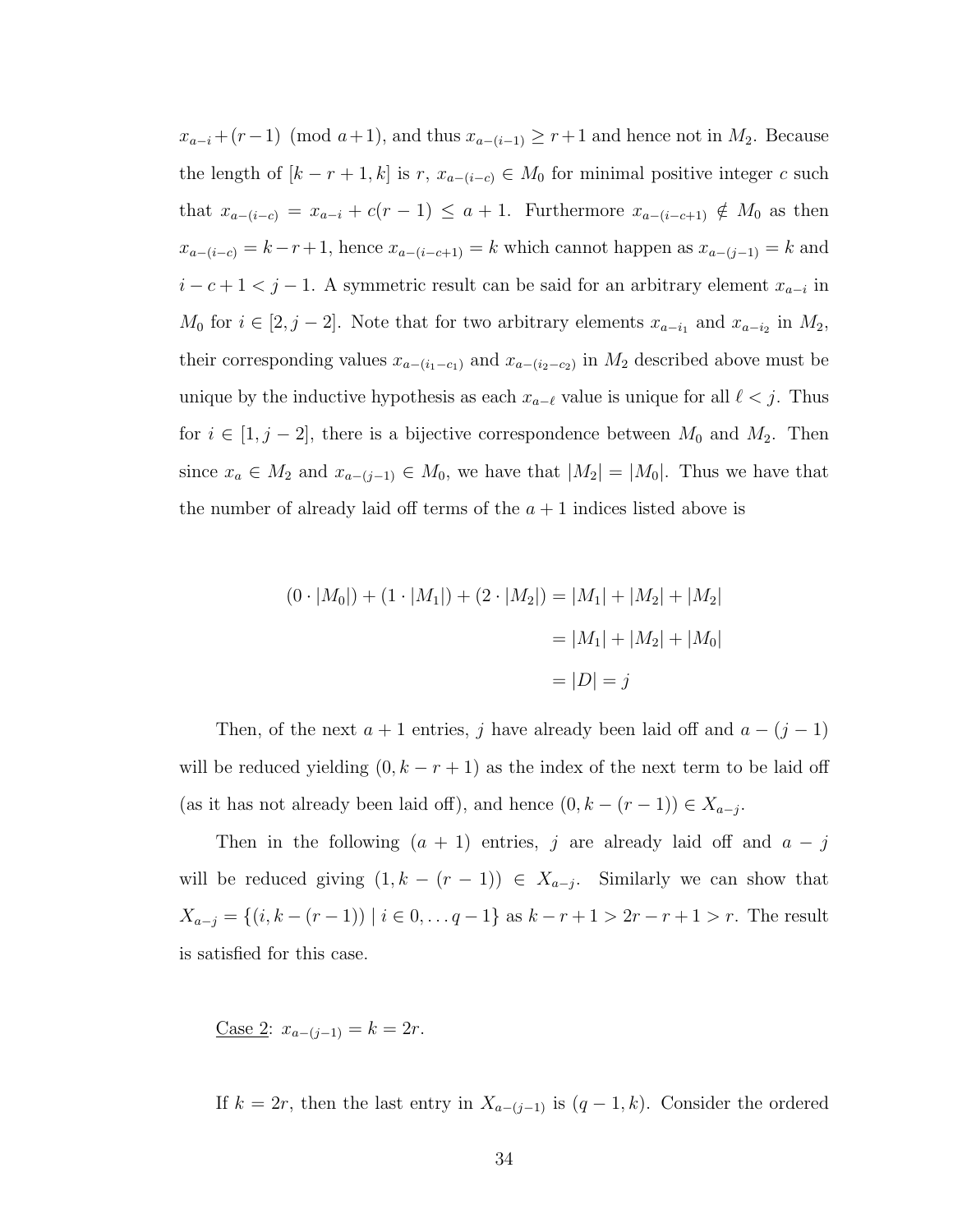$x_{a-i}+(r-1) \pmod{a+1}$, and thus $x_{a-(i-1)} \geq r+1$ and hence not in $M_2$. Because the length of $[k-r+1, k]$ is $r$, $x_{a-(i-c)} \in M_0$ for minimal positive integer $c$ such that $x_{a-(i-c)} = x_{a-i} + c(r-1) \leq a+1$. Furthermore $x_{a-(i-c+1)} \notin M_0$ as then $x_{a-(i-c)} = k-r+1$, hence $x_{a-(i-c+1)} = k$ which cannot happen as $x_{a-(j-1)} = k$ and $i-c+1 < j-1$. A symmetric result can be said for an arbitrary element $x_{a-i}$ in $M_0$ for $i \in [2, j-2]$. Note that for two arbitrary elements $x_{a-i_1}$ and $x_{a-i_2}$ in $M_2$, their corresponding values $x_{a-(i_1-c_1)}$ and $x_{a-(i_2-c_2)}$ in $M_2$ described above must be unique by the inductive hypothesis as each $x_{a-\ell}$ value is unique for all $\ell < j$. Thus for $i \in [1, j-2]$, there is a bijective correspondence between $M_0$ and $M_2$. Then since $x_a \in M_2$ and $x_{a-(j-1)} \in M_0$, we have that $|M_2| = |M_0|$. Thus we have that the number of already laid off terms of the $a+1$ indices listed above is

$$
\begin{aligned}
(0 \cdot |M_0|) + (1 \cdot |M_1|) + (2 \cdot |M_2|) &= |M_1| + |M_2| + |M_2| \\
&= |M_1| + |M_2| + |M_0| \\
&= |D| = j
\end{aligned}
$$

Then, of the next $a+1$ entries, $j$ have already been laid off and $a-(j-1)$ will be reduced yielding $(0, k-r+1)$ as the index of the next term to be laid off (as it has not already been laid off), and hence $(0, k-(r-1)) \in X_{a-j}$.

Then in the following $(a+1)$ entries, $j$ are already laid off and $a-j$ will be reduced giving $(1, k-(r-1)) \in X_{a-j}$. Similarly we can show that $X_{a-j} = \{(i, k-(r-1)) \mid i \in 0, \ldots q-1\}$ as $k-r+1 > 2r-r+1 > r$. The result is satisfied for this case.

Case 2: $x_{a-(j-1)} = k = 2r$.

If $k = 2r$, then the last entry in $X_{a-(j-1)}$ is $(q-1, k)$. Consider the ordered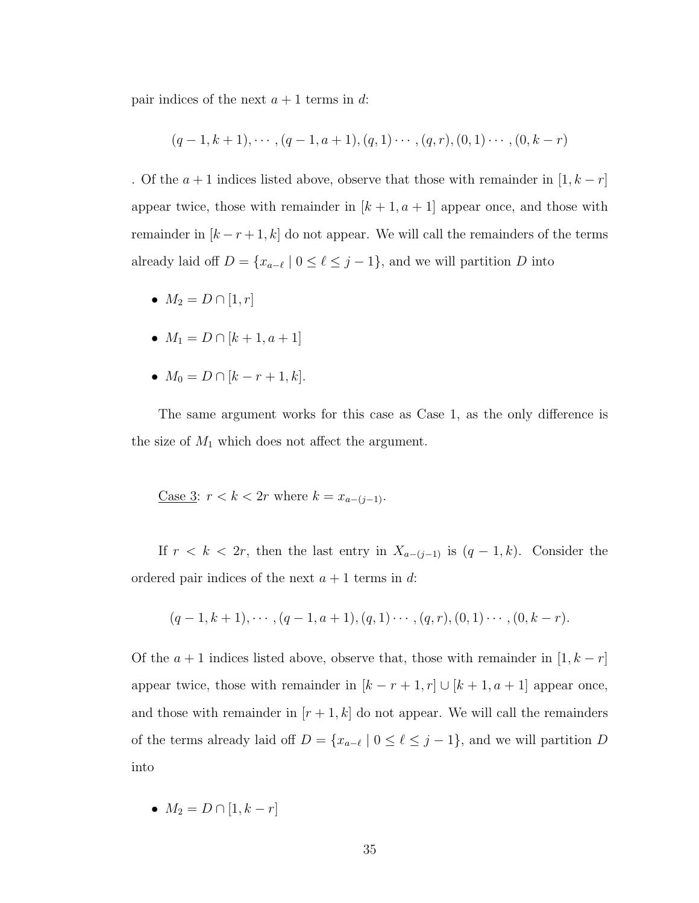pair indices of the next $a+1$ terms in $d$:

$$(q-1, k+1), \cdots, (q-1, a+1), (q, 1) \cdots, (q, r), (0, 1) \cdots, (0, k-r)$$

. Of the $a+1$ indices listed above, observe that those with remainder in $[1, k-r]$ appear twice, those with remainder in $[k+1, a+1]$ appear once, and those with remainder in $[k-r+1, k]$ do not appear. We will call the remainders of the terms already laid off $D = \{x_{a-\ell} \mid 0 \leq \ell \leq j-1\}$, and we will partition $D$ into

- $M_2 = D \cap [1, r]$
- $M_1 = D \cap [k+1, a+1]$
- $M_0 = D \cap [k-r+1, k]$.

The same argument works for this case as Case 1, as the only difference is the size of $M_1$ which does not affect the argument.

Case 3: $r < k < 2r$ where $k = x_{a-(j-1)}$.

If $r < k < 2r$, then the last entry in $X_{a-(j-1)}$ is $(q-1, k)$. Consider the ordered pair indices of the next $a+1$ terms in $d$:

$$(q-1, k+1), \cdots, (q-1, a+1), (q, 1) \cdots, (q, r), (0, 1) \cdots, (0, k-r).$$

Of the $a+1$ indices listed above, observe that, those with remainder in $[1, k-r]$ appear twice, those with remainder in $[k-r+1, r] \cup [k+1, a+1]$ appear once, and those with remainder in $[r+1, k]$ do not appear. We will call the remainders of the terms already laid off $D = \{x_{a-\ell} \mid 0 \leq \ell \leq j-1\}$, and we will partition $D$ into

- $M_2 = D \cap [1, k-r]$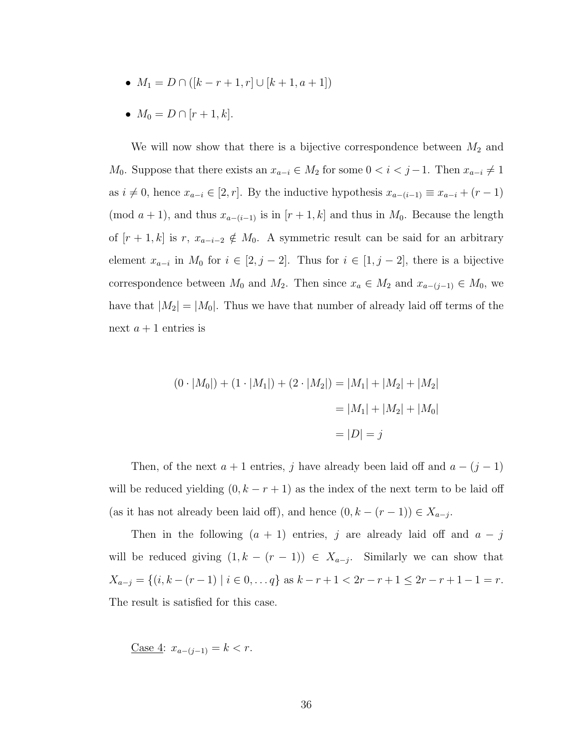- $M_1 = D \cap ([k-r+1, r] \cup [k+1, a+1])$
- $M_0 = D \cap [r+1, k]$.

We will now show that there is a bijective correspondence between $M_2$ and $M_0$. Suppose that there exists an $x_{a-i} \in M_2$ for some $0 < i < j-1$. Then $x_{a-i} \neq 1$ as $i \neq 0$, hence $x_{a-i} \in [2, r]$. By the inductive hypothesis $x_{a-(i-1)} \equiv x_{a-i} + (r-1) \pmod{a+1}$, and thus $x_{a-(i-1)}$ is in $[r+1, k]$ and thus in $M_0$. Because the length of $[r+1, k]$ is $r$, $x_{a-i-2} \notin M_0$. A symmetric result can be said for an arbitrary element $x_{a-i}$ in $M_0$ for $i \in [2, j-2]$. Thus for $i \in [1, j-2]$, there is a bijective correspondence between $M_0$ and $M_2$. Then since $x_a \in M_2$ and $x_{a-(j-1)} \in M_0$, we have that $|M_2| = |M_0|$. Thus we have that number of already laid off terms of the next $a+1$ entries is

$$
\begin{aligned}
(0 \cdot |M_0|) + (1 \cdot |M_1|) + (2 \cdot |M_2|) &= |M_1| + |M_2| + |M_2| \\
&= |M_1| + |M_2| + |M_0| \\
&= |D| = j
\end{aligned}
$$

Then, of the next $a+1$ entries, $j$ have already been laid off and $a-(j-1)$ will be reduced yielding $(0, k-r+1)$ as the index of the next term to be laid off (as it has not already been laid off), and hence $(0, k-(r-1)) \in X_{a-j}$.

Then in the following $(a+1)$ entries, $j$ are already laid off and $a-j$ will be reduced giving $(1, k-(r-1)) \in X_{a-j}$. Similarly we can show that $X_{a-j} = \{(i, k-(r-1) \mid i \in 0, \ldots q\}$ as $k-r+1 < 2r-r+1 \leq 2r-r+1-1 = r$. The result is satisfied for this case.

<u>Case 4</u>: $x_{a-(j-1)} = k < r$.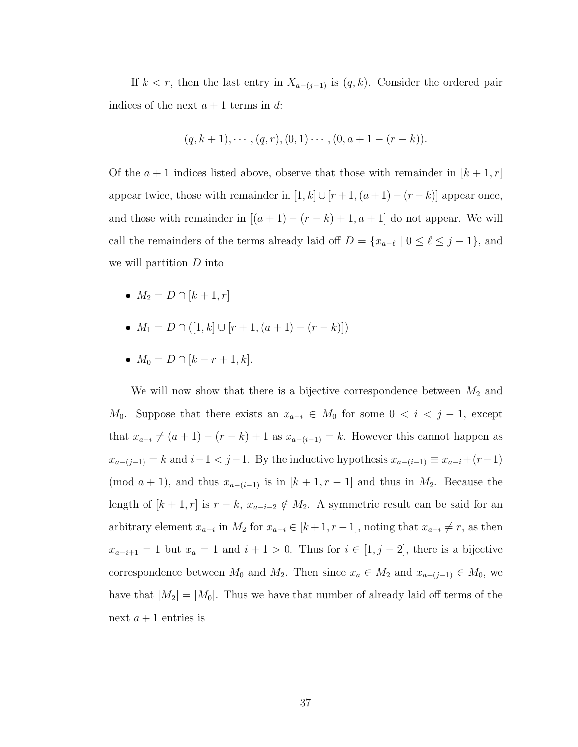If $k < r$, then the last entry in $X_{a-(j-1)}$ is $(q, k)$. Consider the ordered pair indices of the next $a+1$ terms in $d$:

$$(q, k+1), \cdots, (q, r), (0, 1) \cdots, (0, a+1-(r-k)).$$

Of the $a+1$ indices listed above, observe that those with remainder in $[k+1, r]$ appear twice, those with remainder in $[1, k] \cup [r+1, (a+1)-(r-k)]$ appear once, and those with remainder in $[(a+1)-(r-k)+1, a+1]$ do not appear. We will call the remainders of the terms already laid off $D = \{x_{a-\ell} \mid 0 \leq \ell \leq j-1\}$, and we will partition $D$ into

- $M_2 = D \cap [k+1, r]$
- $M_1 = D \cap ([1, k] \cup [r+1, (a+1)-(r-k)])$
- $M_0 = D \cap [k-r+1, k]$.

We will now show that there is a bijective correspondence between $M_2$ and $M_0$. Suppose that there exists an $x_{a-i} \in M_0$ for some $0 < i < j-1$, except that $x_{a-i} \neq (a+1)-(r-k)+1$ as $x_{a-(i-1)} = k$. However this cannot happen as $x_{a-(j-1)} = k$ and $i-1 < j-1$. By the inductive hypothesis $x_{a-(i-1)} \equiv x_{a-i}+(r-1) \pmod{a+1}$, and thus $x_{a-(i-1)}$ is in $[k+1, r-1]$ and thus in $M_2$. Because the length of $[k+1, r]$ is $r-k$, $x_{a-i-2} \notin M_2$. A symmetric result can be said for an arbitrary element $x_{a-i}$ in $M_2$ for $x_{a-i} \in [k+1, r-1]$, noting that $x_{a-i} \neq r$, as then $x_{a-i+1} = 1$ but $x_a = 1$ and $i+1 > 0$. Thus for $i \in [1, j-2]$, there is a bijective correspondence between $M_0$ and $M_2$. Then since $x_a \in M_2$ and $x_{a-(j-1)} \in M_0$, we have that $|M_2| = |M_0|$. Thus we have that number of already laid off terms of the next $a+1$ entries is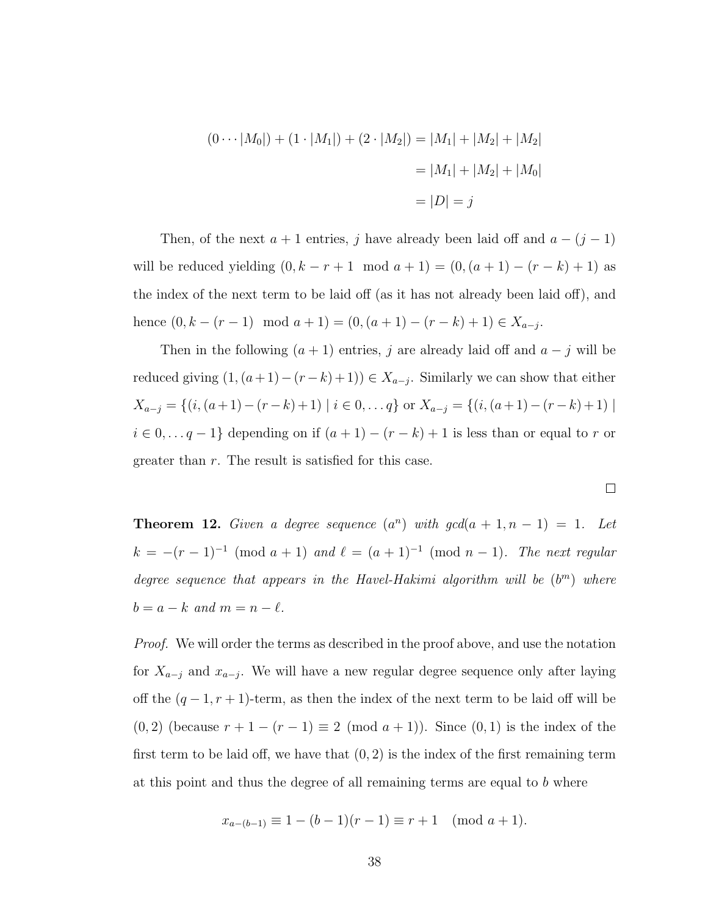$$
\begin{aligned}
(0 \cdots |M_0|) + (1 \cdot |M_1|) + (2 \cdot |M_2|) &= |M_1| + |M_2| + |M_2| \\
&= |M_1| + |M_2| + |M_0| \\
&= |D| = j
\end{aligned}
$$

Then, of the next $a+1$ entries, $j$ have already been laid off and $a-(j-1)$ will be reduced yielding $(0, k-r+1 \mod a+1) = (0, (a+1)-(r-k)+1)$ as the index of the next term to be laid off (as it has not already been laid off), and hence $(0, k-(r-1) \mod a+1) = (0, (a+1)-(r-k)+1) \in X_{a-j}$.

Then in the following $(a+1)$ entries, $j$ are already laid off and $a-j$ will be reduced giving $(1, (a+1)-(r-k)+1)) \in X_{a-j}$. Similarly we can show that either $X_{a-j} = \{(i, (a+1)-(r-k)+1) \mid i \in 0, \dots q\}$ or $X_{a-j} = \{(i, (a+1)-(r-k)+1) \mid i \in 0, \dots q-1\}$ depending on if $(a+1)-(r-k)+1$ is less than or equal to $r$ or greater than $r$. The result is satisfied for this case.

□

**Theorem 12.** *Given a degree sequence $(a^n)$ with $gcd(a+1, n-1) = 1$. Let $k = -(r-1)^{-1} \pmod{a+1}$ and $\ell = (a+1)^{-1} \pmod{n-1}$. The next regular degree sequence that appears in the Havel-Hakimi algorithm will be $(b^m)$ where $b = a-k$ and $m = n-\ell$.*

*Proof.* We will order the terms as described in the proof above, and use the notation for $X_{a-j}$ and $x_{a-j}$. We will have a new regular degree sequence only after laying off the $(q-1, r+1)$-term, as then the index of the next term to be laid off will be $(0, 2)$ (because $r+1-(r-1) \equiv 2 \pmod{a+1}$). Since $(0, 1)$ is the index of the first term to be laid off, we have that $(0, 2)$ is the index of the first remaining term at this point and thus the degree of all remaining terms are equal to $b$ where

$$
x_{a-(b-1)} \equiv 1-(b-1)(r-1) \equiv r+1 \pmod{a+1}.
$$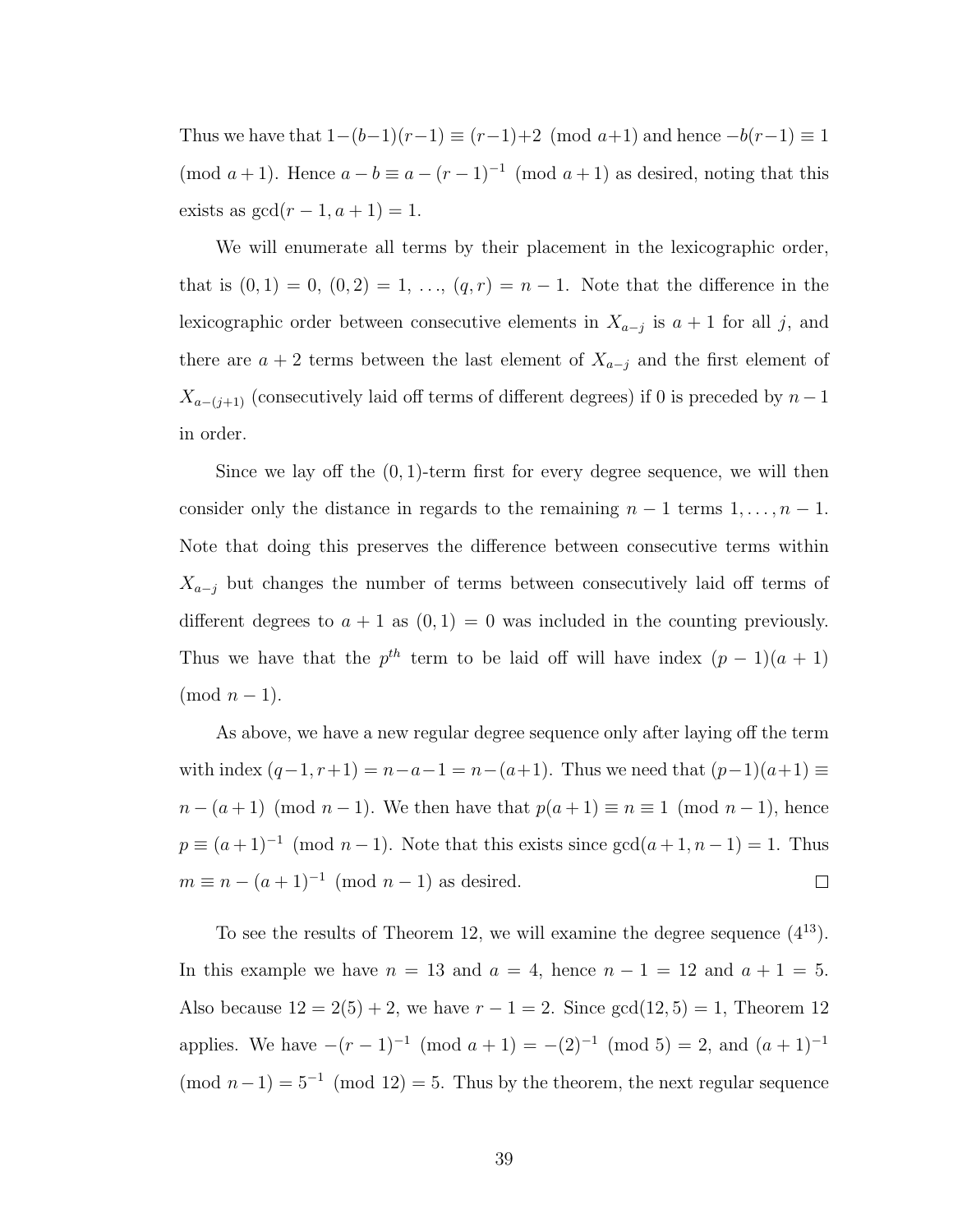Thus we have that $1-(b-1)(r-1) \equiv (r-1)+2 \pmod{a+1}$ and hence $-b(r-1) \equiv 1 \pmod{a+1}$. Hence $a-b \equiv a-(r-1)^{-1} \pmod{a+1}$ as desired, noting that this exists as $\gcd(r-1, a+1) = 1$.

We will enumerate all terms by their placement in the lexicographic order, that is $(0,1) = 0$, $(0,2) = 1$, $\ldots$, $(q,r) = n-1$. Note that the difference in the lexicographic order between consecutive elements in $X_{a-j}$ is $a+1$ for all $j$, and there are $a+2$ terms between the last element of $X_{a-j}$ and the first element of $X_{a-(j+1)}$ (consecutively laid off terms of different degrees) if 0 is preceded by $n-1$ in order.

Since we lay off the $(0,1)$-term first for every degree sequence, we will then consider only the distance in regards to the remaining $n-1$ terms $1, \ldots, n-1$. Note that doing this preserves the difference between consecutive terms within $X_{a-j}$ but changes the number of terms between consecutively laid off terms of different degrees to $a+1$ as $(0,1) = 0$ was included in the counting previously. Thus we have that the $p^{th}$ term to be laid off will have index $(p-1)(a+1) \pmod{n-1}$.

As above, we have a new regular degree sequence only after laying off the term with index $(q-1, r+1) = n-a-1 = n-(a+1)$. Thus we need that $(p-1)(a+1) \equiv n-(a+1) \pmod{n-1}$. We then have that $p(a+1) \equiv n \equiv 1 \pmod{n-1}$, hence $p \equiv (a+1)^{-1} \pmod{n-1}$. Note that this exists since $\gcd(a+1, n-1) = 1$. Thus $m \equiv n-(a+1)^{-1} \pmod{n-1}$ as desired. $\square$

To see the results of Theorem 12, we will examine the degree sequence $(4^{13})$. In this example we have $n = 13$ and $a = 4$, hence $n-1 = 12$ and $a+1 = 5$. Also because $12 = 2(5)+2$, we have $r-1 = 2$. Since $\gcd(12, 5) = 1$, Theorem 12 applies. We have $-(r-1)^{-1} \pmod{a+1} = -(2)^{-1} \pmod 5 = 2$, and $(a+1)^{-1} \pmod{n-1} = 5^{-1} \pmod{12} = 5$. Thus by the theorem, the next regular sequence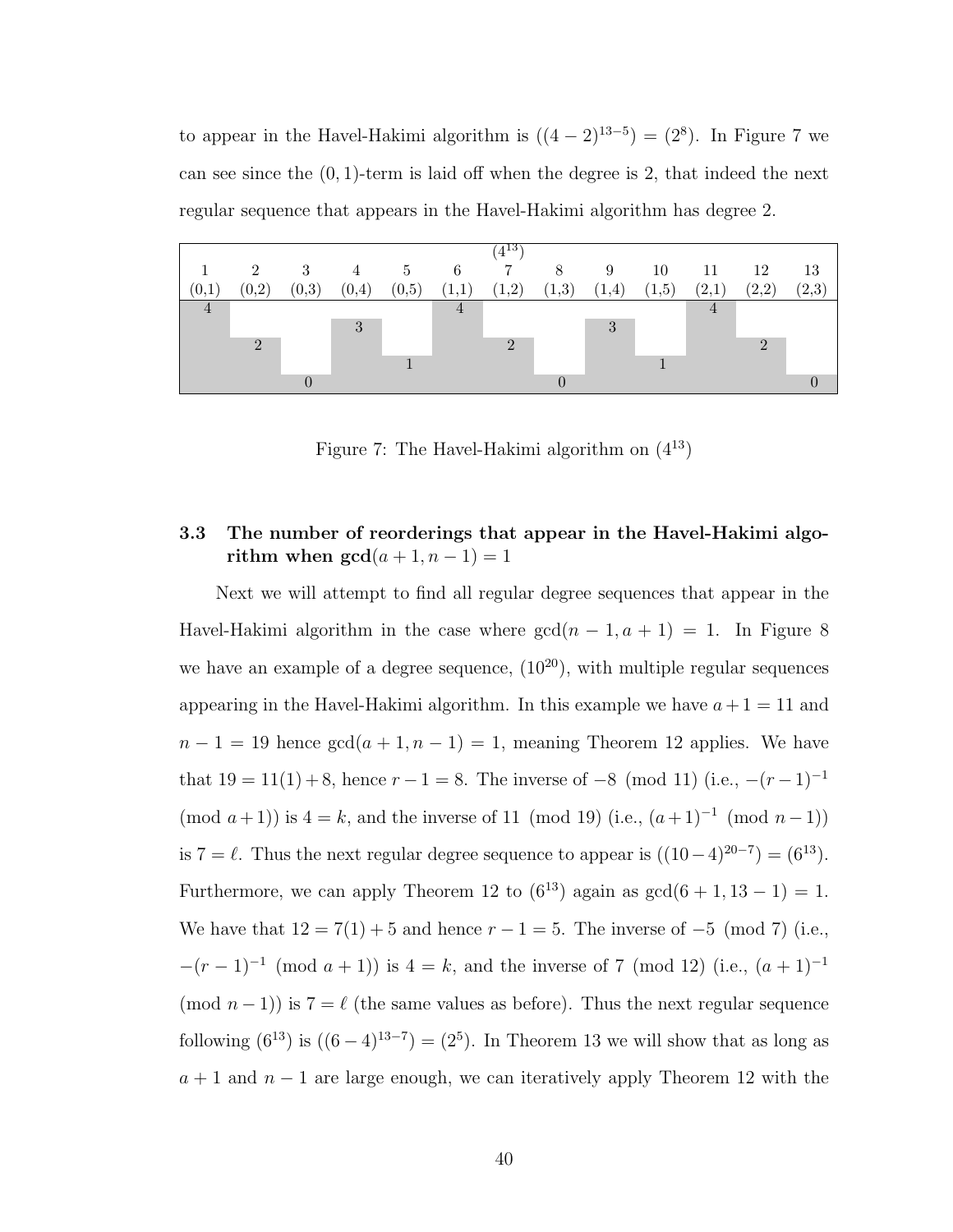to appear in the Havel-Hakimi algorithm is $((4-2)^{13-5}) = (2^8)$. In Figure 7 we can see since the $(0,1)$-term is laid off when the degree is 2, that indeed the next regular sequence that appears in the Havel-Hakimi algorithm has degree 2.

| 1 | 2 | 3 | 4 | 5 | 6 | 7 | 8 | 9 | 10 | 11 | 12 | 13 |
|---|---|---|---|---|---|---|---|---|---|---|---|---|
| (0,1) | (0,2) | (0,3) | (0,4) | (0,5) | (1,1) | (1,2) | (1,3) | (1,4) | (1,5) | (2,1) | (2,2) | (2,3) |
| 4 | 2 | 0 | 3 | 1 | 4 | 2 | 0 | 3 | 1 | 4 | 2 | 0 |

$(4^{13})$ (label above column 7)

Figure 7: The Havel-Hakimi algorithm on $(4^{13})$

### 3.3 The number of reorderings that appear in the Havel-Hakimi algorithm when gcd$(a+1, n-1) = 1$

Next we will attempt to find all regular degree sequences that appear in the Havel-Hakimi algorithm in the case where $\gcd(n-1, a+1) = 1$. In Figure 8 we have an example of a degree sequence, $(10^{20})$, with multiple regular sequences appearing in the Havel-Hakimi algorithm. In this example we have $a+1 = 11$ and $n-1 = 19$ hence $\gcd(a+1, n-1) = 1$, meaning Theorem 12 applies. We have that $19 = 11(1)+8$, hence $r-1 = 8$. The inverse of $-8 \pmod{11}$ (i.e., $-(r-1)^{-1} \pmod{a+1}$) is $4 = k$, and the inverse of $11 \pmod{19}$ (i.e., $(a+1)^{-1} \pmod{n-1}$) is $7 = \ell$. Thus the next regular degree sequence to appear is $((10-4)^{20-7}) = (6^{13})$. Furthermore, we can apply Theorem 12 to $(6^{13})$ again as $\gcd(6+1, 13-1) = 1$. We have that $12 = 7(1)+5$ and hence $r-1 = 5$. The inverse of $-5 \pmod{7}$ (i.e., $-(r-1)^{-1} \pmod{a+1}$) is $4 = k$, and the inverse of $7 \pmod{12}$ (i.e., $(a+1)^{-1} \pmod{n-1}$) is $7 = \ell$ (the same values as before). Thus the next regular sequence following $(6^{13})$ is $((6-4)^{13-7}) = (2^5)$. In Theorem 13 we will show that as long as $a+1$ and $n-1$ are large enough, we can iteratively apply Theorem 12 with the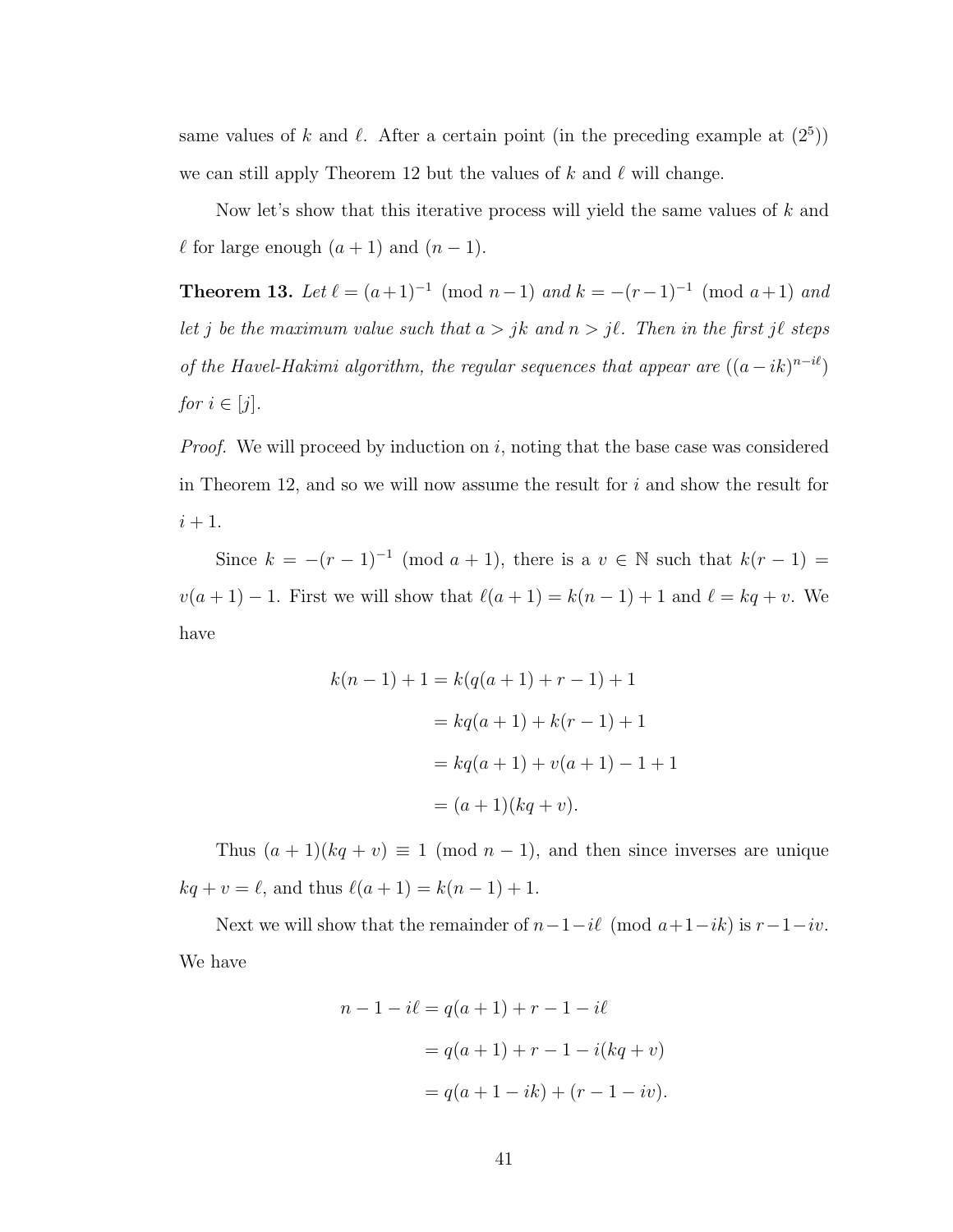same values of $k$ and $\ell$. After a certain point (in the preceding example at $(2^5)$) we can still apply Theorem 12 but the values of $k$ and $\ell$ will change.

Now let's show that this iterative process will yield the same values of $k$ and $\ell$ for large enough $(a+1)$ and $(n-1)$.

**Theorem 13.** *Let $\ell = (a+1)^{-1} \pmod{n-1}$ and $k = -(r-1)^{-1} \pmod{a+1}$ and let $j$ be the maximum value such that $a > jk$ and $n > j\ell$. Then in the first $j\ell$ steps of the Havel-Hakimi algorithm, the regular sequences that appear are $((a-ik)^{n-i\ell})$ for $i \in [j]$.*

*Proof.* We will proceed by induction on $i$, noting that the base case was considered in Theorem 12, and so we will now assume the result for $i$ and show the result for $i+1$.

Since $k = -(r-1)^{-1} \pmod{a+1}$, there is a $v \in \mathbb{N}$ such that $k(r-1) = v(a+1) - 1$. First we will show that $\ell(a+1) = k(n-1) + 1$ and $\ell = kq + v$. We have

$$\begin{aligned} k(n-1) + 1 &= k(q(a+1) + r - 1) + 1 \\ &= kq(a+1) + k(r-1) + 1 \\ &= kq(a+1) + v(a+1) - 1 + 1 \\ &= (a+1)(kq+v). \end{aligned}$$

Thus $(a+1)(kq+v) \equiv 1 \pmod{n-1}$, and then since inverses are unique $kq + v = \ell$, and thus $\ell(a+1) = k(n-1) + 1$.

Next we will show that the remainder of $n-1-i\ell \pmod{a+1-ik}$ is $r-1-iv$. We have

$$\begin{aligned} n - 1 - i\ell &= q(a+1) + r - 1 - i\ell \\ &= q(a+1) + r - 1 - i(kq+v) \\ &= q(a+1-ik) + (r-1-iv). \end{aligned}$$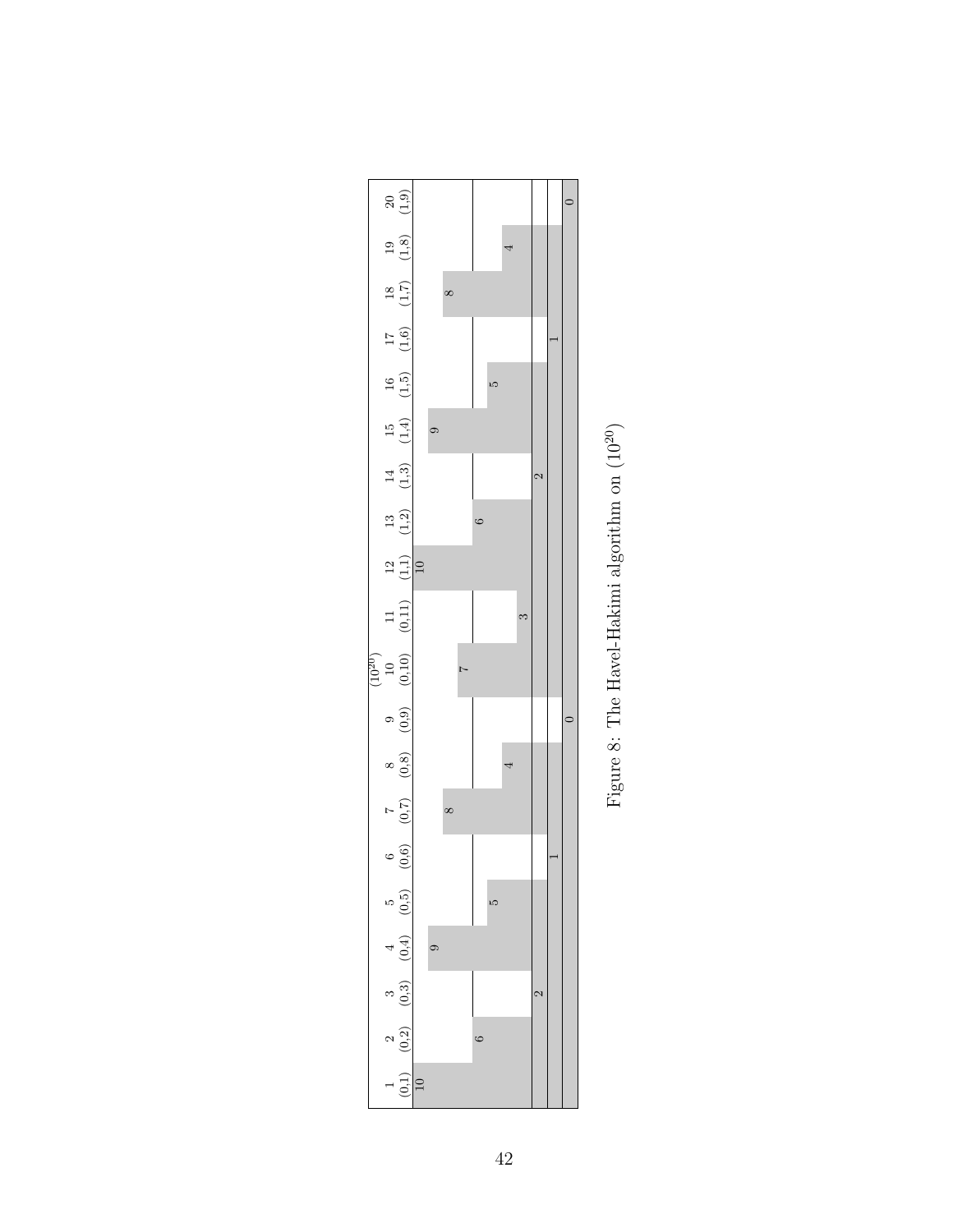Figure 8: The Havel-Hakimi algorithm on $(10^{20})$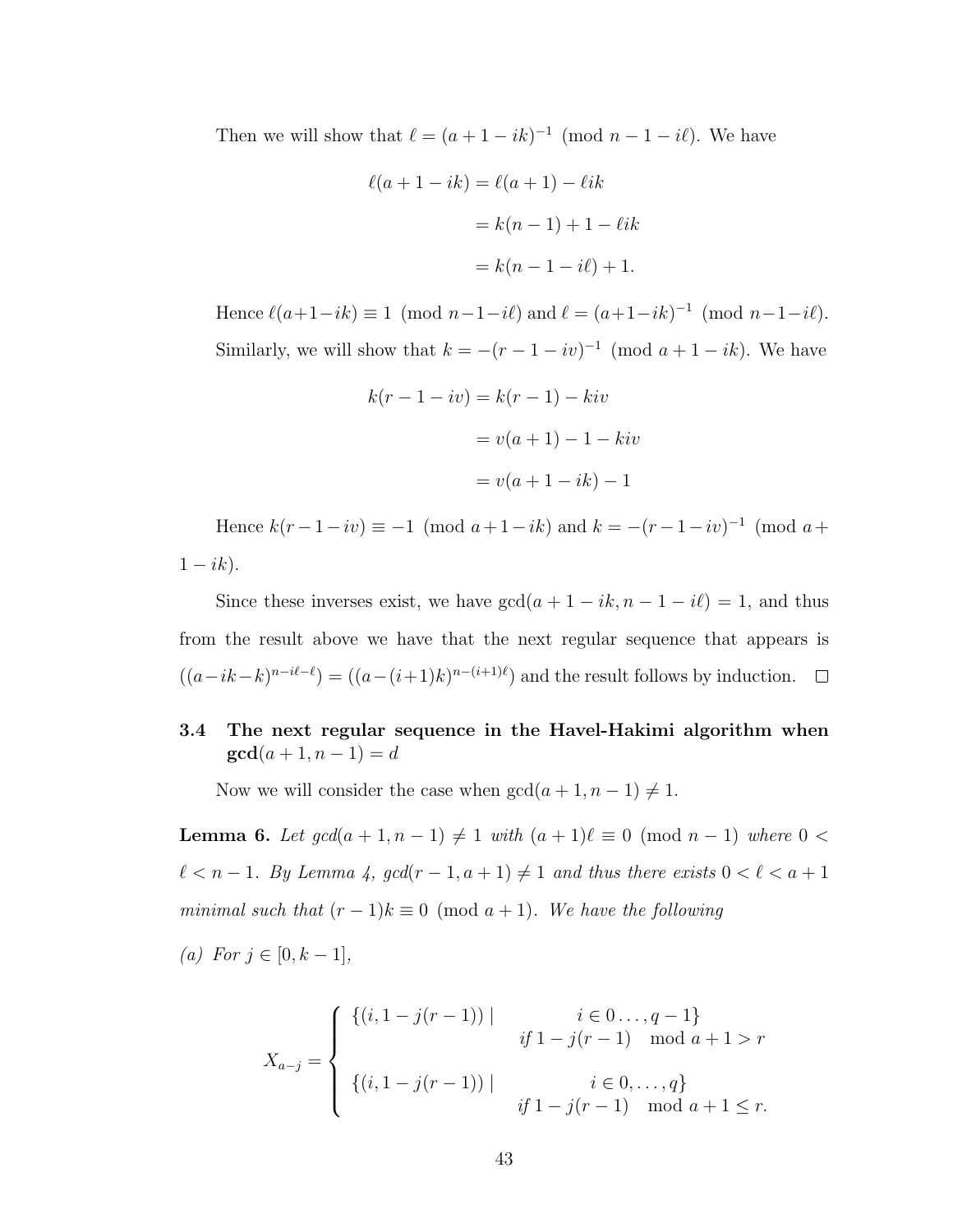Then we will show that $\ell = (a+1-ik)^{-1} \pmod{n-1-i\ell}$. We have

$$\begin{aligned}
\ell(a+1-ik) &= \ell(a+1) - \ell ik \\
&= k(n-1) + 1 - \ell ik \\
&= k(n-1-i\ell) + 1.
\end{aligned}$$

Hence $\ell(a+1-ik) \equiv 1 \pmod{n-1-i\ell}$ and $\ell = (a+1-ik)^{-1} \pmod{n-1-i\ell}$.

Similarly, we will show that $k = -(r-1-iv)^{-1} \pmod{a+1-ik}$. We have

$$\begin{aligned}
k(r-1-iv) &= k(r-1) - kiv \\
&= v(a+1) - 1 - kiv \\
&= v(a+1-ik) - 1
\end{aligned}$$

Hence $k(r-1-iv) \equiv -1 \pmod{a+1-ik}$ and $k = -(r-1-iv)^{-1} \pmod{a+1-ik}$.

Since these inverses exist, we have $\gcd(a+1-ik, n-1-i\ell) = 1$, and thus from the result above we have that the next regular sequence that appears is $((a-ik-k)^{n-i\ell-\ell}) = ((a-(i+1)k)^{n-(i+1)\ell})$ and the result follows by induction. □

### 3.4 The next regular sequence in the Havel-Hakimi algorithm when $\gcd(a+1, n-1) = d$

Now we will consider the case when $\gcd(a+1, n-1) \neq 1$.

**Lemma 6.** *Let $gcd(a+1, n-1) \neq 1$ with $(a+1)\ell \equiv 0 \pmod{n-1}$ where $0 < \ell < n-1$. By Lemma 4, $gcd(r-1, a+1) \neq 1$ and thus there exists $0 < \ell < a+1$ minimal such that $(r-1)k \equiv 0 \pmod{a+1}$. We have the following*

*(a) For $j \in [0, k-1]$,*

$$X_{a-j} = \begin{cases} \{(i, 1-j(r-1)) \mid & i \in 0\ldots, q-1\} \\ & \text{if } 1-j(r-1) \mod a+1 > r \\ \{(i, 1-j(r-1)) \mid & i \in 0, \ldots, q\} \\ & \text{if } 1-j(r-1) \mod a+1 \leq r. \end{cases}$$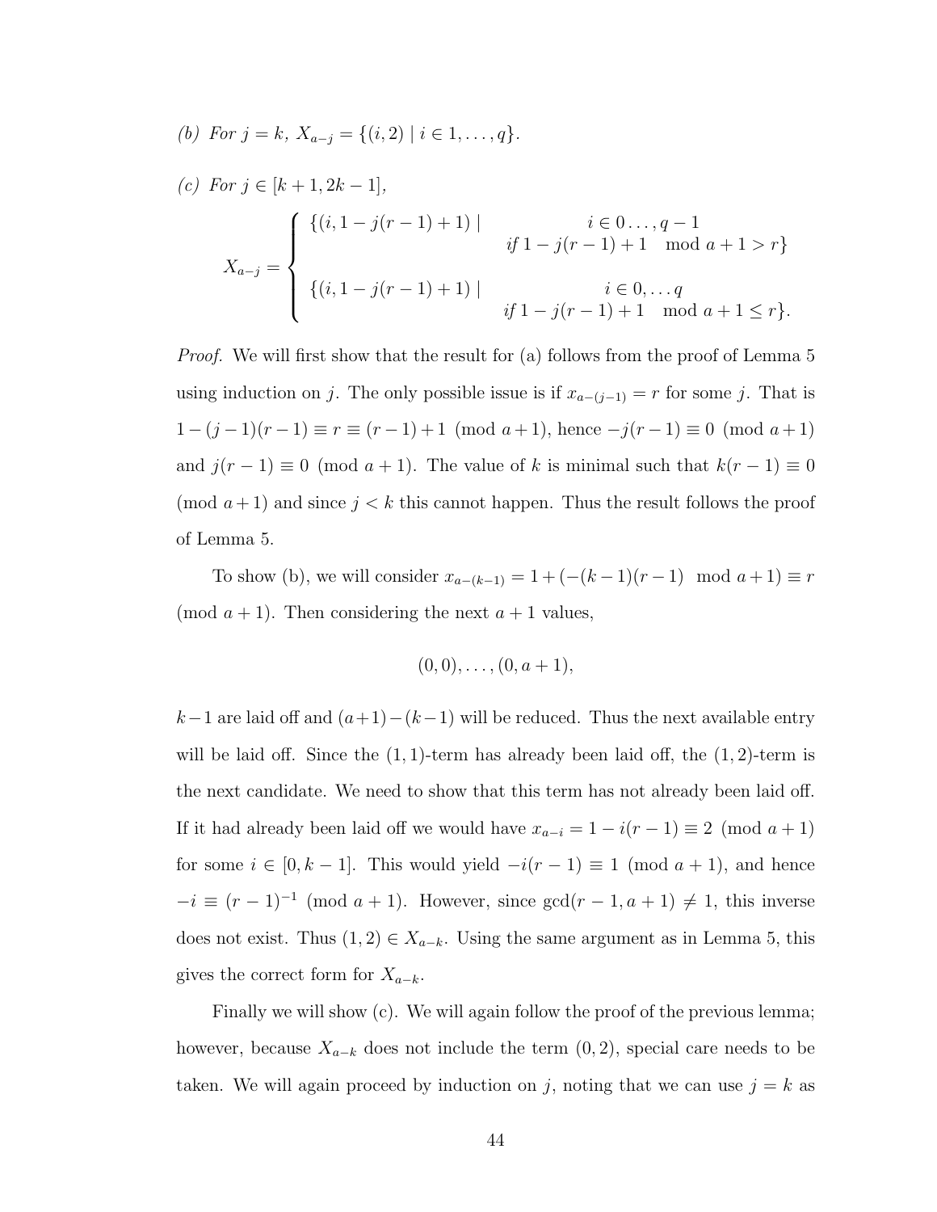*(b) For $j = k$, $X_{a-j} = \{(i, 2) \mid i \in 1, \ldots, q\}$.*

*(c) For $j \in [k+1, 2k-1]$,*

$$X_{a-j} = \begin{cases} \{(i, 1 - j(r-1) + 1) \mid & i \in 0 \ldots, q-1 \\ & \text{if } 1 - j(r-1) + 1 \mod a+1 > r\} \\ \\ \{(i, 1 - j(r-1) + 1) \mid & i \in 0, \ldots q \\ & \text{if } 1 - j(r-1) + 1 \mod a+1 \leq r\}. \end{cases}$$

*Proof.* We will first show that the result for (a) follows from the proof of Lemma 5 using induction on $j$. The only possible issue is if $x_{a-(j-1)} = r$ for some $j$. That is $1 - (j-1)(r-1) \equiv r \equiv (r-1) + 1 \pmod{a+1}$, hence $-j(r-1) \equiv 0 \pmod{a+1}$ and $j(r-1) \equiv 0 \pmod{a+1}$. The value of $k$ is minimal such that $k(r-1) \equiv 0 \pmod{a+1}$ and since $j < k$ this cannot happen. Thus the result follows the proof of Lemma 5.

To show (b), we will consider $x_{a-(k-1)} = 1 + (-(k-1)(r-1) \mod a+1) \equiv r \pmod{a+1}$. Then considering the next $a+1$ values,

$$(0, 0), \ldots, (0, a+1),$$

$k-1$ are laid off and $(a+1)-(k-1)$ will be reduced. Thus the next available entry will be laid off. Since the $(1,1)$-term has already been laid off, the $(1,2)$-term is the next candidate. We need to show that this term has not already been laid off. If it had already been laid off we would have $x_{a-i} = 1 - i(r-1) \equiv 2 \pmod{a+1}$ for some $i \in [0, k-1]$. This would yield $-i(r-1) \equiv 1 \pmod{a+1}$, and hence $-i \equiv (r-1)^{-1} \pmod{a+1}$. However, since $\gcd(r-1, a+1) \neq 1$, this inverse does not exist. Thus $(1,2) \in X_{a-k}$. Using the same argument as in Lemma 5, this gives the correct form for $X_{a-k}$.

Finally we will show (c). We will again follow the proof of the previous lemma; however, because $X_{a-k}$ does not include the term $(0,2)$, special care needs to be taken. We will again proceed by induction on $j$, noting that we can use $j = k$ as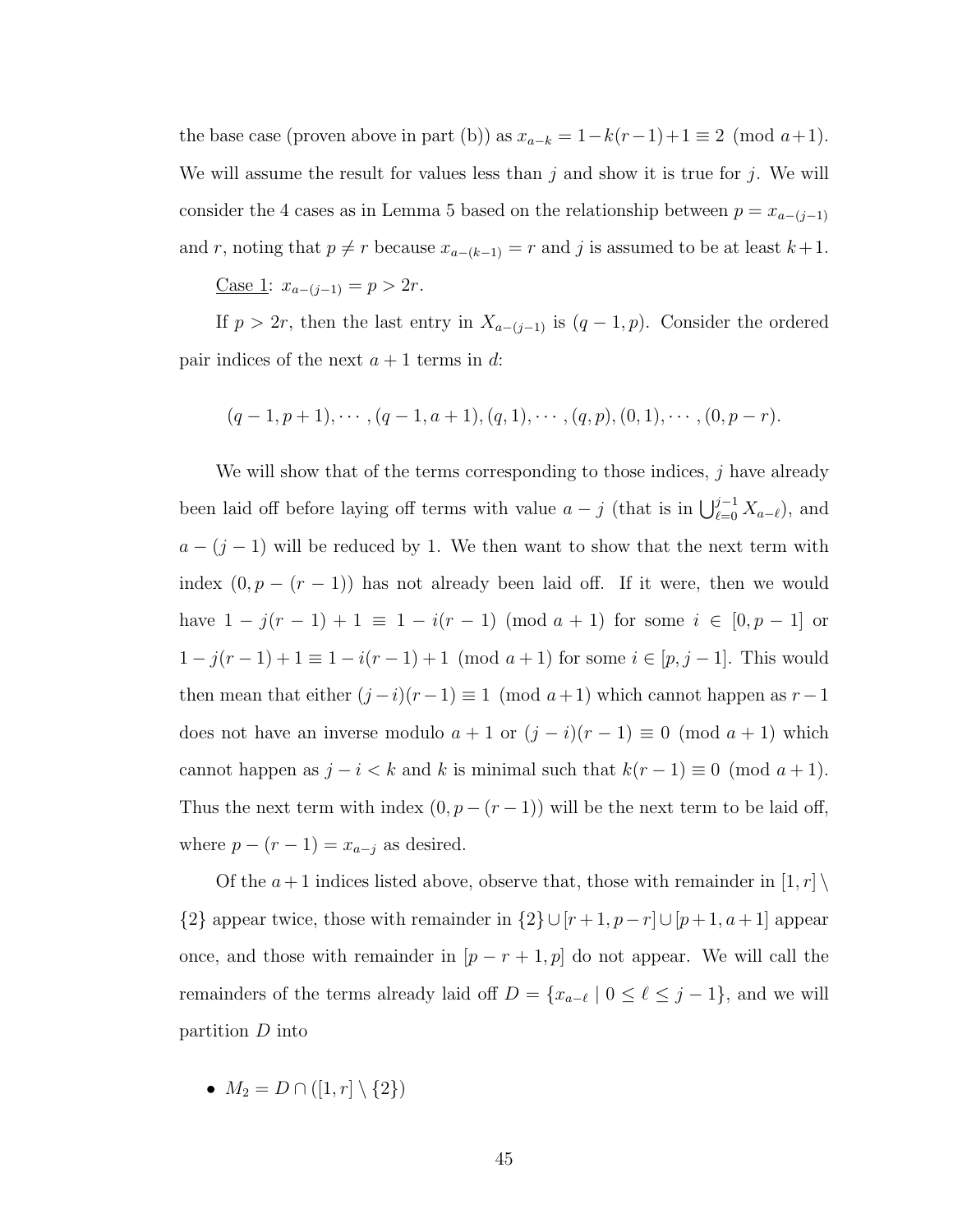the base case (proven above in part (b)) as $x_{a-k} = 1-k(r-1)+1 \equiv 2 \pmod{a+1}$. We will assume the result for values less than $j$ and show it is true for $j$. We will consider the 4 cases as in Lemma 5 based on the relationship between $p = x_{a-(j-1)}$ and $r$, noting that $p \neq r$ because $x_{a-(k-1)} = r$ and $j$ is assumed to be at least $k+1$.

<u>Case 1</u>: $x_{a-(j-1)} = p > 2r$.

If $p > 2r$, then the last entry in $X_{a-(j-1)}$ is $(q-1, p)$. Consider the ordered pair indices of the next $a+1$ terms in $d$:

$$(q-1, p+1), \cdots, (q-1, a+1), (q, 1), \cdots, (q, p), (0, 1), \cdots, (0, p-r).$$

We will show that of the terms corresponding to those indices, $j$ have already been laid off before laying off terms with value $a-j$ (that is in $\bigcup_{\ell=0}^{j-1} X_{a-\ell}$), and $a-(j-1)$ will be reduced by 1. We then want to show that the next term with index $(0, p-(r-1))$ has not already been laid off. If it were, then we would have $1-j(r-1)+1 \equiv 1-i(r-1) \pmod{a+1}$ for some $i \in [0, p-1]$ or $1-j(r-1)+1 \equiv 1-i(r-1)+1 \pmod{a+1}$ for some $i \in [p, j-1]$. This would then mean that either $(j-i)(r-1) \equiv 1 \pmod{a+1}$ which cannot happen as $r-1$ does not have an inverse modulo $a+1$ or $(j-i)(r-1) \equiv 0 \pmod{a+1}$ which cannot happen as $j-i < k$ and $k$ is minimal such that $k(r-1) \equiv 0 \pmod{a+1}$. Thus the next term with index $(0, p-(r-1))$ will be the next term to be laid off, where $p-(r-1) = x_{a-j}$ as desired.

Of the $a+1$ indices listed above, observe that, those with remainder in $[1, r] \setminus \{2\}$ appear twice, those with remainder in $\{2\} \cup [r+1, p-r] \cup [p+1, a+1]$ appear once, and those with remainder in $[p-r+1, p]$ do not appear. We will call the remainders of the terms already laid off $D = \{x_{a-\ell} \mid 0 \leq \ell \leq j-1\}$, and we will partition $D$ into

- $M_2 = D \cap ([1, r] \setminus \{2\})$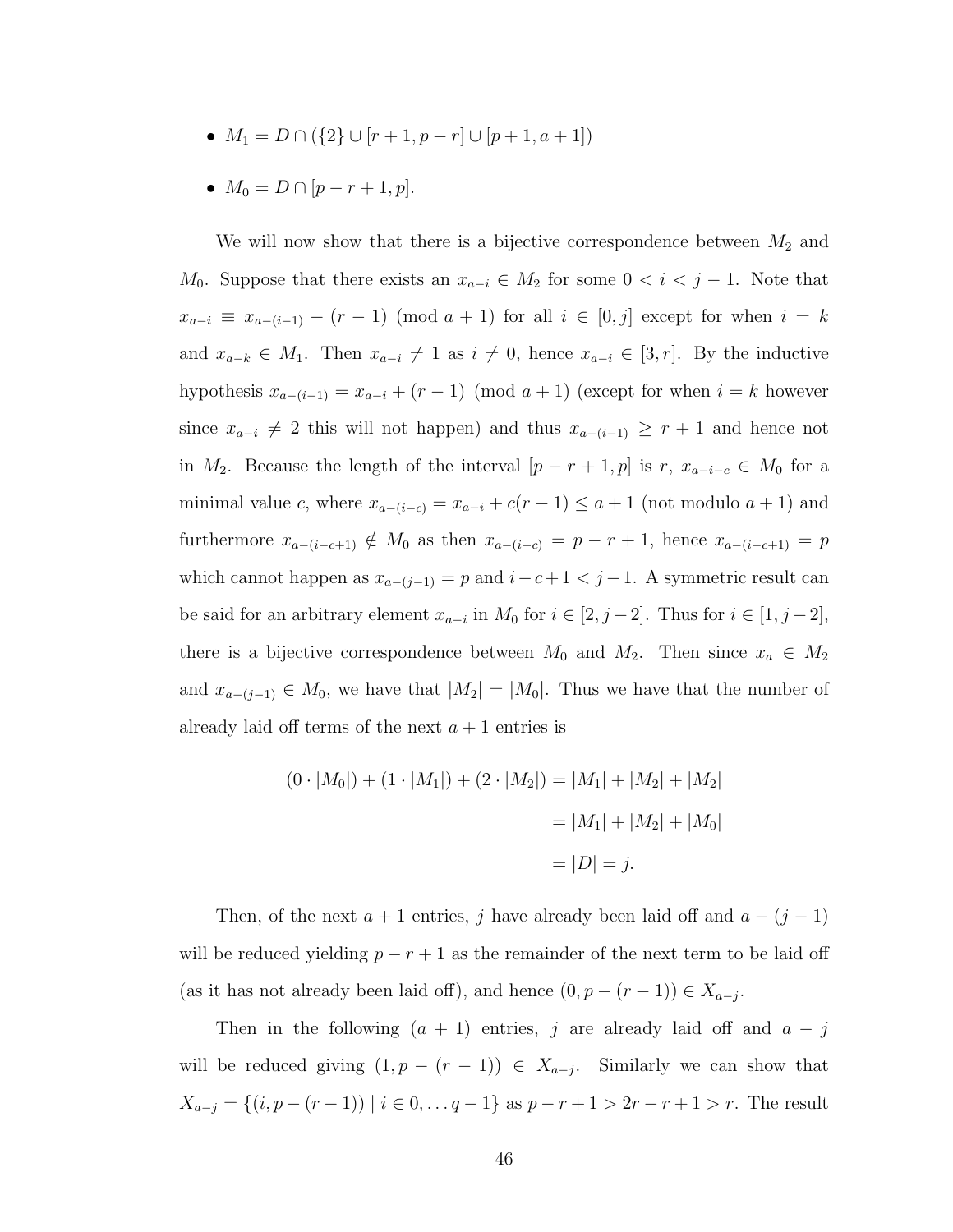- $M_1 = D \cap (\{2\} \cup [r+1, p-r] \cup [p+1, a+1])$
- $M_0 = D \cap [p-r+1, p]$.

We will now show that there is a bijective correspondence between $M_2$ and $M_0$. Suppose that there exists an $x_{a-i} \in M_2$ for some $0 < i < j-1$. Note that $x_{a-i} \equiv x_{a-(i-1)} - (r-1) \pmod{a+1}$ for all $i \in [0, j]$ except for when $i = k$ and $x_{a-k} \in M_1$. Then $x_{a-i} \neq 1$ as $i \neq 0$, hence $x_{a-i} \in [3, r]$. By the inductive hypothesis $x_{a-(i-1)} = x_{a-i} + (r-1) \pmod{a+1}$ (except for when $i = k$ however since $x_{a-i} \neq 2$ this will not happen) and thus $x_{a-(i-1)} \geq r+1$ and hence not in $M_2$. Because the length of the interval $[p-r+1, p]$ is $r$, $x_{a-i-c} \in M_0$ for a minimal value $c$, where $x_{a-(i-c)} = x_{a-i} + c(r-1) \leq a+1$ (not modulo $a+1$) and furthermore $x_{a-(i-c+1)} \notin M_0$ as then $x_{a-(i-c)} = p-r+1$, hence $x_{a-(i-c+1)} = p$ which cannot happen as $x_{a-(j-1)} = p$ and $i-c+1 < j-1$. A symmetric result can be said for an arbitrary element $x_{a-i}$ in $M_0$ for $i \in [2, j-2]$. Thus for $i \in [1, j-2]$, there is a bijective correspondence between $M_0$ and $M_2$. Then since $x_a \in M_2$ and $x_{a-(j-1)} \in M_0$, we have that $|M_2| = |M_0|$. Thus we have that the number of already laid off terms of the next $a+1$ entries is

$$
\begin{aligned}
(0 \cdot |M_0|) + (1 \cdot |M_1|) + (2 \cdot |M_2|) &= |M_1| + |M_2| + |M_2| \\
&= |M_1| + |M_2| + |M_0| \\
&= |D| = j.
\end{aligned}
$$

Then, of the next $a+1$ entries, $j$ have already been laid off and $a-(j-1)$ will be reduced yielding $p-r+1$ as the remainder of the next term to be laid off (as it has not already been laid off), and hence $(0, p-(r-1)) \in X_{a-j}$.

Then in the following $(a+1)$ entries, $j$ are already laid off and $a-j$ will be reduced giving $(1, p-(r-1)) \in X_{a-j}$. Similarly we can show that $X_{a-j} = \{(i, p-(r-1)) \mid i \in 0, \ldots q-1\}$ as $p-r+1 > 2r-r+1 > r$. The result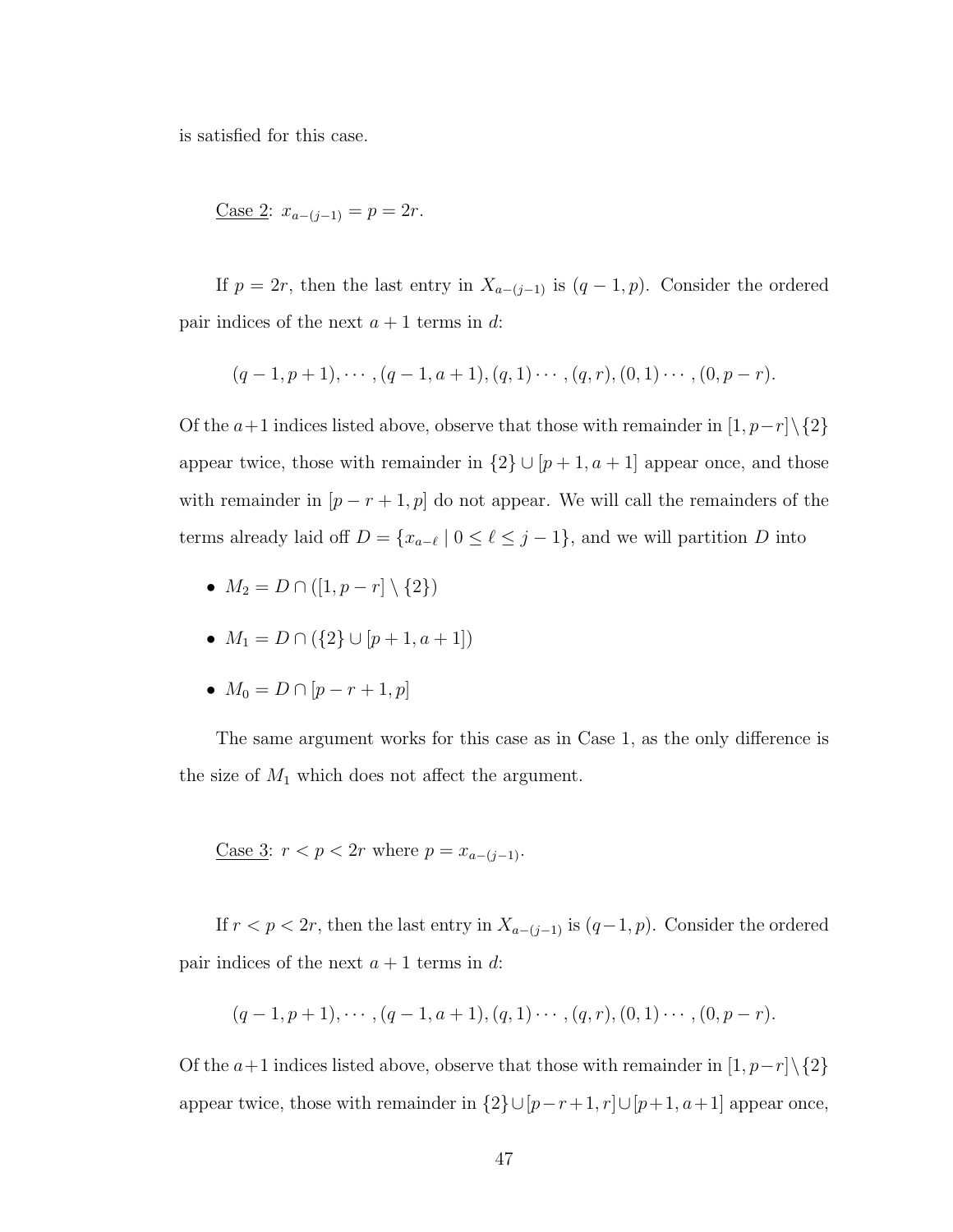is satisfied for this case.

<u>Case 2</u>: $x_{a-(j-1)} = p = 2r$.

If $p = 2r$, then the last entry in $X_{a-(j-1)}$ is $(q-1, p)$. Consider the ordered pair indices of the next $a+1$ terms in $d$:

$$(q-1, p+1), \cdots, (q-1, a+1), (q, 1) \cdots, (q, r), (0, 1) \cdots, (0, p-r).$$

Of the $a+1$ indices listed above, observe that those with remainder in $[1, p-r] \setminus \{2\}$ appear twice, those with remainder in $\{2\} \cup [p+1, a+1]$ appear once, and those with remainder in $[p-r+1, p]$ do not appear. We will call the remainders of the terms already laid off $D = \{x_{a-\ell} \mid 0 \leq \ell \leq j-1\}$, and we will partition $D$ into

- $M_2 = D \cap ([1, p-r] \setminus \{2\})$
- $M_1 = D \cap (\{2\} \cup [p+1, a+1])$
- $M_0 = D \cap [p-r+1, p]$

The same argument works for this case as in Case 1, as the only difference is the size of $M_1$ which does not affect the argument.

<u>Case 3</u>: $r < p < 2r$ where $p = x_{a-(j-1)}$.

If $r < p < 2r$, then the last entry in $X_{a-(j-1)}$ is $(q-1, p)$. Consider the ordered pair indices of the next $a+1$ terms in $d$:

$$(q-1, p+1), \cdots, (q-1, a+1), (q, 1) \cdots, (q, r), (0, 1) \cdots, (0, p-r).$$

Of the $a+1$ indices listed above, observe that those with remainder in $[1, p-r] \setminus \{2\}$ appear twice, those with remainder in $\{2\} \cup [p-r+1, r] \cup [p+1, a+1]$ appear once,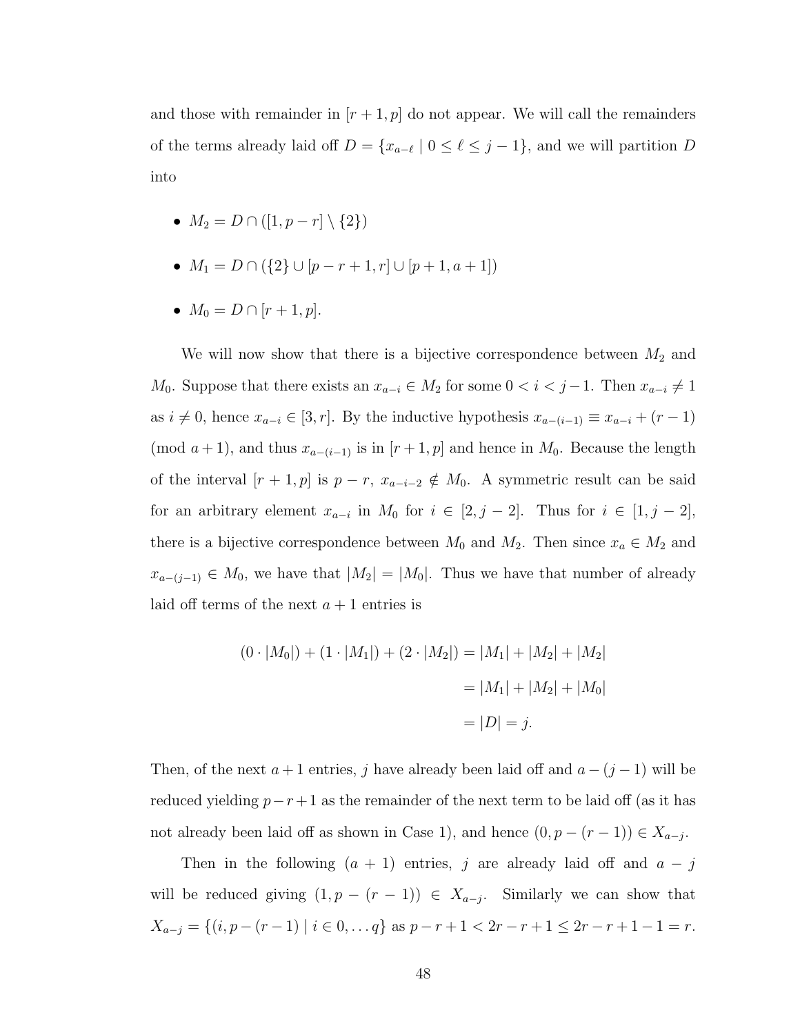and those with remainder in $[r+1, p]$ do not appear. We will call the remainders of the terms already laid off $D = \{x_{a-\ell} \mid 0 \leq \ell \leq j-1\}$, and we will partition $D$ into

- $M_2 = D \cap ([1, p-r] \setminus \{2\})$
- $M_1 = D \cap (\{2\} \cup [p-r+1, r] \cup [p+1, a+1])$
- $M_0 = D \cap [r+1, p]$.

We will now show that there is a bijective correspondence between $M_2$ and $M_0$. Suppose that there exists an $x_{a-i} \in M_2$ for some $0 < i < j-1$. Then $x_{a-i} \neq 1$ as $i \neq 0$, hence $x_{a-i} \in [3, r]$. By the inductive hypothesis $x_{a-(i-1)} \equiv x_{a-i} + (r-1) \pmod{a+1}$, and thus $x_{a-(i-1)}$ is in $[r+1, p]$ and hence in $M_0$. Because the length of the interval $[r+1, p]$ is $p-r$, $x_{a-i-2} \notin M_0$. A symmetric result can be said for an arbitrary element $x_{a-i}$ in $M_0$ for $i \in [2, j-2]$. Thus for $i \in [1, j-2]$, there is a bijective correspondence between $M_0$ and $M_2$. Then since $x_a \in M_2$ and $x_{a-(j-1)} \in M_0$, we have that $|M_2| = |M_0|$. Thus we have that number of already laid off terms of the next $a+1$ entries is

$$
\begin{aligned}
(0 \cdot |M_0|) + (1 \cdot |M_1|) + (2 \cdot |M_2|) &= |M_1| + |M_2| + |M_2| \\
&= |M_1| + |M_2| + |M_0| \\
&= |D| = j.
\end{aligned}
$$

Then, of the next $a+1$ entries, $j$ have already been laid off and $a-(j-1)$ will be reduced yielding $p-r+1$ as the remainder of the next term to be laid off (as it has not already been laid off as shown in Case 1), and hence $(0, p-(r-1)) \in X_{a-j}$.

Then in the following $(a+1)$ entries, $j$ are already laid off and $a-j$ will be reduced giving $(1, p-(r-1)) \in X_{a-j}$. Similarly we can show that $X_{a-j} = \{(i, p-(r-1) \mid i \in 0, \ldots q\}$ as $p-r+1 < 2r-r+1 \leq 2r-r+1-1 = r$.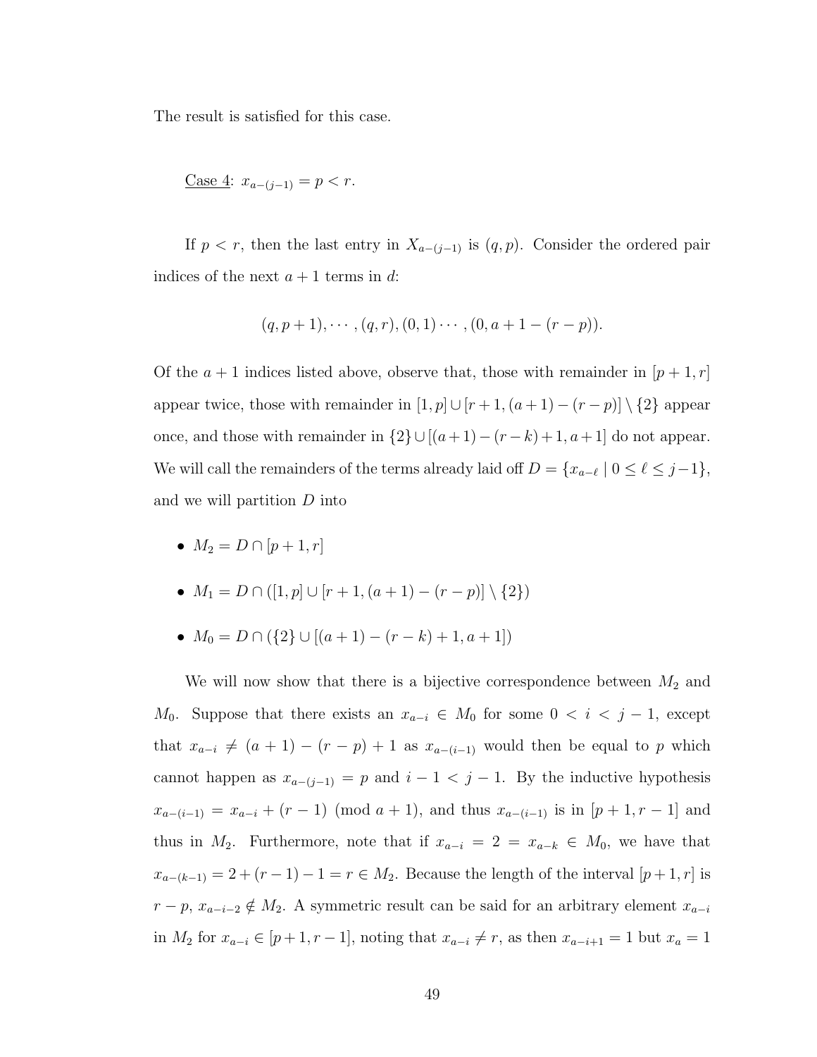The result is satisfied for this case.

<u>Case 4</u>: $x_{a-(j-1)} = p < r$.

If $p < r$, then the last entry in $X_{a-(j-1)}$ is $(q, p)$. Consider the ordered pair indices of the next $a+1$ terms in $d$:

$$(q, p+1), \cdots, (q, r), (0, 1) \cdots, (0, a+1-(r-p)).$$

Of the $a+1$ indices listed above, observe that, those with remainder in $[p+1, r]$ appear twice, those with remainder in $[1, p] \cup [r+1, (a+1)-(r-p)] \setminus \{2\}$ appear once, and those with remainder in $\{2\} \cup [(a+1)-(r-k)+1, a+1]$ do not appear. We will call the remainders of the terms already laid off $D = \{x_{a-\ell} \mid 0 \leq \ell \leq j-1\}$, and we will partition $D$ into

- $M_2 = D \cap [p+1, r]$
- $M_1 = D \cap ([1, p] \cup [r+1, (a+1)-(r-p)] \setminus \{2\})$
- $M_0 = D \cap (\{2\} \cup [(a+1)-(r-k)+1, a+1])$

We will now show that there is a bijective correspondence between $M_2$ and $M_0$. Suppose that there exists an $x_{a-i} \in M_0$ for some $0 < i < j-1$, except that $x_{a-i} \neq (a+1)-(r-p)+1$ as $x_{a-(i-1)}$ would then be equal to $p$ which cannot happen as $x_{a-(j-1)} = p$ and $i-1 < j-1$. By the inductive hypothesis $x_{a-(i-1)} = x_{a-i} + (r-1) \pmod{a+1}$, and thus $x_{a-(i-1)}$ is in $[p+1, r-1]$ and thus in $M_2$. Furthermore, note that if $x_{a-i} = 2 = x_{a-k} \in M_0$, we have that $x_{a-(k-1)} = 2 + (r-1) - 1 = r \in M_2$. Because the length of the interval $[p+1, r]$ is $r-p$, $x_{a-i-2} \notin M_2$. A symmetric result can be said for an arbitrary element $x_{a-i}$ in $M_2$ for $x_{a-i} \in [p+1, r-1]$, noting that $x_{a-i} \neq r$, as then $x_{a-i+1} = 1$ but $x_a = 1$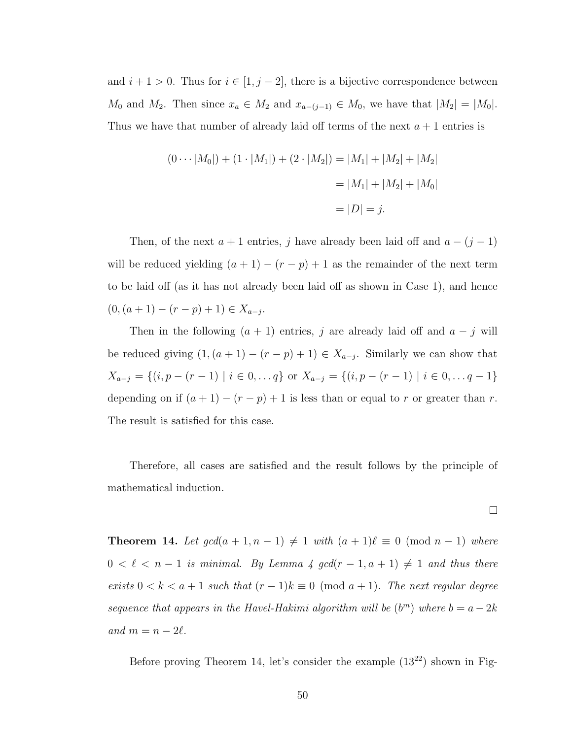and $i+1 > 0$. Thus for $i \in [1, j-2]$, there is a bijective correspondence between $M_0$ and $M_2$. Then since $x_a \in M_2$ and $x_{a-(j-1)} \in M_0$, we have that $|M_2| = |M_0|$. Thus we have that number of already laid off terms of the next $a+1$ entries is

$$
\begin{aligned}
(0 \cdots |M_0|) + (1 \cdot |M_1|) + (2 \cdot |M_2|) &= |M_1| + |M_2| + |M_2| \\
&= |M_1| + |M_2| + |M_0| \\
&= |D| = j.
\end{aligned}
$$

Then, of the next $a+1$ entries, $j$ have already been laid off and $a-(j-1)$ will be reduced yielding $(a+1)-(r-p)+1$ as the remainder of the next term to be laid off (as it has not already been laid off as shown in Case 1), and hence $(0, (a+1)-(r-p)+1) \in X_{a-j}$.

Then in the following $(a+1)$ entries, $j$ are already laid off and $a-j$ will be reduced giving $(1, (a+1)-(r-p)+1) \in X_{a-j}$. Similarly we can show that $X_{a-j} = \{(i, p-(r-1) \mid i \in 0, \ldots q\}$ or $X_{a-j} = \{(i, p-(r-1) \mid i \in 0, \ldots q-1\}$ depending on if $(a+1)-(r-p)+1$ is less than or equal to $r$ or greater than $r$. The result is satisfied for this case.

Therefore, all cases are satisfied and the result follows by the principle of mathematical induction.

$\square$

**Theorem 14.** *Let $gcd(a+1, n-1) \neq 1$ with $(a+1)\ell \equiv 0 \pmod{n-1}$ where $0 < \ell < n-1$ is minimal. By Lemma 4 $gcd(r-1, a+1) \neq 1$ and thus there exists $0 < k < a+1$ such that $(r-1)k \equiv 0 \pmod{a+1}$. The next regular degree sequence that appears in the Havel-Hakimi algorithm will be $(b^m)$ where $b = a-2k$ and $m = n-2\ell$.*

Before proving Theorem 14, let's consider the example $(13^{22})$ shown in Fig-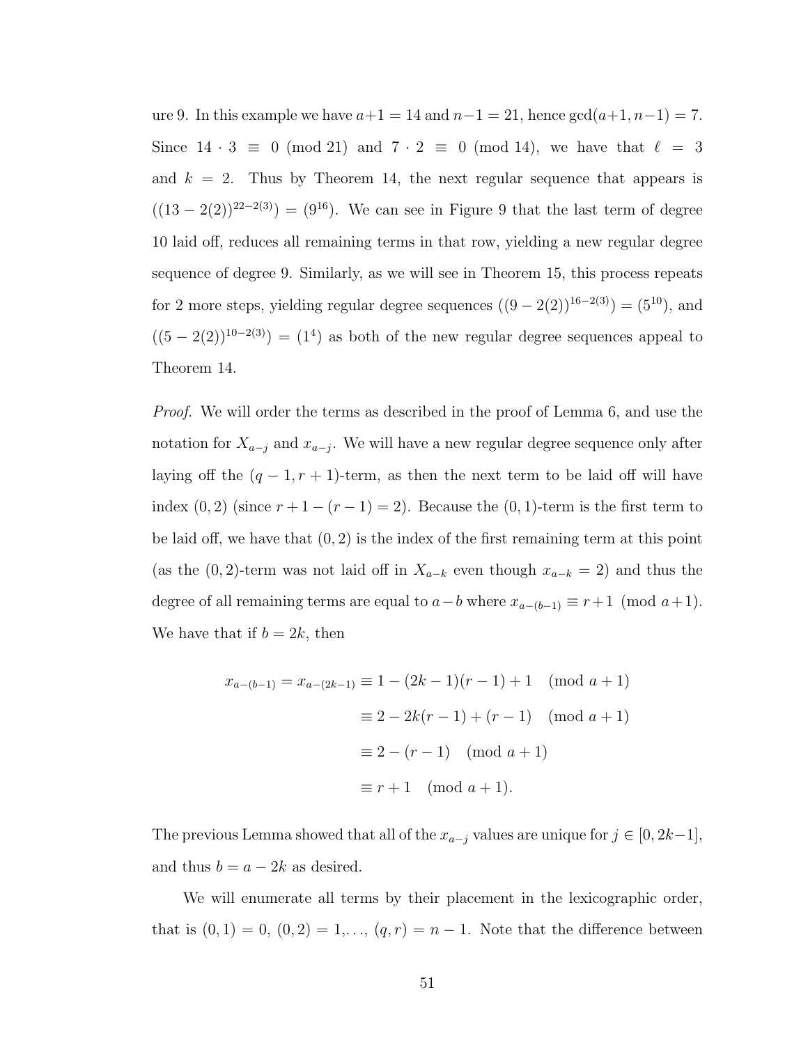ure 9. In this example we have $a+1 = 14$ and $n-1 = 21$, hence $\gcd(a+1, n-1) = 7$. Since $14 \cdot 3 \equiv 0 \pmod{21}$ and $7 \cdot 2 \equiv 0 \pmod{14}$, we have that $\ell = 3$ and $k = 2$. Thus by Theorem 14, the next regular sequence that appears is $((13-2(2))^{22-2(3)}) = (9^{16})$. We can see in Figure 9 that the last term of degree 10 laid off, reduces all remaining terms in that row, yielding a new regular degree sequence of degree 9. Similarly, as we will see in Theorem 15, this process repeats for 2 more steps, yielding regular degree sequences $((9-2(2))^{16-2(3)}) = (5^{10})$, and $((5-2(2))^{10-2(3)}) = (1^4)$ as both of the new regular degree sequences appeal to Theorem 14.

*Proof.* We will order the terms as described in the proof of Lemma 6, and use the notation for $X_{a-j}$ and $x_{a-j}$. We will have a new regular degree sequence only after laying off the $(q-1, r+1)$-term, as then the next term to be laid off will have index $(0, 2)$ (since $r+1-(r-1) = 2$). Because the $(0, 1)$-term is the first term to be laid off, we have that $(0, 2)$ is the index of the first remaining term at this point (as the $(0, 2)$-term was not laid off in $X_{a-k}$ even though $x_{a-k} = 2$) and thus the degree of all remaining terms are equal to $a-b$ where $x_{a-(b-1)} \equiv r+1 \pmod{a+1}$. We have that if $b = 2k$, then

$$
\begin{aligned}
x_{a-(b-1)} = x_{a-(2k-1)} &\equiv 1-(2k-1)(r-1)+1 \pmod{a+1} \\
&\equiv 2-2k(r-1)+(r-1) \pmod{a+1} \\
&\equiv 2-(r-1) \pmod{a+1} \\
&\equiv r+1 \pmod{a+1}.
\end{aligned}
$$

The previous Lemma showed that all of the $x_{a-j}$ values are unique for $j \in [0, 2k-1]$, and thus $b = a-2k$ as desired.

We will enumerate all terms by their placement in the lexicographic order, that is $(0, 1) = 0$, $(0, 2) = 1, \ldots, (q, r) = n-1$. Note that the difference between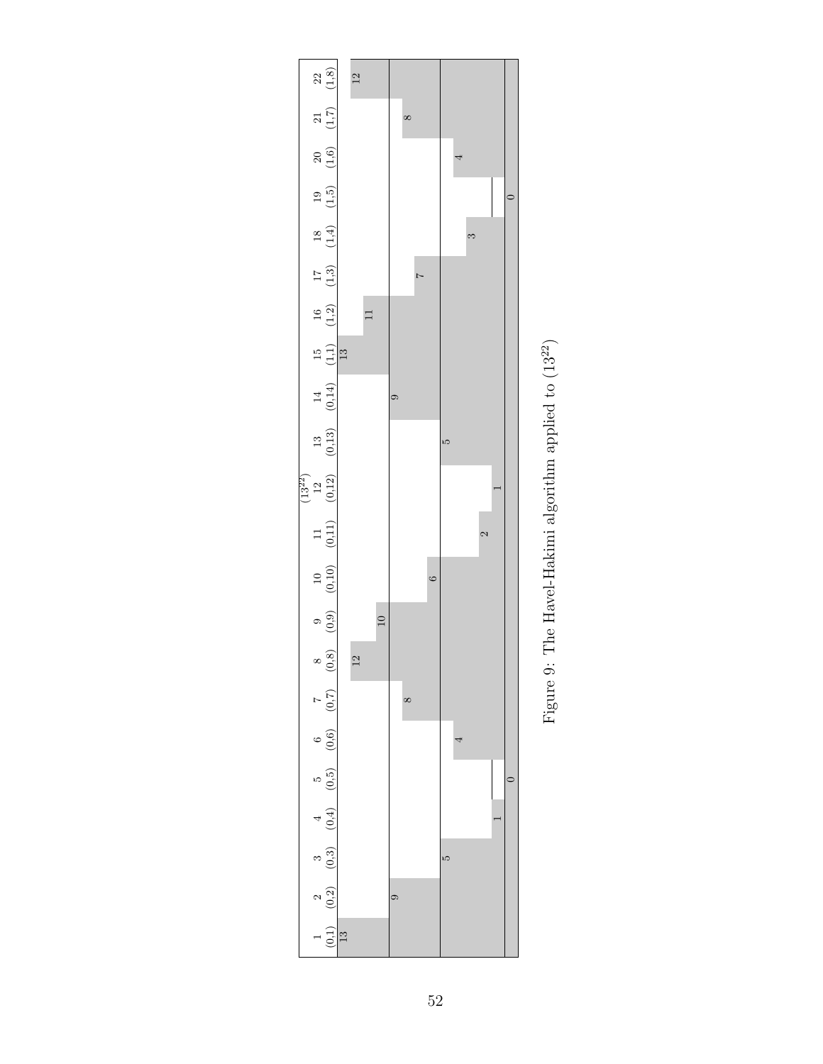| 1 (0,1) | 2 (0,2) | 3 (0,3) | 4 (0,4) | 5 (0,5) | 6 (0,6) | 7 (0,7) | 8 (0,8) | 9 (0,9) | 10 (0,10) | 11 (0,11) | $(13^{22})$ 12 (0,12) | 13 (0,13) | 14 (0,14) | 15 (1,1) | 16 (1,2) | 17 (1,3) | 18 (1,4) | 19 (1,5) | 20 (1,6) | 21 (1,7) | 22 (1,8) |
|---|---|---|---|---|---|---|---|---|---|---|---|---|---|---|---|---|---|---|---|---|---|
| 13 | | | | | | | 12 | 10 | | | | | | 13 | 11 | | | | | | 12 |
| | 9 | | | | | 8 | | | 6 | | | | 9 | | | 7 | | | | 8 | |
| | | 5 | | | 4 | | | | | 2 | | 5 | | | | | 3 | | 4 | | |
| | | | 1 | 0 | | | | | | | 1 | | | | | | | 0 | | | |

Figure 9: The Havel-Hakimi algorithm applied to $(13^{22})$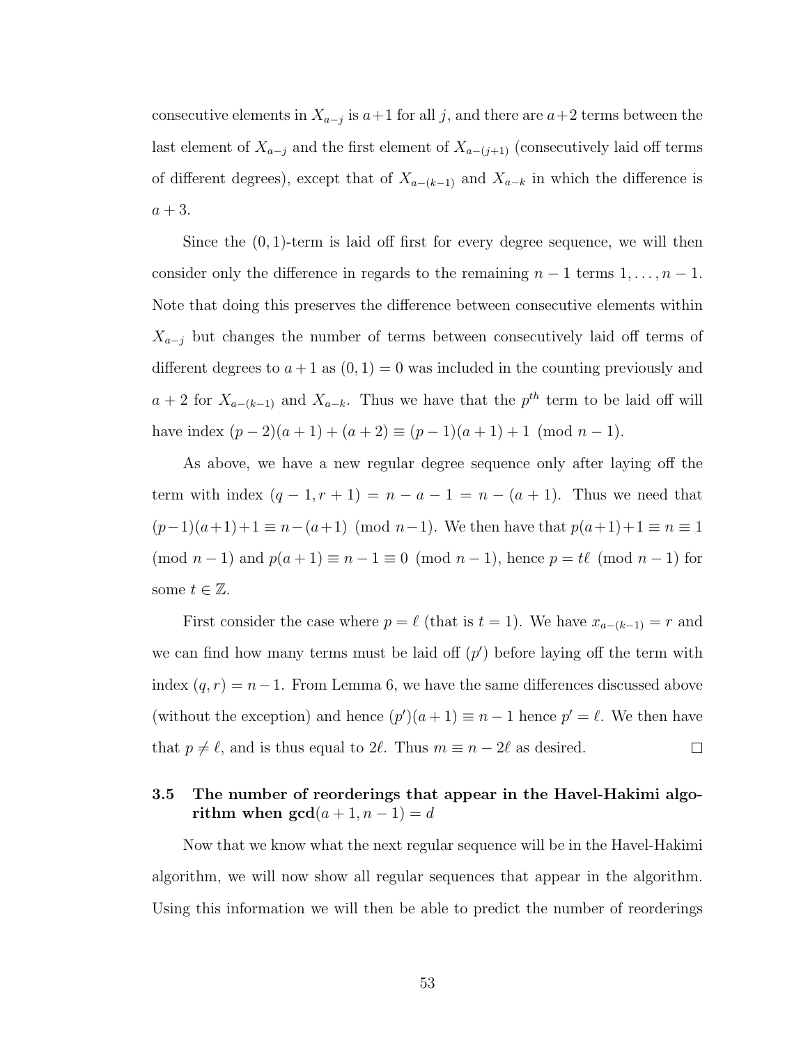consecutive elements in $X_{a-j}$ is $a+1$ for all $j$, and there are $a+2$ terms between the last element of $X_{a-j}$ and the first element of $X_{a-(j+1)}$ (consecutively laid off terms of different degrees), except that of $X_{a-(k-1)}$ and $X_{a-k}$ in which the difference is $a+3$.

Since the $(0,1)$-term is laid off first for every degree sequence, we will then consider only the difference in regards to the remaining $n-1$ terms $1,\ldots,n-1$. Note that doing this preserves the difference between consecutive elements within $X_{a-j}$ but changes the number of terms between consecutively laid off terms of different degrees to $a+1$ as $(0,1)=0$ was included in the counting previously and $a+2$ for $X_{a-(k-1)}$ and $X_{a-k}$. Thus we have that the $p^{th}$ term to be laid off will have index $(p-2)(a+1)+(a+2) \equiv (p-1)(a+1)+1 \pmod{n-1}$.

As above, we have a new regular degree sequence only after laying off the term with index $(q-1,r+1) = n-a-1 = n-(a+1)$. Thus we need that $(p-1)(a+1)+1 \equiv n-(a+1) \pmod{n-1}$. We then have that $p(a+1)+1 \equiv n \equiv 1 \pmod{n-1}$ and $p(a+1) \equiv n-1 \equiv 0 \pmod{n-1}$, hence $p = t\ell \pmod{n-1}$ for some $t \in \mathbb{Z}$.

First consider the case where $p = \ell$ (that is $t=1$). We have $x_{a-(k-1)} = r$ and we can find how many terms must be laid off ($p'$) before laying off the term with index $(q,r) = n-1$. From Lemma 6, we have the same differences discussed above (without the exception) and hence $(p')(a+1) \equiv n-1$ hence $p' = \ell$. We then have that $p \neq \ell$, and is thus equal to $2\ell$. Thus $m \equiv n-2\ell$ as desired. $\square$

### 3.5 The number of reorderings that appear in the Havel-Hakimi algorithm when gcd$(a+1, n-1) = d$

Now that we know what the next regular sequence will be in the Havel-Hakimi algorithm, we will now show all regular sequences that appear in the algorithm. Using this information we will then be able to predict the number of reorderings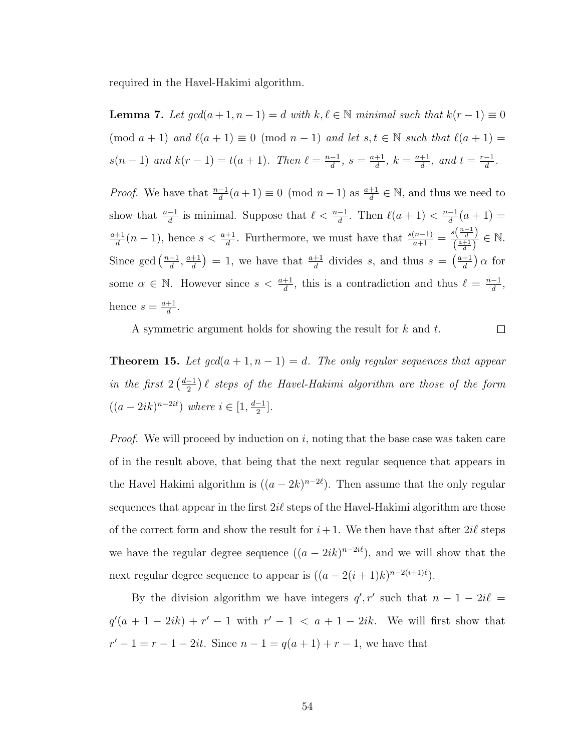required in the Havel-Hakimi algorithm.

**Lemma 7.** *Let $gcd(a+1, n-1) = d$ with $k, \ell \in \mathbb{N}$ minimal such that $k(r-1) \equiv 0 \pmod{a+1}$ and $\ell(a+1) \equiv 0 \pmod{n-1}$ and let $s, t \in \mathbb{N}$ such that $\ell(a+1) = s(n-1)$ and $k(r-1) = t(a+1)$. Then $\ell = \frac{n-1}{d}$, $s = \frac{a+1}{d}$, $k = \frac{a+1}{d}$, and $t = \frac{r-1}{d}$.*

*Proof.* We have that $\frac{n-1}{d}(a+1) \equiv 0 \pmod{n-1}$ as $\frac{a+1}{d} \in \mathbb{N}$, and thus we need to show that $\frac{n-1}{d}$ is minimal. Suppose that $\ell < \frac{n-1}{d}$. Then $\ell(a+1) < \frac{n-1}{d}(a+1) = \frac{a+1}{d}(n-1)$, hence $s < \frac{a+1}{d}$. Furthermore, we must have that $\frac{s(n-1)}{a+1} = \frac{s\left(\frac{n-1}{d}\right)}{\left(\frac{a+1}{d}\right)} \in \mathbb{N}$. Since $\gcd\left(\frac{n-1}{d}, \frac{a+1}{d}\right) = 1$, we have that $\frac{a+1}{d}$ divides $s$, and thus $s = \left(\frac{a+1}{d}\right)\alpha$ for some $\alpha \in \mathbb{N}$. However since $s < \frac{a+1}{d}$, this is a contradiction and thus $\ell = \frac{n-1}{d}$, hence $s = \frac{a+1}{d}$.

A symmetric argument holds for showing the result for $k$ and $t$. $\square$

**Theorem 15.** *Let $gcd(a+1, n-1) = d$. The only regular sequences that appear in the first $2\left(\frac{d-1}{2}\right)\ell$ steps of the Havel-Hakimi algorithm are those of the form $((a-2ik)^{n-2i\ell})$ where $i \in [1, \frac{d-1}{2}]$.*

*Proof.* We will proceed by induction on $i$, noting that the base case was taken care of in the result above, that being that the next regular sequence that appears in the Havel Hakimi algorithm is $((a-2k)^{n-2\ell})$. Then assume that the only regular sequences that appear in the first $2i\ell$ steps of the Havel-Hakimi algorithm are those of the correct form and show the result for $i+1$. We then have that after $2i\ell$ steps we have the regular degree sequence $((a-2ik)^{n-2i\ell})$, and we will show that the next regular degree sequence to appear is $((a-2(i+1)k)^{n-2(i+1)\ell})$.

By the division algorithm we have integers $q', r'$ such that $n-1-2i\ell = q'(a+1-2ik) + r' - 1$ with $r'-1 < a+1-2ik$. We will first show that $r'-1 = r-1-2it$. Since $n-1 = q(a+1) + r - 1$, we have that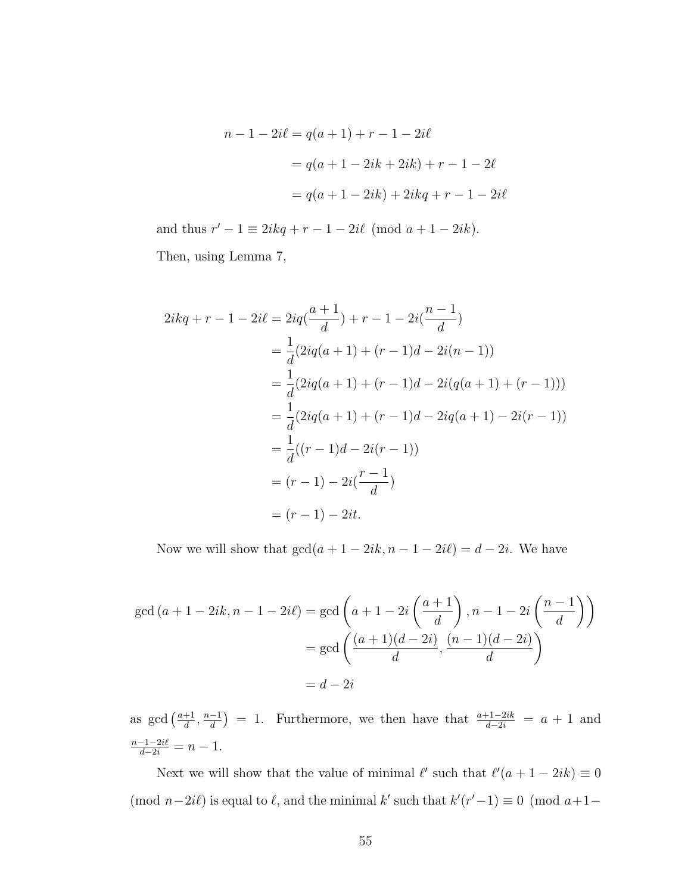$$
\begin{aligned}
n - 1 - 2i\ell &= q(a+1) + r - 1 - 2i\ell \\
&= q(a + 1 - 2ik + 2ik) + r - 1 - 2\ell \\
&= q(a + 1 - 2ik) + 2ikq + r - 1 - 2i\ell
\end{aligned}
$$

and thus $r' - 1 \equiv 2ikq + r - 1 - 2i\ell \pmod{a + 1 - 2ik}$.

Then, using Lemma 7,

$$
\begin{aligned}
2ikq + r - 1 - 2i\ell &= 2iq(\frac{a+1}{d}) + r - 1 - 2i(\frac{n-1}{d}) \\
&= \frac{1}{d}(2iq(a+1) + (r-1)d - 2i(n-1)) \\
&= \frac{1}{d}(2iq(a+1) + (r-1)d - 2i(q(a+1) + (r-1))) \\
&= \frac{1}{d}(2iq(a+1) + (r-1)d - 2iq(a+1) - 2i(r-1)) \\
&= \frac{1}{d}((r-1)d - 2i(r-1)) \\
&= (r-1) - 2i(\frac{r-1}{d}) \\
&= (r-1) - 2it.
\end{aligned}
$$

Now we will show that $\gcd(a + 1 - 2ik, n - 1 - 2i\ell) = d - 2i$. We have

$$
\begin{aligned}
\gcd(a + 1 - 2ik, n - 1 - 2i\ell) &= \gcd\left(a + 1 - 2i\left(\frac{a+1}{d}\right), n - 1 - 2i\left(\frac{n-1}{d}\right)\right) \\
&= \gcd\left(\frac{(a+1)(d-2i)}{d}, \frac{(n-1)(d-2i)}{d}\right) \\
&= d - 2i
\end{aligned}
$$

as $\gcd\left(\frac{a+1}{d}, \frac{n-1}{d}\right) = 1$. Furthermore, we then have that $\frac{a+1-2ik}{d-2i} = a + 1$ and $\frac{n-1-2i\ell}{d-2i} = n - 1$.

Next we will show that the value of minimal $\ell'$ such that $\ell'(a + 1 - 2ik) \equiv 0 \pmod{n - 2i\ell}$ is equal to $\ell$, and the minimal $k'$ such that $k'(r' - 1) \equiv 0 \pmod{a + 1 -}$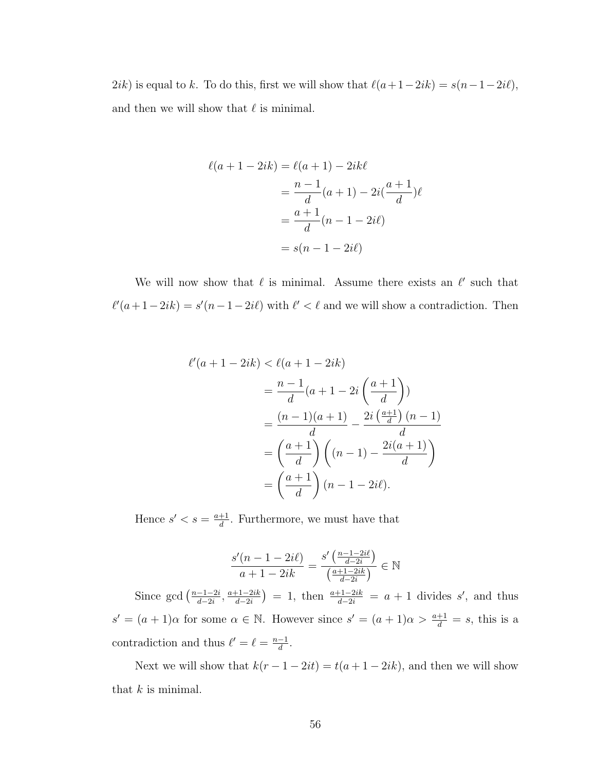$2ik$) is equal to $k$. To do this, first we will show that $\ell(a+1-2ik) = s(n-1-2i\ell)$, and then we will show that $\ell$ is minimal.

$$
\begin{aligned}
\ell(a+1-2ik) &= \ell(a+1) - 2ik\ell \\
&= \frac{n-1}{d}(a+1) - 2i(\frac{a+1}{d})\ell \\
&= \frac{a+1}{d}(n-1-2i\ell) \\
&= s(n-1-2i\ell)
\end{aligned}
$$

We will now show that $\ell$ is minimal. Assume there exists an $\ell'$ such that $\ell'(a+1-2ik) = s'(n-1-2i\ell)$ with $\ell' < \ell$ and we will show a contradiction. Then

$$
\begin{aligned}
\ell'(a+1-2ik) &< \ell(a+1-2ik) \\
&= \frac{n-1}{d}(a+1-2i\left(\frac{a+1}{d}\right)) \\
&= \frac{(n-1)(a+1)}{d} - \frac{2i\left(\frac{a+1}{d}\right)(n-1)}{d} \\
&= \left(\frac{a+1}{d}\right)\left((n-1) - \frac{2i(a+1)}{d}\right) \\
&= \left(\frac{a+1}{d}\right)(n-1-2i\ell).
\end{aligned}
$$

Hence $s' < s = \frac{a+1}{d}$. Furthermore, we must have that

$$
\frac{s'(n-1-2i\ell)}{a+1-2ik} = \frac{s'\left(\frac{n-1-2i\ell}{d-2i}\right)}{\left(\frac{a+1-2ik}{d-2i}\right)} \in \mathbb{N}
$$

Since $\gcd\left(\frac{n-1-2i}{d-2i}, \frac{a+1-2ik}{d-2i}\right) = 1$, then $\frac{a+1-2ik}{d-2i} = a+1$ divides $s'$, and thus $s' = (a+1)\alpha$ for some $\alpha \in \mathbb{N}$. However since $s' = (a+1)\alpha > \frac{a+1}{d} = s$, this is a contradiction and thus $\ell' = \ell = \frac{n-1}{d}$.

Next we will show that $k(r-1-2it) = t(a+1-2ik)$, and then we will show that $k$ is minimal.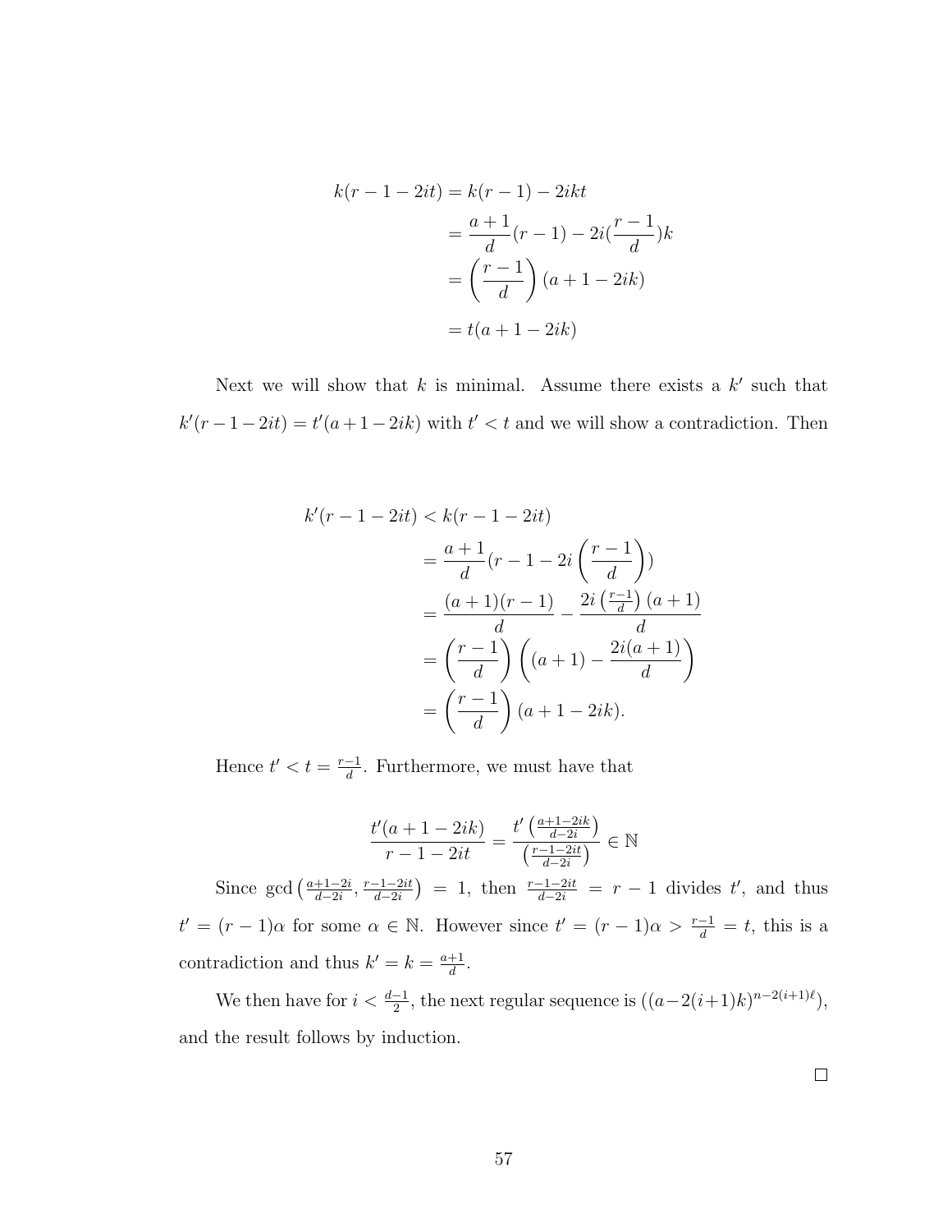$$
\begin{aligned}
k(r-1-2it) &= k(r-1) - 2ikt \\
&= \frac{a+1}{d}(r-1) - 2i(\frac{r-1}{d})k \\
&= \left(\frac{r-1}{d}\right)(a+1-2ik) \\
&= t(a+1-2ik)
\end{aligned}
$$

Next we will show that $k$ is minimal. Assume there exists a $k'$ such that $k'(r-1-2it) = t'(a+1-2ik)$ with $t' < t$ and we will show a contradiction. Then

$$
\begin{aligned}
k'(r-1-2it) &< k(r-1-2it) \\
&= \frac{a+1}{d}(r-1-2i\left(\frac{r-1}{d}\right)) \\
&= \frac{(a+1)(r-1)}{d} - \frac{2i\left(\frac{r-1}{d}\right)(a+1)}{d} \\
&= \left(\frac{r-1}{d}\right)\left((a+1) - \frac{2i(a+1)}{d}\right) \\
&= \left(\frac{r-1}{d}\right)(a+1-2ik).
\end{aligned}
$$

Hence $t' < t = \frac{r-1}{d}$. Furthermore, we must have that

$$
\frac{t'(a+1-2ik)}{r-1-2it} = \frac{t'\left(\frac{a+1-2ik}{d-2i}\right)}{\left(\frac{r-1-2it}{d-2i}\right)} \in \mathbb{N}
$$

Since $\gcd\left(\frac{a+1-2i}{d-2i}, \frac{r-1-2it}{d-2i}\right) = 1$, then $\frac{r-1-2it}{d-2i} = r-1$ divides $t'$, and thus $t' = (r-1)\alpha$ for some $\alpha \in \mathbb{N}$. However since $t' = (r-1)\alpha > \frac{r-1}{d} = t$, this is a contradiction and thus $k' = k = \frac{a+1}{d}$.

We then have for $i < \frac{d-1}{2}$, the next regular sequence is $((a-2(i+1)k)^{n-2(i+1)\ell})$, and the result follows by induction.

$\square$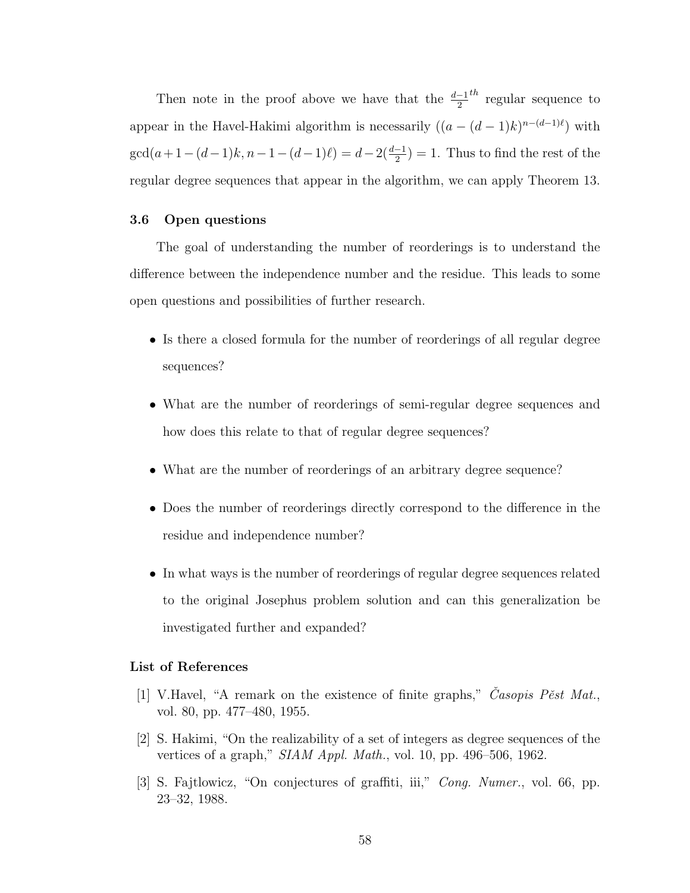Then note in the proof above we have that the $\frac{d-1}{2}^{th}$ regular sequence to appear in the Havel-Hakimi algorithm is necessarily $((a-(d-1)k)^{n-(d-1)\ell})$ with $\gcd(a+1-(d-1)k, n-1-(d-1)\ell) = d-2(\frac{d-1}{2}) = 1$. Thus to find the rest of the regular degree sequences that appear in the algorithm, we can apply Theorem 13.

### 3.6 Open questions

The goal of understanding the number of reorderings is to understand the difference between the independence number and the residue. This leads to some open questions and possibilities of further research.

- Is there a closed formula for the number of reorderings of all regular degree sequences?
- What are the number of reorderings of semi-regular degree sequences and how does this relate to that of regular degree sequences?
- What are the number of reorderings of an arbitrary degree sequence?
- Does the number of reorderings directly correspond to the difference in the residue and independence number?
- In what ways is the number of reorderings of regular degree sequences related to the original Josephus problem solution and can this generalization be investigated further and expanded?

### List of References

[1] V.Havel, "A remark on the existence of finite graphs," *Časopis Pěst Mat.*, vol. 80, pp. 477–480, 1955.

[2] S. Hakimi, "On the realizability of a set of integers as degree sequences of the vertices of a graph," *SIAM Appl. Math.*, vol. 10, pp. 496–506, 1962.

[3] S. Fajtlowicz, "On conjectures of graffiti, iii," *Cong. Numer.*, vol. 66, pp. 23–32, 1988.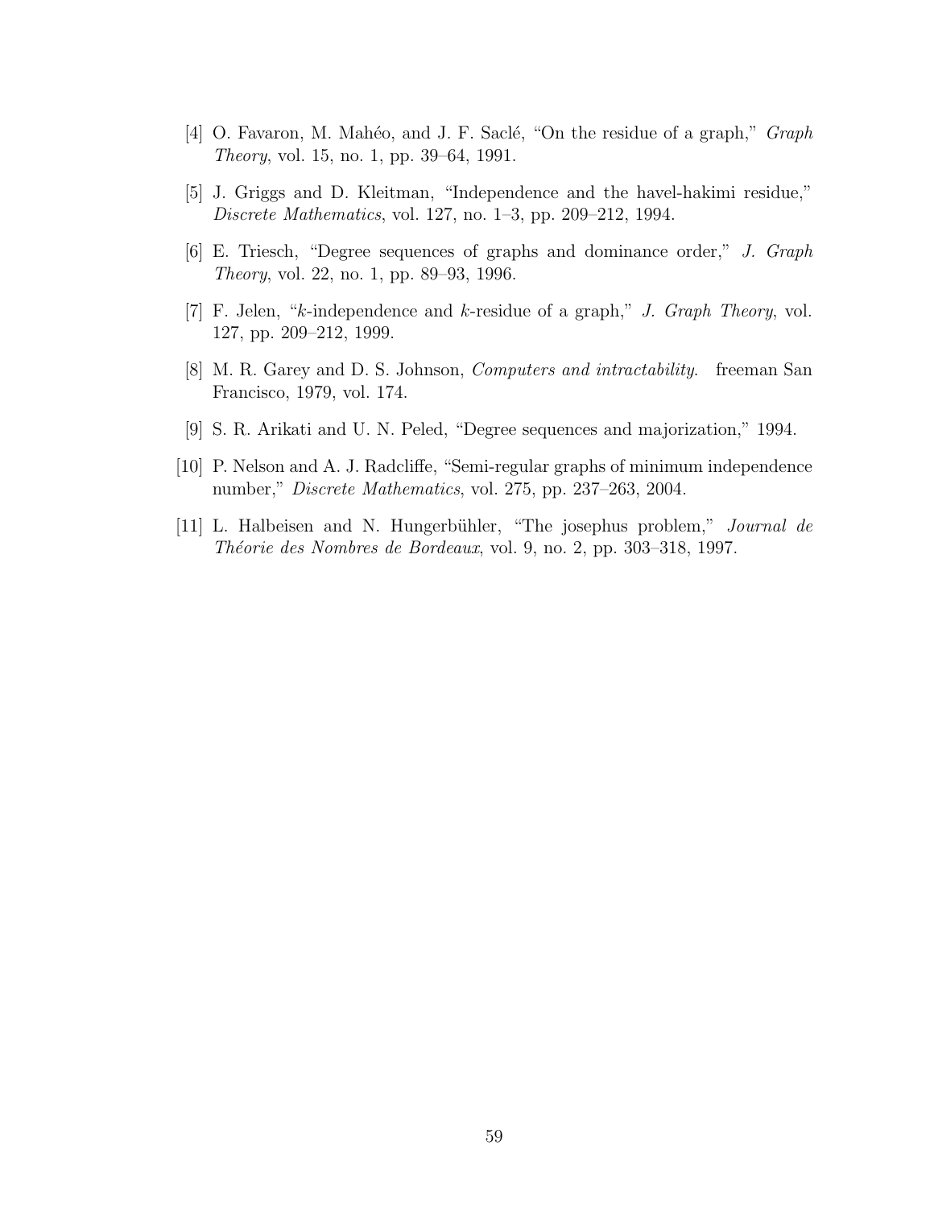[4] O. Favaron, M. Mahéo, and J. F. Saclé, "On the residue of a graph," *Graph Theory*, vol. 15, no. 1, pp. 39–64, 1991.

[5] J. Griggs and D. Kleitman, "Independence and the havel-hakimi residue," *Discrete Mathematics*, vol. 127, no. 1–3, pp. 209–212, 1994.

[6] E. Triesch, "Degree sequences of graphs and dominance order," *J. Graph Theory*, vol. 22, no. 1, pp. 89–93, 1996.

[7] F. Jelen, "$k$-independence and $k$-residue of a graph," *J. Graph Theory*, vol. 127, pp. 209–212, 1999.

[8] M. R. Garey and D. S. Johnson, *Computers and intractability*. freeman San Francisco, 1979, vol. 174.

[9] S. R. Arikati and U. N. Peled, "Degree sequences and majorization," 1994.

[10] P. Nelson and A. J. Radcliffe, "Semi-regular graphs of minimum independence number," *Discrete Mathematics*, vol. 275, pp. 237–263, 2004.

[11] L. Halbeisen and N. Hungerbühler, "The josephus problem," *Journal de Théorie des Nombres de Bordeaux*, vol. 9, no. 2, pp. 303–318, 1997.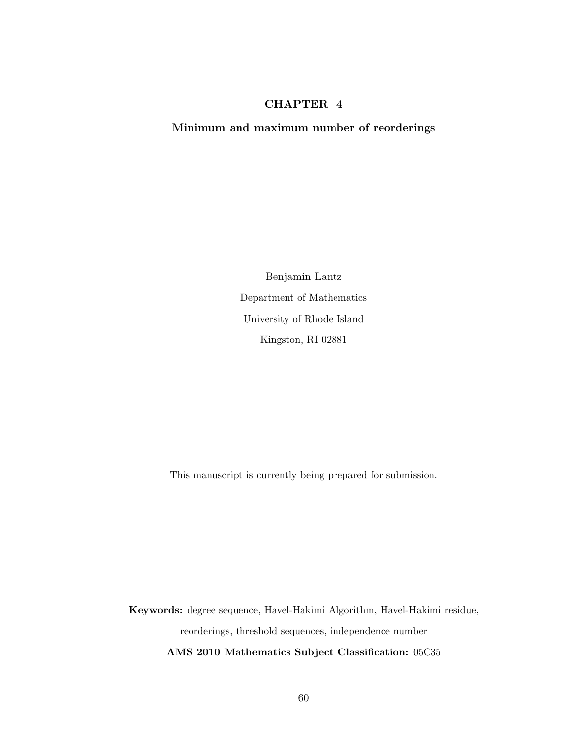# CHAPTER 4

## Minimum and maximum number of reorderings

Benjamin Lantz

Department of Mathematics

University of Rhode Island

Kingston, RI 02881

This manuscript is currently being prepared for submission.

**Keywords:** degree sequence, Havel-Hakimi Algorithm, Havel-Hakimi residue, reorderings, threshold sequences, independence number

**AMS 2010 Mathematics Subject Classification:** 05C35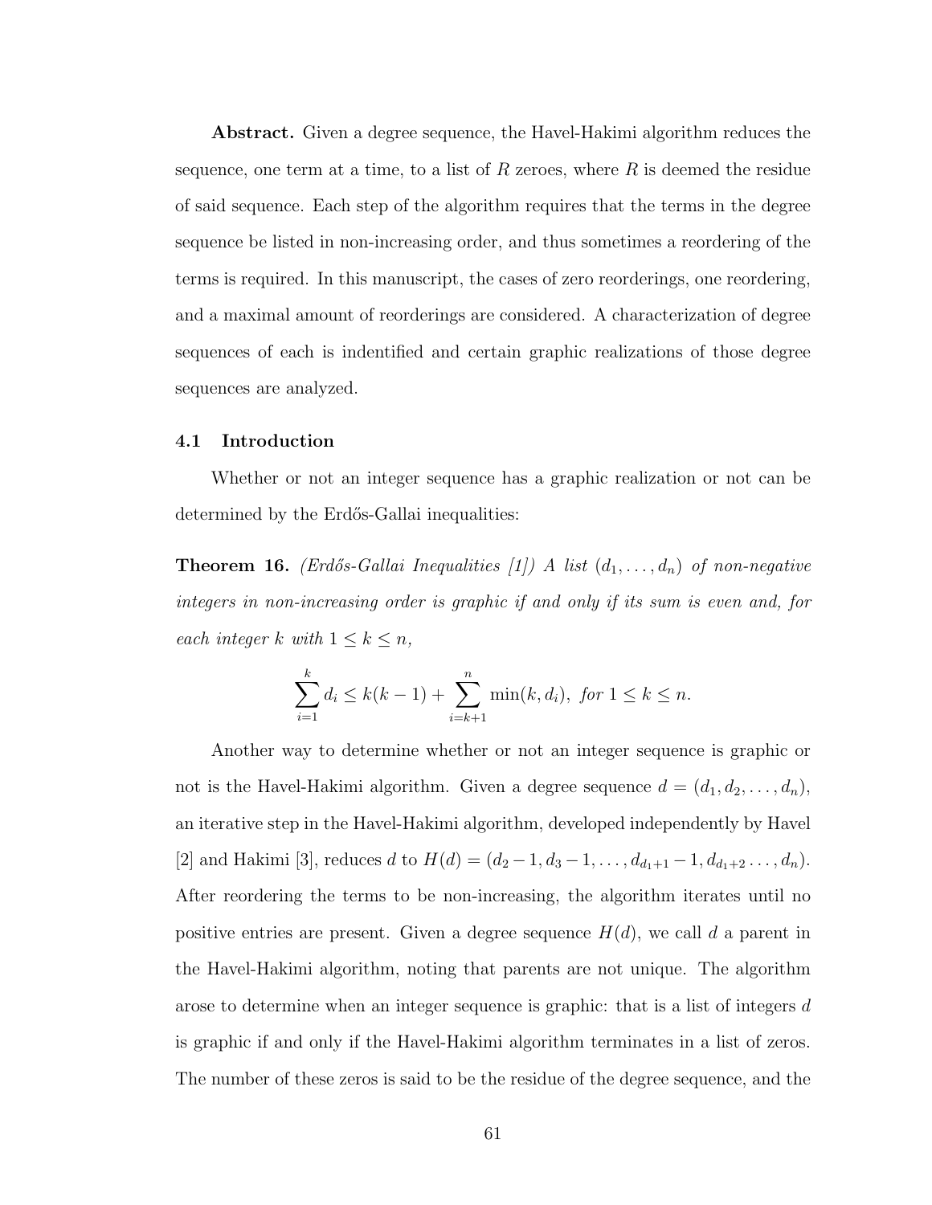**Abstract.** Given a degree sequence, the Havel-Hakimi algorithm reduces the sequence, one term at a time, to a list of $R$ zeroes, where $R$ is deemed the residue of said sequence. Each step of the algorithm requires that the terms in the degree sequence be listed in non-increasing order, and thus sometimes a reordering of the terms is required. In this manuscript, the cases of zero reorderings, one reordering, and a maximal amount of reorderings are considered. A characterization of degree sequences of each is indentified and certain graphic realizations of those degree sequences are analyzed.

## 4.1 Introduction

Whether or not an integer sequence has a graphic realization or not can be determined by the Erdős-Gallai inequalities:

**Theorem 16.** *(Erdős-Gallai Inequalities [1]) A list $(d_1, \ldots, d_n)$ of non-negative integers in non-increasing order is graphic if and only if its sum is even and, for each integer $k$ with $1 \leq k \leq n$,*

$$\sum_{i=1}^{k} d_i \leq k(k-1) + \sum_{i=k+1}^{n} \min(k, d_i), \text{ for } 1 \leq k \leq n.$$

Another way to determine whether or not an integer sequence is graphic or not is the Havel-Hakimi algorithm. Given a degree sequence $d = (d_1, d_2, \ldots, d_n)$, an iterative step in the Havel-Hakimi algorithm, developed independently by Havel [2] and Hakimi [3], reduces $d$ to $H(d) = (d_2 - 1, d_3 - 1, \ldots, d_{d_1+1} - 1, d_{d_1+2} \ldots, d_n)$. After reordering the terms to be non-increasing, the algorithm iterates until no positive entries are present. Given a degree sequence $H(d)$, we call $d$ a parent in the Havel-Hakimi algorithm, noting that parents are not unique. The algorithm arose to determine when an integer sequence is graphic: that is a list of integers $d$ is graphic if and only if the Havel-Hakimi algorithm terminates in a list of zeros. The number of these zeros is said to be the residue of the degree sequence, and the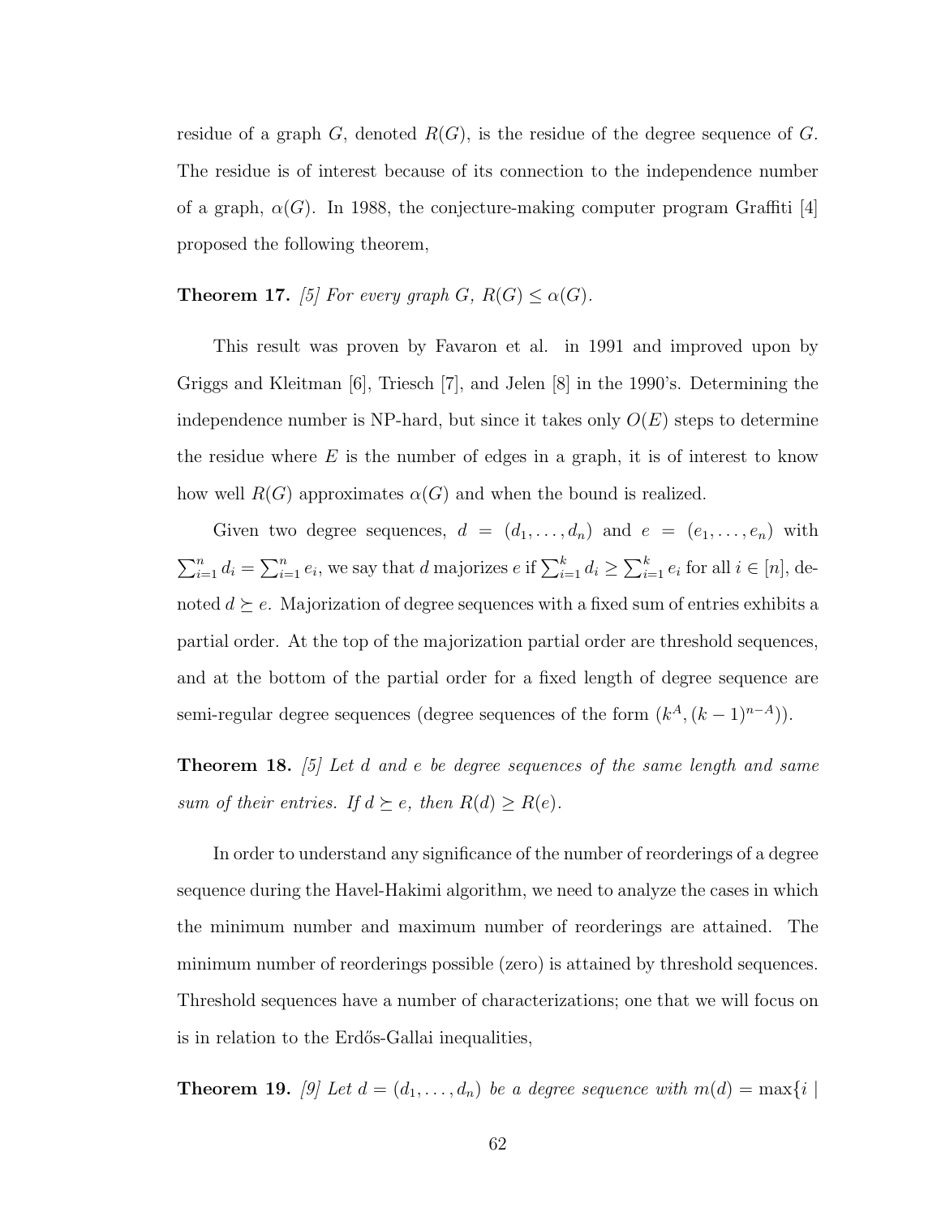residue of a graph $G$, denoted $R(G)$, is the residue of the degree sequence of $G$. The residue is of interest because of its connection to the independence number of a graph, $\alpha(G)$. In 1988, the conjecture-making computer program Graffiti [4] proposed the following theorem,

**Theorem 17.** *[5] For every graph $G$, $R(G) \leq \alpha(G)$.*

This result was proven by Favaron et al. in 1991 and improved upon by Griggs and Kleitman [6], Triesch [7], and Jelen [8] in the 1990's. Determining the independence number is NP-hard, but since it takes only $O(E)$ steps to determine the residue where $E$ is the number of edges in a graph, it is of interest to know how well $R(G)$ approximates $\alpha(G)$ and when the bound is realized.

Given two degree sequences, $d = (d_1, \ldots, d_n)$ and $e = (e_1, \ldots, e_n)$ with $\sum_{i=1}^{n} d_i = \sum_{i=1}^{n} e_i$, we say that $d$ majorizes $e$ if $\sum_{i=1}^{k} d_i \geq \sum_{i=1}^{k} e_i$ for all $i \in [n]$, denoted $d \succeq e$. Majorization of degree sequences with a fixed sum of entries exhibits a partial order. At the top of the majorization partial order are threshold sequences, and at the bottom of the partial order for a fixed length of degree sequence are semi-regular degree sequences (degree sequences of the form $(k^A, (k-1)^{n-A})$).

**Theorem 18.** *[5] Let $d$ and $e$ be degree sequences of the same length and same sum of their entries. If $d \succeq e$, then $R(d) \geq R(e)$.*

In order to understand any significance of the number of reorderings of a degree sequence during the Havel-Hakimi algorithm, we need to analyze the cases in which the minimum number and maximum number of reorderings are attained. The minimum number of reorderings possible (zero) is attained by threshold sequences. Threshold sequences have a number of characterizations; one that we will focus on is in relation to the Erdős-Gallai inequalities,

**Theorem 19.** *[9] Let $d = (d_1, \ldots, d_n)$ be a degree sequence with $m(d) = \max\{i \mid$*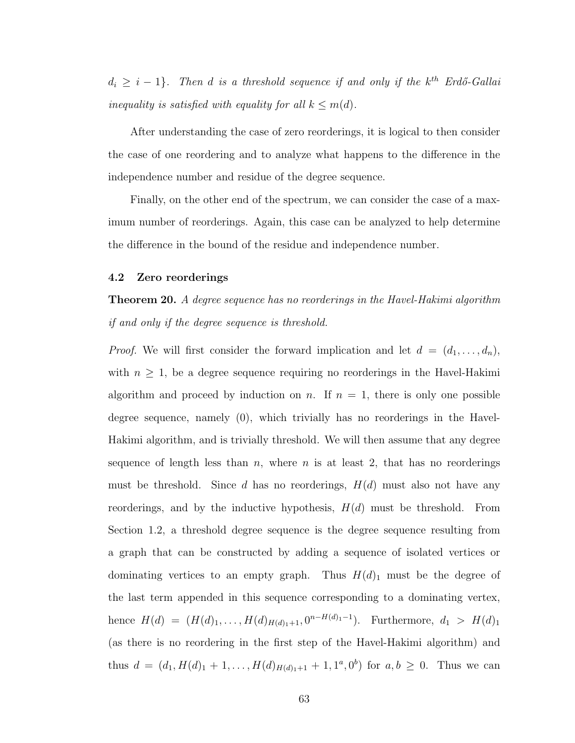$d_i \geq i-1\}$. *Then $d$ is a threshold sequence if and only if the $k^{th}$ Erdős-Gallai inequality is satisfied with equality for all $k \leq m(d)$.*

After understanding the case of zero reorderings, it is logical to then consider the case of one reordering and to analyze what happens to the difference in the independence number and residue of the degree sequence.

Finally, on the other end of the spectrum, we can consider the case of a maximum number of reorderings. Again, this case can be analyzed to help determine the difference in the bound of the residue and independence number.

### 4.2 Zero reorderings

**Theorem 20.** *A degree sequence has no reorderings in the Havel-Hakimi algorithm if and only if the degree sequence is threshold.*

*Proof.* We will first consider the forward implication and let $d = (d_1, \ldots, d_n)$, with $n \geq 1$, be a degree sequence requiring no reorderings in the Havel-Hakimi algorithm and proceed by induction on $n$. If $n = 1$, there is only one possible degree sequence, namely $(0)$, which trivially has no reorderings in the Havel-Hakimi algorithm, and is trivially threshold. We will then assume that any degree sequence of length less than $n$, where $n$ is at least 2, that has no reorderings must be threshold. Since $d$ has no reorderings, $H(d)$ must also not have any reorderings, and by the inductive hypothesis, $H(d)$ must be threshold. From Section 1.2, a threshold degree sequence is the degree sequence resulting from a graph that can be constructed by adding a sequence of isolated vertices or dominating vertices to an empty graph. Thus $H(d)_1$ must be the degree of the last term appended in this sequence corresponding to a dominating vertex, hence $H(d) = (H(d)_1, \ldots, H(d)_{H(d)_1+1}, 0^{n-H(d)_1-1})$. Furthermore, $d_1 > H(d)_1$ (as there is no reordering in the first step of the Havel-Hakimi algorithm) and thus $d = (d_1, H(d)_1 + 1, \ldots, H(d)_{H(d)_1+1} + 1, 1^a, 0^b)$ for $a, b \geq 0$. Thus we can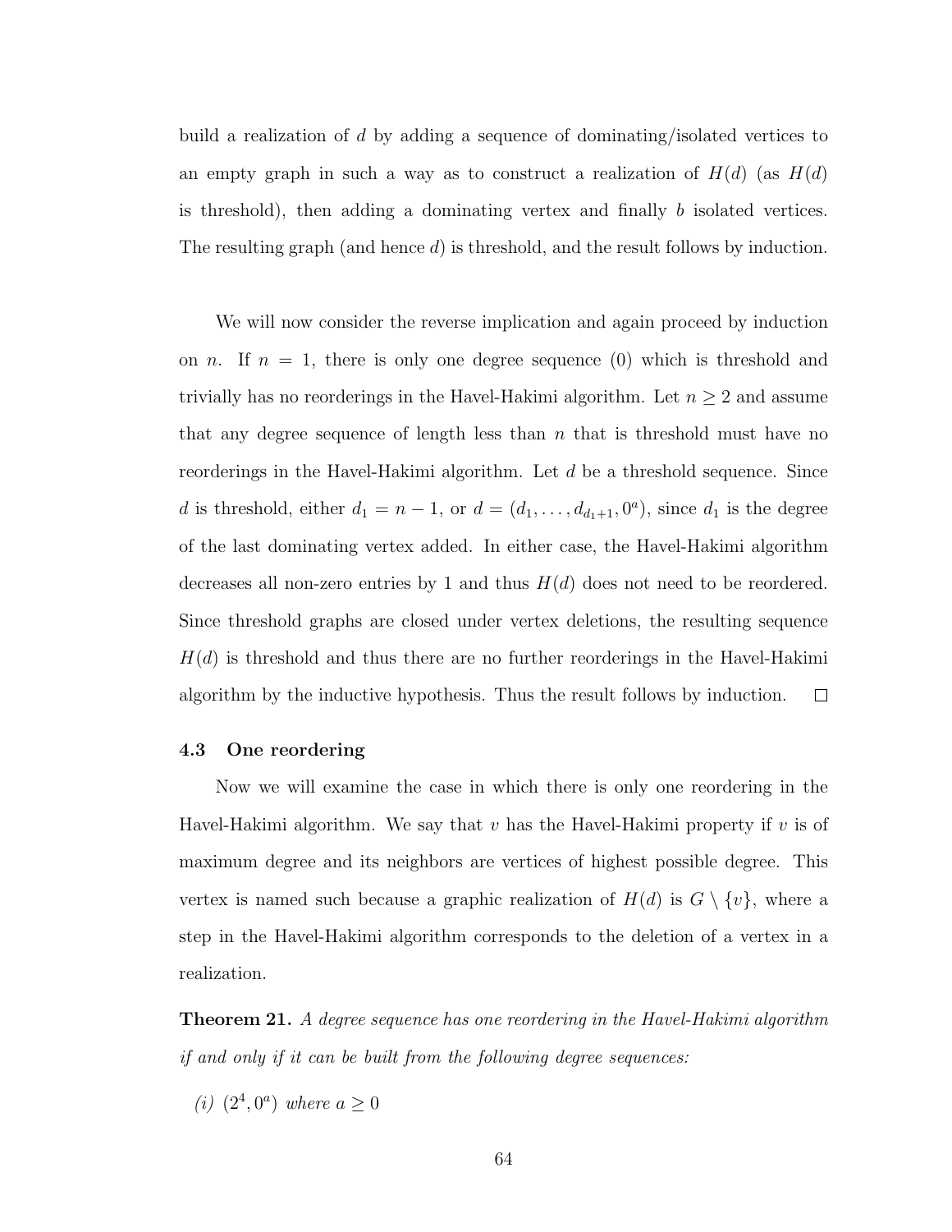build a realization of $d$ by adding a sequence of dominating/isolated vertices to an empty graph in such a way as to construct a realization of $H(d)$ (as $H(d)$ is threshold), then adding a dominating vertex and finally $b$ isolated vertices. The resulting graph (and hence $d$) is threshold, and the result follows by induction.

We will now consider the reverse implication and again proceed by induction on $n$. If $n = 1$, there is only one degree sequence $(0)$ which is threshold and trivially has no reorderings in the Havel-Hakimi algorithm. Let $n \geq 2$ and assume that any degree sequence of length less than $n$ that is threshold must have no reorderings in the Havel-Hakimi algorithm. Let $d$ be a threshold sequence. Since $d$ is threshold, either $d_1 = n - 1$, or $d = (d_1, \ldots, d_{d_1+1}, 0^a)$, since $d_1$ is the degree of the last dominating vertex added. In either case, the Havel-Hakimi algorithm decreases all non-zero entries by 1 and thus $H(d)$ does not need to be reordered. Since threshold graphs are closed under vertex deletions, the resulting sequence $H(d)$ is threshold and thus there are no further reorderings in the Havel-Hakimi algorithm by the inductive hypothesis. Thus the result follows by induction. $\square$

### 4.3 One reordering

Now we will examine the case in which there is only one reordering in the Havel-Hakimi algorithm. We say that $v$ has the Havel-Hakimi property if $v$ is of maximum degree and its neighbors are vertices of highest possible degree. This vertex is named such because a graphic realization of $H(d)$ is $G \setminus \{v\}$, where a step in the Havel-Hakimi algorithm corresponds to the deletion of a vertex in a realization.

**Theorem 21.** *A degree sequence has one reordering in the Havel-Hakimi algorithm if and only if it can be built from the following degree sequences:*

*(i)* $(2^4, 0^a)$ *where* $a \geq 0$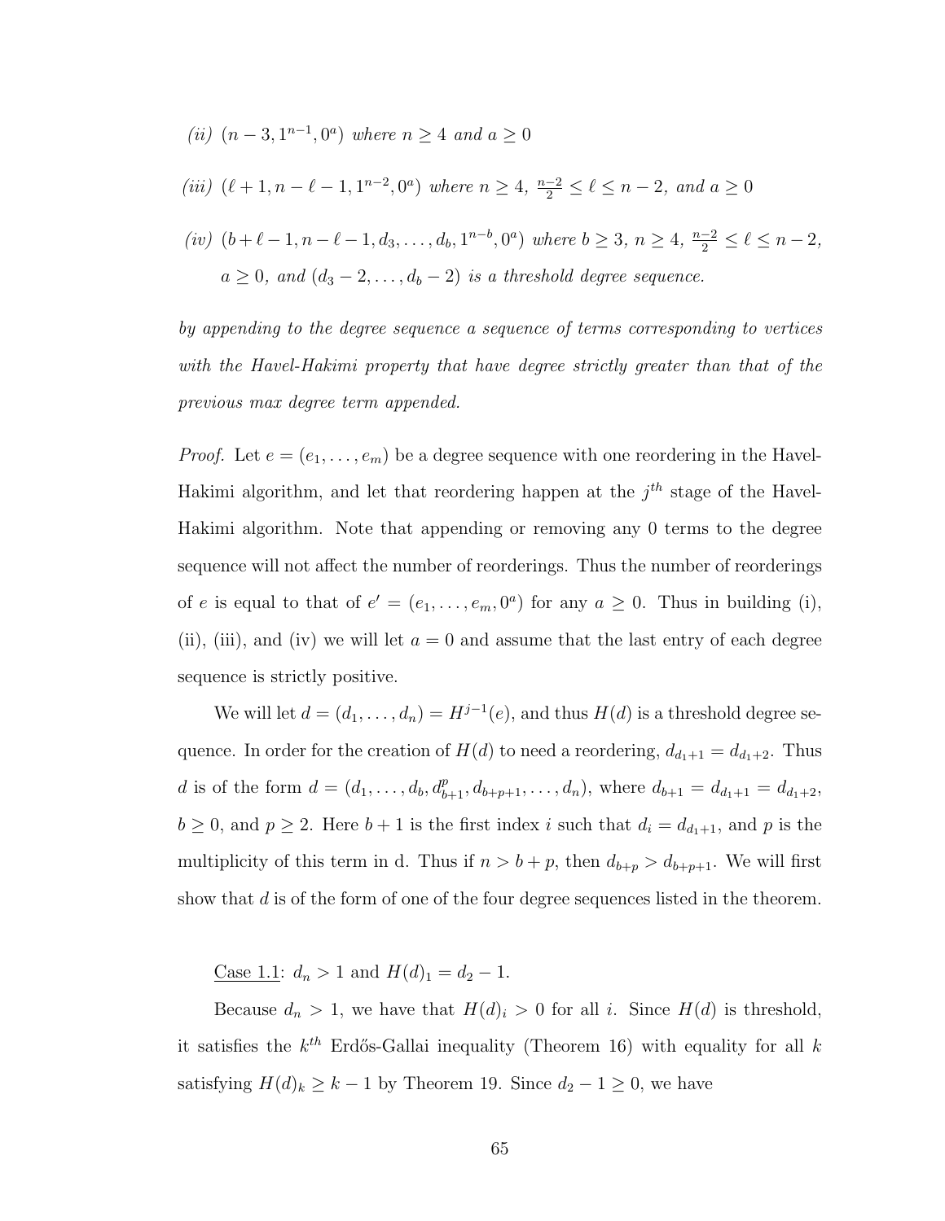*(ii)* $(n-3, 1^{n-1}, 0^a)$ *where* $n \geq 4$ *and* $a \geq 0$

*(iii)* $(\ell+1, n-\ell-1, 1^{n-2}, 0^a)$ *where* $n \geq 4$, $\frac{n-2}{2} \leq \ell \leq n-2$, *and* $a \geq 0$

*(iv)* $(b+\ell-1, n-\ell-1, d_3, \ldots, d_b, 1^{n-b}, 0^a)$ *where* $b \geq 3$, $n \geq 4$, $\frac{n-2}{2} \leq \ell \leq n-2$, $a \geq 0$, *and* $(d_3-2, \ldots, d_b-2)$ *is a threshold degree sequence.*

*by appending to the degree sequence a sequence of terms corresponding to vertices with the Havel-Hakimi property that have degree strictly greater than that of the previous max degree term appended.*

*Proof.* Let $e = (e_1, \ldots, e_m)$ be a degree sequence with one reordering in the Havel-Hakimi algorithm, and let that reordering happen at the $j^{th}$ stage of the Havel-Hakimi algorithm. Note that appending or removing any 0 terms to the degree sequence will not affect the number of reorderings. Thus the number of reorderings of $e$ is equal to that of $e' = (e_1, \ldots, e_m, 0^a)$ for any $a \geq 0$. Thus in building (i), (ii), (iii), and (iv) we will let $a = 0$ and assume that the last entry of each degree sequence is strictly positive.

We will let $d = (d_1, \ldots, d_n) = H^{j-1}(e)$, and thus $H(d)$ is a threshold degree sequence. In order for the creation of $H(d)$ to need a reordering, $d_{d_1+1} = d_{d_1+2}$. Thus $d$ is of the form $d = (d_1, \ldots, d_b, d_{b+1}^p, d_{b+p+1}, \ldots, d_n)$, where $d_{b+1} = d_{d_1+1} = d_{d_1+2}$, $b \geq 0$, and $p \geq 2$. Here $b+1$ is the first index $i$ such that $d_i = d_{d_1+1}$, and $p$ is the multiplicity of this term in d. Thus if $n > b+p$, then $d_{b+p} > d_{b+p+1}$. We will first show that $d$ is of the form of one of the four degree sequences listed in the theorem.

Case 1.1: $d_n > 1$ and $H(d)_1 = d_2 - 1$.

Because $d_n > 1$, we have that $H(d)_i > 0$ for all $i$. Since $H(d)$ is threshold, it satisfies the $k^{th}$ Erdős-Gallai inequality (Theorem 16) with equality for all $k$ satisfying $H(d)_k \geq k-1$ by Theorem 19. Since $d_2 - 1 \geq 0$, we have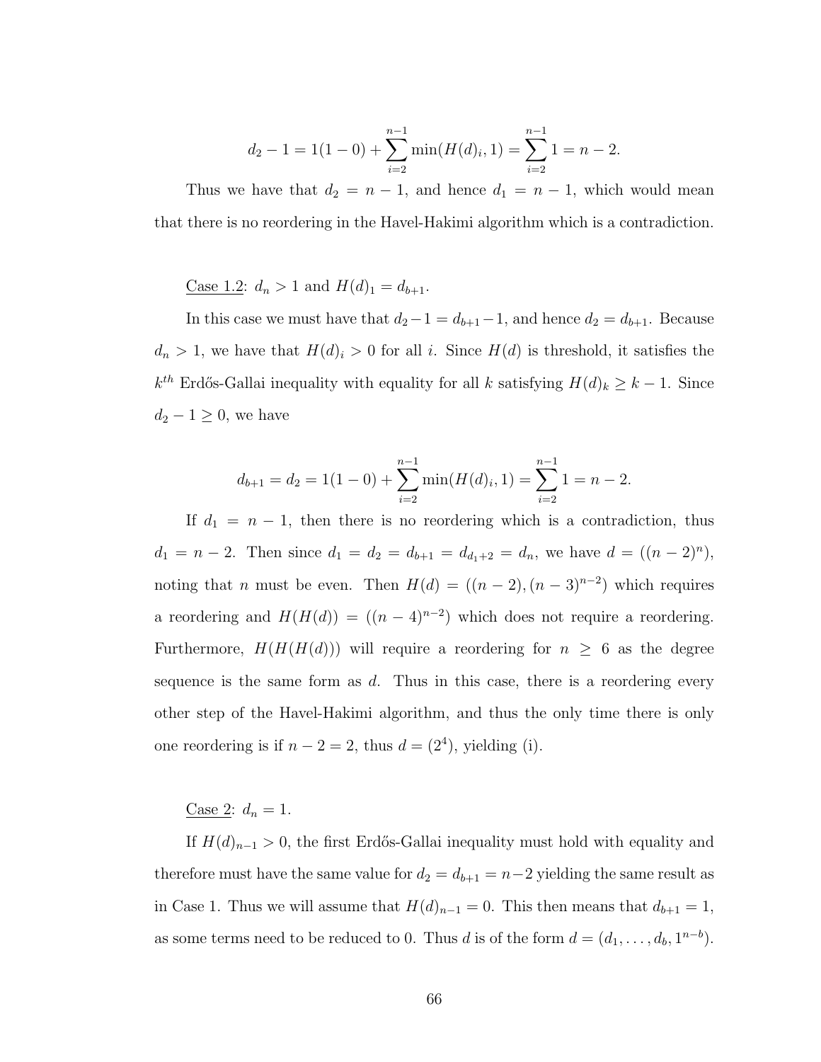$$d_2 - 1 = 1(1-0) + \sum_{i=2}^{n-1} \min(H(d)_i, 1) = \sum_{i=2}^{n-1} 1 = n-2.$$

Thus we have that $d_2 = n-1$, and hence $d_1 = n-1$, which would mean that there is no reordering in the Havel-Hakimi algorithm which is a contradiction.

Case 1.2: $d_n > 1$ and $H(d)_1 = d_{b+1}$.

In this case we must have that $d_2 - 1 = d_{b+1} - 1$, and hence $d_2 = d_{b+1}$. Because $d_n > 1$, we have that $H(d)_i > 0$ for all $i$. Since $H(d)$ is threshold, it satisfies the $k^{th}$ Erdős-Gallai inequality with equality for all $k$ satisfying $H(d)_k \geq k-1$. Since $d_2 - 1 \geq 0$, we have

$$d_{b+1} = d_2 = 1(1-0) + \sum_{i=2}^{n-1} \min(H(d)_i, 1) = \sum_{i=2}^{n-1} 1 = n-2.$$

If $d_1 = n-1$, then there is no reordering which is a contradiction, thus $d_1 = n-2$. Then since $d_1 = d_2 = d_{b+1} = d_{d_1+2} = d_n$, we have $d = ((n-2)^n)$, noting that $n$ must be even. Then $H(d) = ((n-2),(n-3)^{n-2})$ which requires a reordering and $H(H(d)) = ((n-4)^{n-2})$ which does not require a reordering. Furthermore, $H(H(H(d)))$ will require a reordering for $n \geq 6$ as the degree sequence is the same form as $d$. Thus in this case, there is a reordering every other step of the Havel-Hakimi algorithm, and thus the only time there is only one reordering is if $n-2 = 2$, thus $d = (2^4)$, yielding (i).

Case 2: $d_n = 1$.

If $H(d)_{n-1} > 0$, the first Erdős-Gallai inequality must hold with equality and therefore must have the same value for $d_2 = d_{b+1} = n-2$ yielding the same result as in Case 1. Thus we will assume that $H(d)_{n-1} = 0$. This then means that $d_{b+1} = 1$, as some terms need to be reduced to 0. Thus $d$ is of the form $d = (d_1, \ldots, d_b, 1^{n-b})$.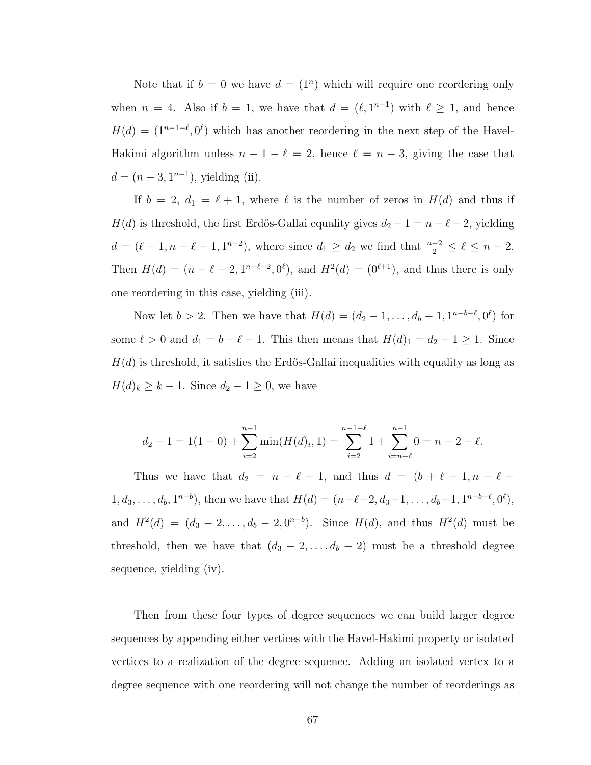Note that if $b = 0$ we have $d = (1^n)$ which will require one reordering only when $n = 4$. Also if $b = 1$, we have that $d = (\ell, 1^{n-1})$ with $\ell \geq 1$, and hence $H(d) = (1^{n-1-\ell}, 0^\ell)$ which has another reordering in the next step of the Havel-Hakimi algorithm unless $n - 1 - \ell = 2$, hence $\ell = n - 3$, giving the case that $d = (n - 3, 1^{n-1})$, yielding (ii).

If $b = 2$, $d_1 = \ell + 1$, where $\ell$ is the number of zeros in $H(d)$ and thus if $H(d)$ is threshold, the first Erdős-Gallai equality gives $d_2 - 1 = n - \ell - 2$, yielding $d = (\ell + 1, n - \ell - 1, 1^{n-2})$, where since $d_1 \geq d_2$ we find that $\frac{n-2}{2} \leq \ell \leq n - 2$. Then $H(d) = (n - \ell - 2, 1^{n-\ell-2}, 0^\ell)$, and $H^2(d) = (0^{\ell+1})$, and thus there is only one reordering in this case, yielding (iii).

Now let $b > 2$. Then we have that $H(d) = (d_2 - 1, \ldots, d_b - 1, 1^{n-b-\ell}, 0^\ell)$ for some $\ell > 0$ and $d_1 = b + \ell - 1$. This then means that $H(d)_1 = d_2 - 1 \geq 1$. Since $H(d)$ is threshold, it satisfies the Erdős-Gallai inequalities with equality as long as $H(d)_k \geq k - 1$. Since $d_2 - 1 \geq 0$, we have

$$d_2 - 1 = 1(1 - 0) + \sum_{i=2}^{n-1} \min(H(d)_i, 1) = \sum_{i=2}^{n-1-\ell} 1 + \sum_{i=n-\ell}^{n-1} 0 = n - 2 - \ell.$$

Thus we have that $d_2 = n - \ell - 1$, and thus $d = (b + \ell - 1, n - \ell - 1, d_3, \ldots, d_b, 1^{n-b})$, then we have that $H(d) = (n-\ell-2, d_3-1, \ldots, d_b-1, 1^{n-b-\ell}, 0^\ell)$, and $H^2(d) = (d_3 - 2, \ldots, d_b - 2, 0^{n-b})$. Since $H(d)$, and thus $H^2(d)$ must be threshold, then we have that $(d_3 - 2, \ldots, d_b - 2)$ must be a threshold degree sequence, yielding (iv).

Then from these four types of degree sequences we can build larger degree sequences by appending either vertices with the Havel-Hakimi property or isolated vertices to a realization of the degree sequence. Adding an isolated vertex to a degree sequence with one reordering will not change the number of reorderings as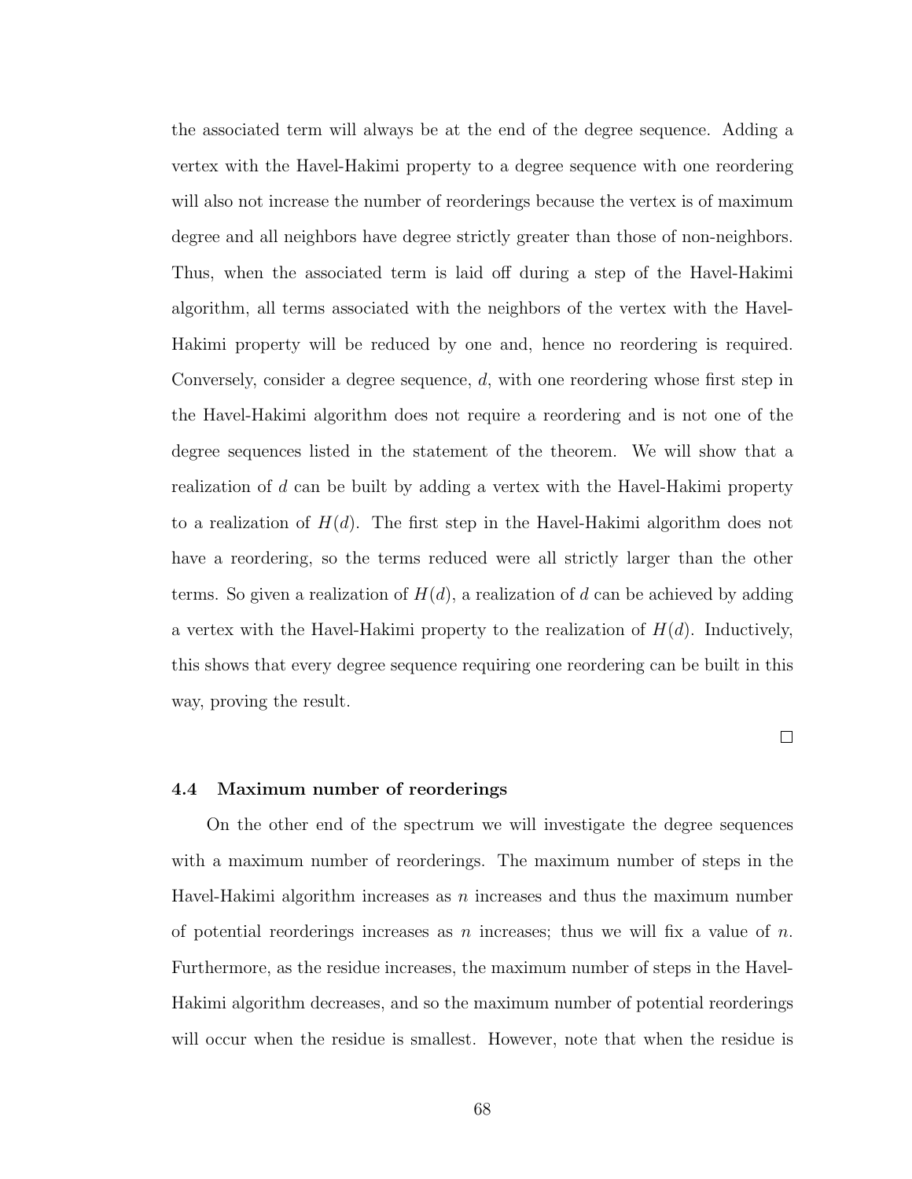the associated term will always be at the end of the degree sequence. Adding a vertex with the Havel-Hakimi property to a degree sequence with one reordering will also not increase the number of reorderings because the vertex is of maximum degree and all neighbors have degree strictly greater than those of non-neighbors. Thus, when the associated term is laid off during a step of the Havel-Hakimi algorithm, all terms associated with the neighbors of the vertex with the Havel-Hakimi property will be reduced by one and, hence no reordering is required. Conversely, consider a degree sequence, $d$, with one reordering whose first step in the Havel-Hakimi algorithm does not require a reordering and is not one of the degree sequences listed in the statement of the theorem. We will show that a realization of $d$ can be built by adding a vertex with the Havel-Hakimi property to a realization of $H(d)$. The first step in the Havel-Hakimi algorithm does not have a reordering, so the terms reduced were all strictly larger than the other terms. So given a realization of $H(d)$, a realization of $d$ can be achieved by adding a vertex with the Havel-Hakimi property to the realization of $H(d)$. Inductively, this shows that every degree sequence requiring one reordering can be built in this way, proving the result.

□

### 4.4 Maximum number of reorderings

On the other end of the spectrum we will investigate the degree sequences with a maximum number of reorderings. The maximum number of steps in the Havel-Hakimi algorithm increases as $n$ increases and thus the maximum number of potential reorderings increases as $n$ increases; thus we will fix a value of $n$. Furthermore, as the residue increases, the maximum number of steps in the Havel-Hakimi algorithm decreases, and so the maximum number of potential reorderings will occur when the residue is smallest. However, note that when the residue is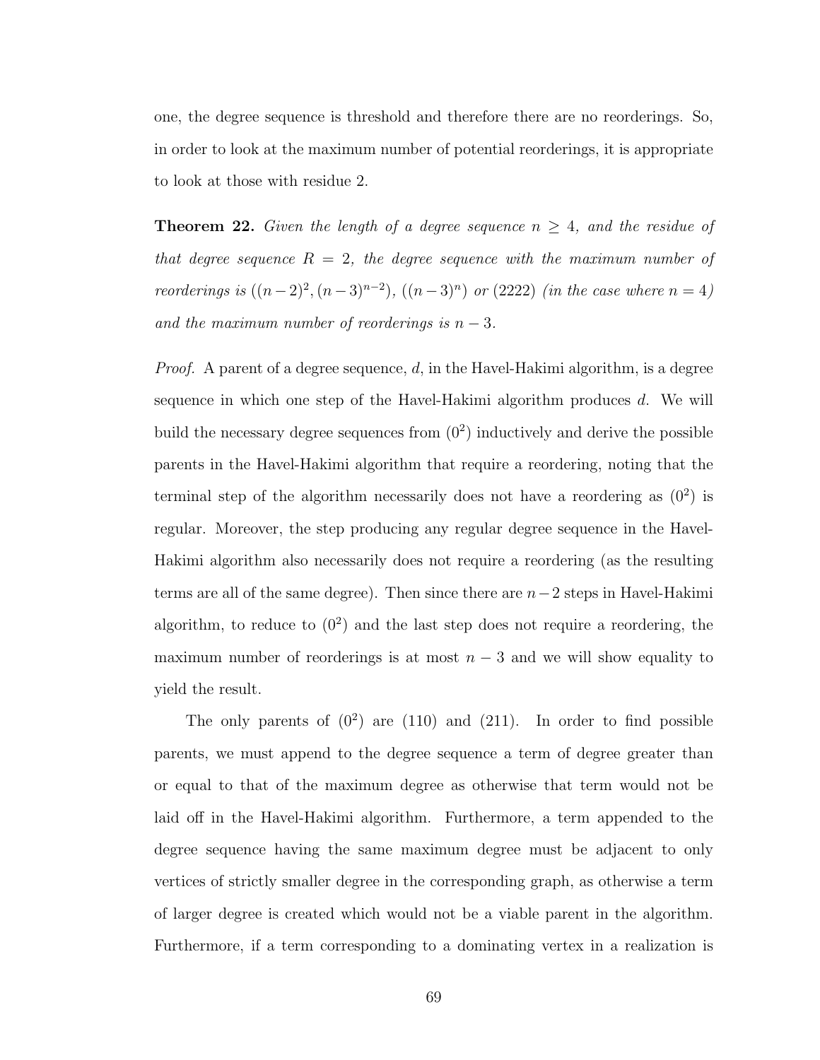one, the degree sequence is threshold and therefore there are no reorderings. So, in order to look at the maximum number of potential reorderings, it is appropriate to look at those with residue 2.

**Theorem 22.** *Given the length of a degree sequence $n \geq 4$, and the residue of that degree sequence $R = 2$, the degree sequence with the maximum number of reorderings is $((n-2)^2, (n-3)^{n-2})$, $((n-3)^n)$ or $(2222)$ (in the case where $n = 4$) and the maximum number of reorderings is $n - 3$.*

*Proof.* A parent of a degree sequence, $d$, in the Havel-Hakimi algorithm, is a degree sequence in which one step of the Havel-Hakimi algorithm produces $d$. We will build the necessary degree sequences from $(0^2)$ inductively and derive the possible parents in the Havel-Hakimi algorithm that require a reordering, noting that the terminal step of the algorithm necessarily does not have a reordering as $(0^2)$ is regular. Moreover, the step producing any regular degree sequence in the Havel-Hakimi algorithm also necessarily does not require a reordering (as the resulting terms are all of the same degree). Then since there are $n-2$ steps in Havel-Hakimi algorithm, to reduce to $(0^2)$ and the last step does not require a reordering, the maximum number of reorderings is at most $n - 3$ and we will show equality to yield the result.

The only parents of $(0^2)$ are $(110)$ and $(211)$. In order to find possible parents, we must append to the degree sequence a term of degree greater than or equal to that of the maximum degree as otherwise that term would not be laid off in the Havel-Hakimi algorithm. Furthermore, a term appended to the degree sequence having the same maximum degree must be adjacent to only vertices of strictly smaller degree in the corresponding graph, as otherwise a term of larger degree is created which would not be a viable parent in the algorithm. Furthermore, if a term corresponding to a dominating vertex in a realization is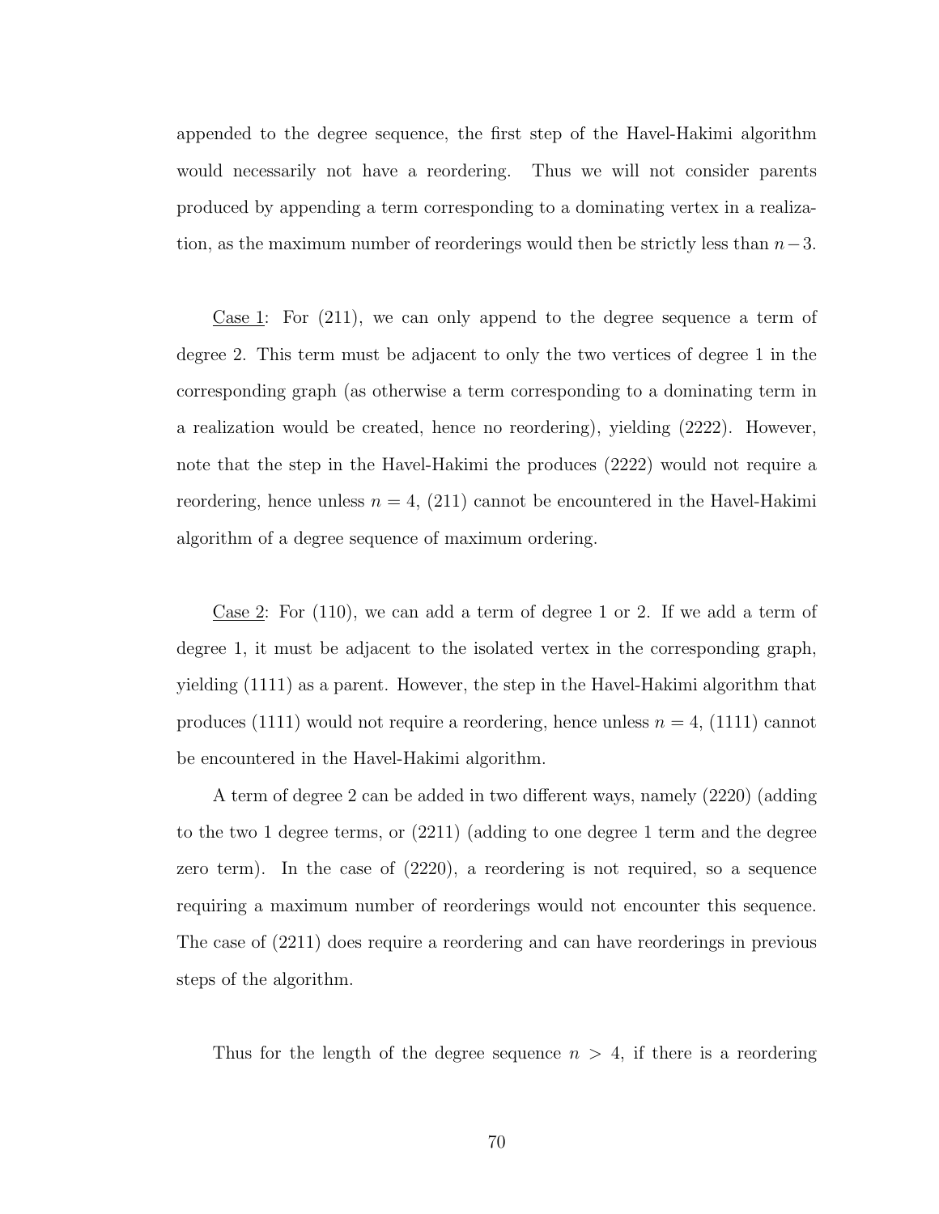appended to the degree sequence, the first step of the Havel-Hakimi algorithm would necessarily not have a reordering. Thus we will not consider parents produced by appending a term corresponding to a dominating vertex in a realization, as the maximum number of reorderings would then be strictly less than $n-3$.

Case 1: For (211), we can only append to the degree sequence a term of degree 2. This term must be adjacent to only the two vertices of degree 1 in the corresponding graph (as otherwise a term corresponding to a dominating term in a realization would be created, hence no reordering), yielding (2222). However, note that the step in the Havel-Hakimi the produces (2222) would not require a reordering, hence unless $n = 4$, (211) cannot be encountered in the Havel-Hakimi algorithm of a degree sequence of maximum ordering.

Case 2: For (110), we can add a term of degree 1 or 2. If we add a term of degree 1, it must be adjacent to the isolated vertex in the corresponding graph, yielding (1111) as a parent. However, the step in the Havel-Hakimi algorithm that produces (1111) would not require a reordering, hence unless $n = 4$, (1111) cannot be encountered in the Havel-Hakimi algorithm.

A term of degree 2 can be added in two different ways, namely (2220) (adding to the two 1 degree terms, or (2211) (adding to one degree 1 term and the degree zero term). In the case of (2220), a reordering is not required, so a sequence requiring a maximum number of reorderings would not encounter this sequence. The case of (2211) does require a reordering and can have reorderings in previous steps of the algorithm.

Thus for the length of the degree sequence $n > 4$, if there is a reordering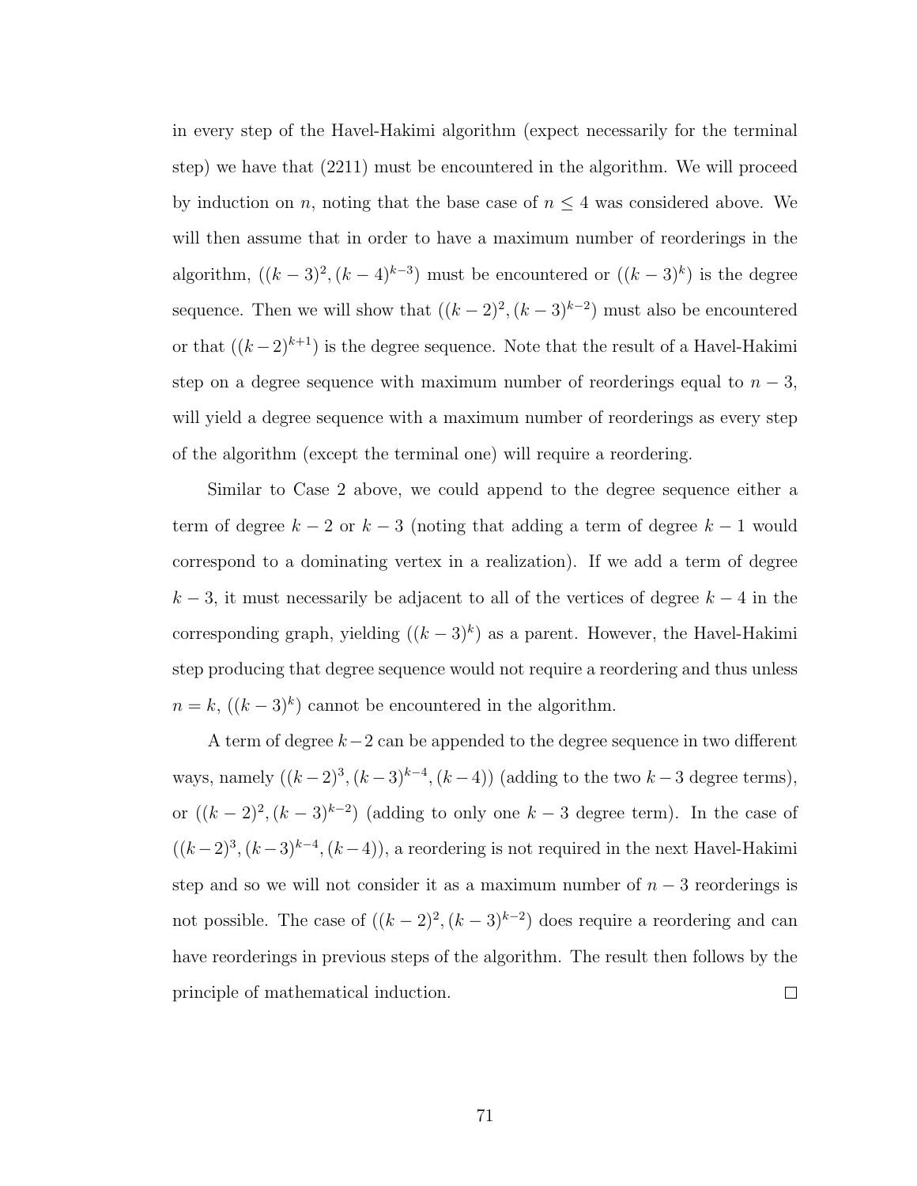in every step of the Havel-Hakimi algorithm (expect necessarily for the terminal step) we have that (2211) must be encountered in the algorithm. We will proceed by induction on $n$, noting that the base case of $n \leq 4$ was considered above. We will then assume that in order to have a maximum number of reorderings in the algorithm, $((k-3)^2, (k-4)^{k-3})$ must be encountered or $((k-3)^k)$ is the degree sequence. Then we will show that $((k-2)^2, (k-3)^{k-2})$ must also be encountered or that $((k-2)^{k+1})$ is the degree sequence. Note that the result of a Havel-Hakimi step on a degree sequence with maximum number of reorderings equal to $n-3$, will yield a degree sequence with a maximum number of reorderings as every step of the algorithm (except the terminal one) will require a reordering.

Similar to Case 2 above, we could append to the degree sequence either a term of degree $k-2$ or $k-3$ (noting that adding a term of degree $k-1$ would correspond to a dominating vertex in a realization). If we add a term of degree $k-3$, it must necessarily be adjacent to all of the vertices of degree $k-4$ in the corresponding graph, yielding $((k-3)^k)$ as a parent. However, the Havel-Hakimi step producing that degree sequence would not require a reordering and thus unless $n = k$, $((k-3)^k)$ cannot be encountered in the algorithm.

A term of degree $k-2$ can be appended to the degree sequence in two different ways, namely $((k-2)^3, (k-3)^{k-4}, (k-4))$ (adding to the two $k-3$ degree terms), or $((k-2)^2, (k-3)^{k-2})$ (adding to only one $k-3$ degree term). In the case of $((k-2)^3, (k-3)^{k-4}, (k-4))$, a reordering is not required in the next Havel-Hakimi step and so we will not consider it as a maximum number of $n-3$ reorderings is not possible. The case of $((k-2)^2, (k-3)^{k-2})$ does require a reordering and can have reorderings in previous steps of the algorithm. The result then follows by the principle of mathematical induction. □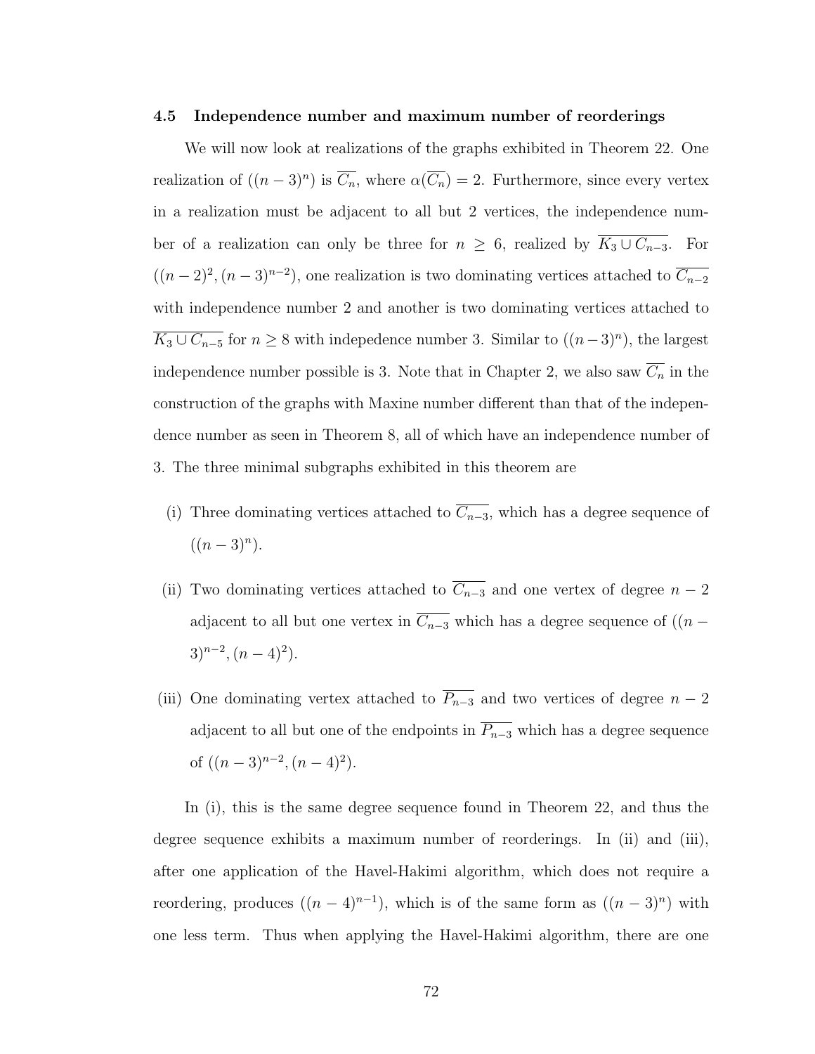### 4.5 Independence number and maximum number of reorderings

We will now look at realizations of the graphs exhibited in Theorem 22. One realization of $((n-3)^n)$ is $\overline{C_n}$, where $\alpha(\overline{C_n}) = 2$. Furthermore, since every vertex in a realization must be adjacent to all but 2 vertices, the independence number of a realization can only be three for $n \geq 6$, realized by $\overline{K_3 \cup C_{n-3}}$. For $((n-2)^2, (n-3)^{n-2})$, one realization is two dominating vertices attached to $\overline{C_{n-2}}$ with independence number 2 and another is two dominating vertices attached to $\overline{K_3 \cup C_{n-5}}$ for $n \geq 8$ with indepedence number 3. Similar to $((n-3)^n)$, the largest independence number possible is 3. Note that in Chapter 2, we also saw $\overline{C_n}$ in the construction of the graphs with Maxine number different than that of the independence number as seen in Theorem 8, all of which have an independence number of 3. The three minimal subgraphs exhibited in this theorem are

- (i) Three dominating vertices attached to $\overline{C_{n-3}}$, which has a degree sequence of $((n-3)^n)$.
- (ii) Two dominating vertices attached to $\overline{C_{n-3}}$ and one vertex of degree $n-2$ adjacent to all but one vertex in $\overline{C_{n-3}}$ which has a degree sequence of $((n-3)^{n-2}, (n-4)^2)$.
- (iii) One dominating vertex attached to $\overline{P_{n-3}}$ and two vertices of degree $n-2$ adjacent to all but one of the endpoints in $\overline{P_{n-3}}$ which has a degree sequence of $((n-3)^{n-2}, (n-4)^2)$.

In (i), this is the same degree sequence found in Theorem 22, and thus the degree sequence exhibits a maximum number of reorderings. In (ii) and (iii), after one application of the Havel-Hakimi algorithm, which does not require a reordering, produces $((n-4)^{n-1})$, which is of the same form as $((n-3)^n)$ with one less term. Thus when applying the Havel-Hakimi algorithm, there are one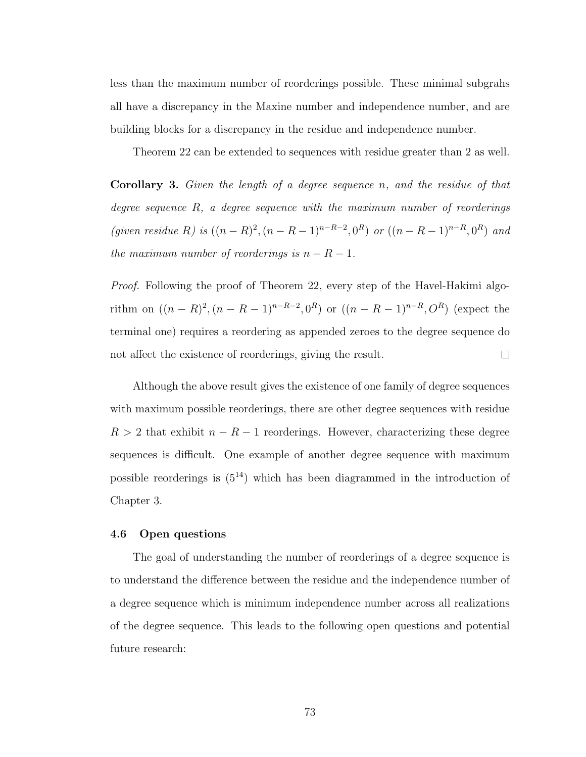less than the maximum number of reorderings possible. These minimal subgrahs all have a discrepancy in the Maxine number and independence number, and are building blocks for a discrepancy in the residue and independence number.

Theorem 22 can be extended to sequences with residue greater than 2 as well.

**Corollary 3.** *Given the length of a degree sequence n, and the residue of that degree sequence R, a degree sequence with the maximum number of reorderings (given residue R) is* $((n-R)^2, (n-R-1)^{n-R-2}, 0^R)$ *or* $((n-R-1)^{n-R}, 0^R)$ *and the maximum number of reorderings is* $n-R-1$*.*

*Proof.* Following the proof of Theorem 22, every step of the Havel-Hakimi algorithm on $((n-R)^2, (n-R-1)^{n-R-2}, 0^R)$ or $((n-R-1)^{n-R}, O^R)$ (expect the terminal one) requires a reordering as appended zeroes to the degree sequence do not affect the existence of reorderings, giving the result. □

Although the above result gives the existence of one family of degree sequences with maximum possible reorderings, there are other degree sequences with residue $R > 2$ that exhibit $n - R - 1$ reorderings. However, characterizing these degree sequences is difficult. One example of another degree sequence with maximum possible reorderings is $(5^{14})$ which has been diagrammed in the introduction of Chapter 3.

### 4.6 Open questions

The goal of understanding the number of reorderings of a degree sequence is to understand the difference between the residue and the independence number of a degree sequence which is minimum independence number across all realizations of the degree sequence. This leads to the following open questions and potential future research: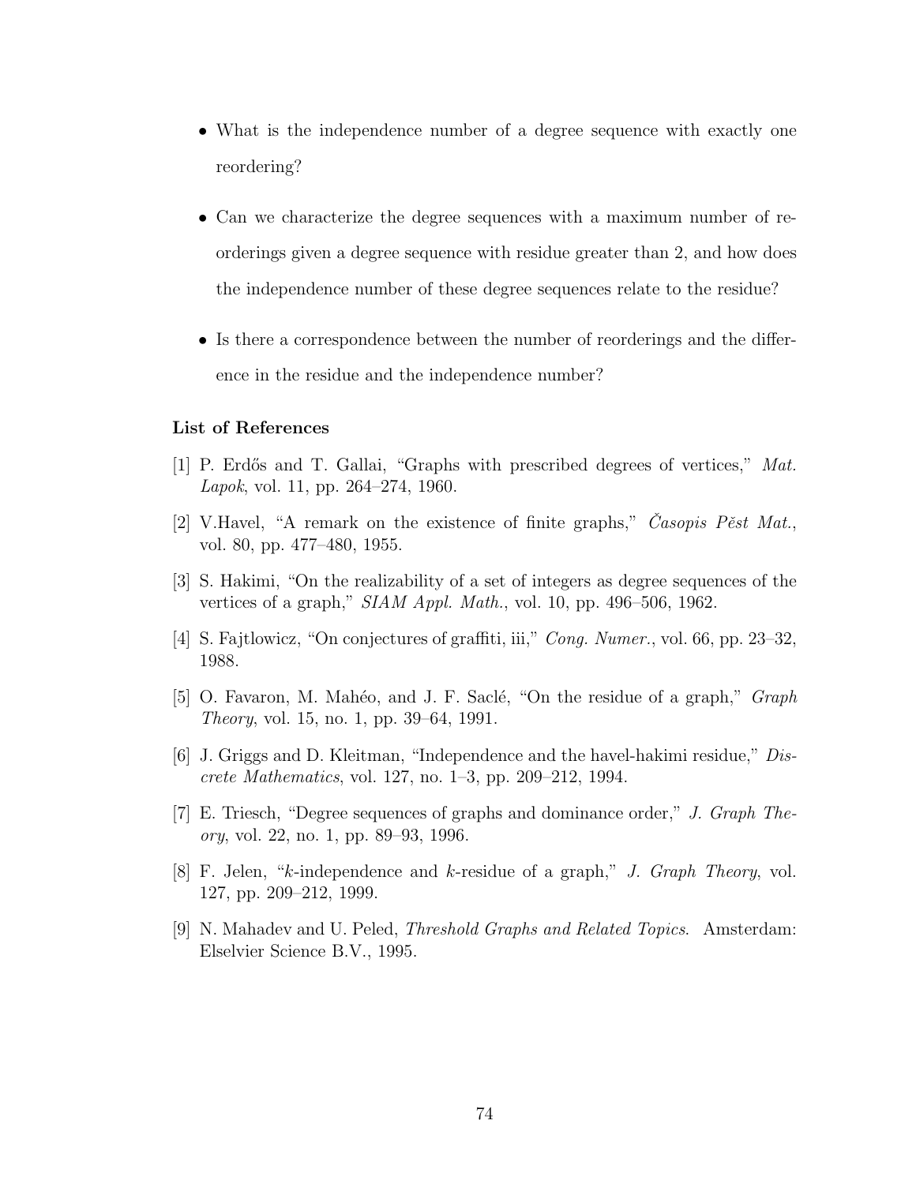- What is the independence number of a degree sequence with exactly one reordering?
- Can we characterize the degree sequences with a maximum number of reorderings given a degree sequence with residue greater than 2, and how does the independence number of these degree sequences relate to the residue?
- Is there a correspondence between the number of reorderings and the difference in the residue and the independence number?

### List of References

[1] P. Erdős and T. Gallai, "Graphs with prescribed degrees of vertices," *Mat. Lapok*, vol. 11, pp. 264–274, 1960.

[2] V.Havel, "A remark on the existence of finite graphs," *Časopis Pěst Mat.*, vol. 80, pp. 477–480, 1955.

[3] S. Hakimi, "On the realizability of a set of integers as degree sequences of the vertices of a graph," *SIAM Appl. Math.*, vol. 10, pp. 496–506, 1962.

[4] S. Fajtlowicz, "On conjectures of graffiti, iii," *Cong. Numer.*, vol. 66, pp. 23–32, 1988.

[5] O. Favaron, M. Mahéo, and J. F. Saclé, "On the residue of a graph," *Graph Theory*, vol. 15, no. 1, pp. 39–64, 1991.

[6] J. Griggs and D. Kleitman, "Independence and the havel-hakimi residue," *Discrete Mathematics*, vol. 127, no. 1–3, pp. 209–212, 1994.

[7] E. Triesch, "Degree sequences of graphs and dominance order," *J. Graph Theory*, vol. 22, no. 1, pp. 89–93, 1996.

[8] F. Jelen, "$k$-independence and $k$-residue of a graph," *J. Graph Theory*, vol. 127, pp. 209–212, 1999.

[9] N. Mahadev and U. Peled, *Threshold Graphs and Related Topics*. Amsterdam: Elselvier Science B.V., 1995.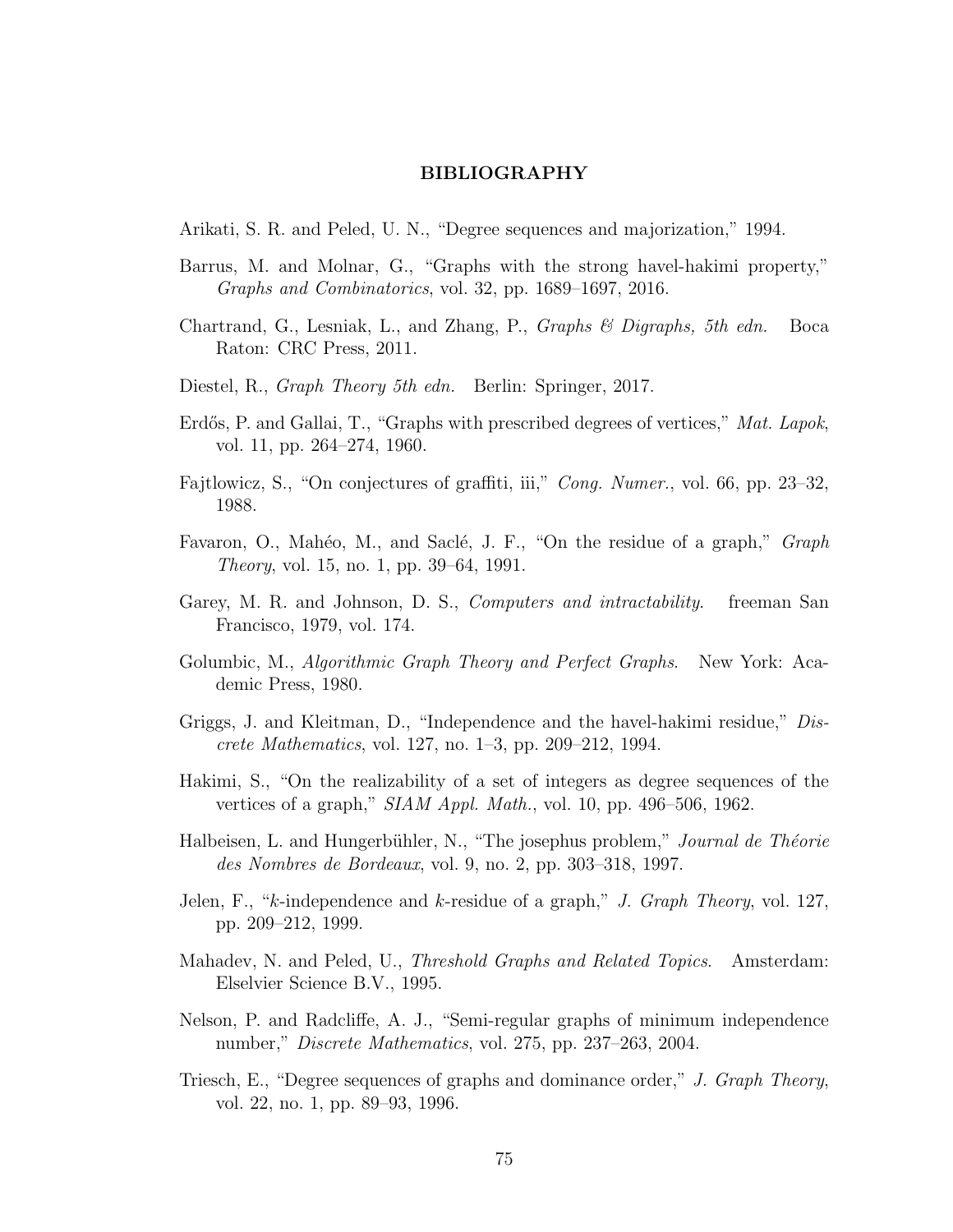# BIBLIOGRAPHY

Arikati, S. R. and Peled, U. N., "Degree sequences and majorization," 1994.

Barrus, M. and Molnar, G., "Graphs with the strong havel-hakimi property," *Graphs and Combinatorics*, vol. 32, pp. 1689–1697, 2016.

Chartrand, G., Lesniak, L., and Zhang, P., *Graphs & Digraphs, 5th edn.* Boca Raton: CRC Press, 2011.

Diestel, R., *Graph Theory 5th edn.* Berlin: Springer, 2017.

Erdős, P. and Gallai, T., "Graphs with prescribed degrees of vertices," *Mat. Lapok*, vol. 11, pp. 264–274, 1960.

Fajtlowicz, S., "On conjectures of graffiti, iii," *Cong. Numer.*, vol. 66, pp. 23–32, 1988.

Favaron, O., Mahéo, M., and Saclé, J. F., "On the residue of a graph," *Graph Theory*, vol. 15, no. 1, pp. 39–64, 1991.

Garey, M. R. and Johnson, D. S., *Computers and intractability.* freeman San Francisco, 1979, vol. 174.

Golumbic, M., *Algorithmic Graph Theory and Perfect Graphs.* New York: Academic Press, 1980.

Griggs, J. and Kleitman, D., "Independence and the havel-hakimi residue," *Discrete Mathematics*, vol. 127, no. 1–3, pp. 209–212, 1994.

Hakimi, S., "On the realizability of a set of integers as degree sequences of the vertices of a graph," *SIAM Appl. Math.*, vol. 10, pp. 496–506, 1962.

Halbeisen, L. and Hungerbühler, N., "The josephus problem," *Journal de Théorie des Nombres de Bordeaux*, vol. 9, no. 2, pp. 303–318, 1997.

Jelen, F., "$k$-independence and $k$-residue of a graph," *J. Graph Theory*, vol. 127, pp. 209–212, 1999.

Mahadev, N. and Peled, U., *Threshold Graphs and Related Topics.* Amsterdam: Elselvier Science B.V., 1995.

Nelson, P. and Radcliffe, A. J., "Semi-regular graphs of minimum independence number," *Discrete Mathematics*, vol. 275, pp. 237–263, 2004.

Triesch, E., "Degree sequences of graphs and dominance order," *J. Graph Theory*, vol. 22, no. 1, pp. 89–93, 1996.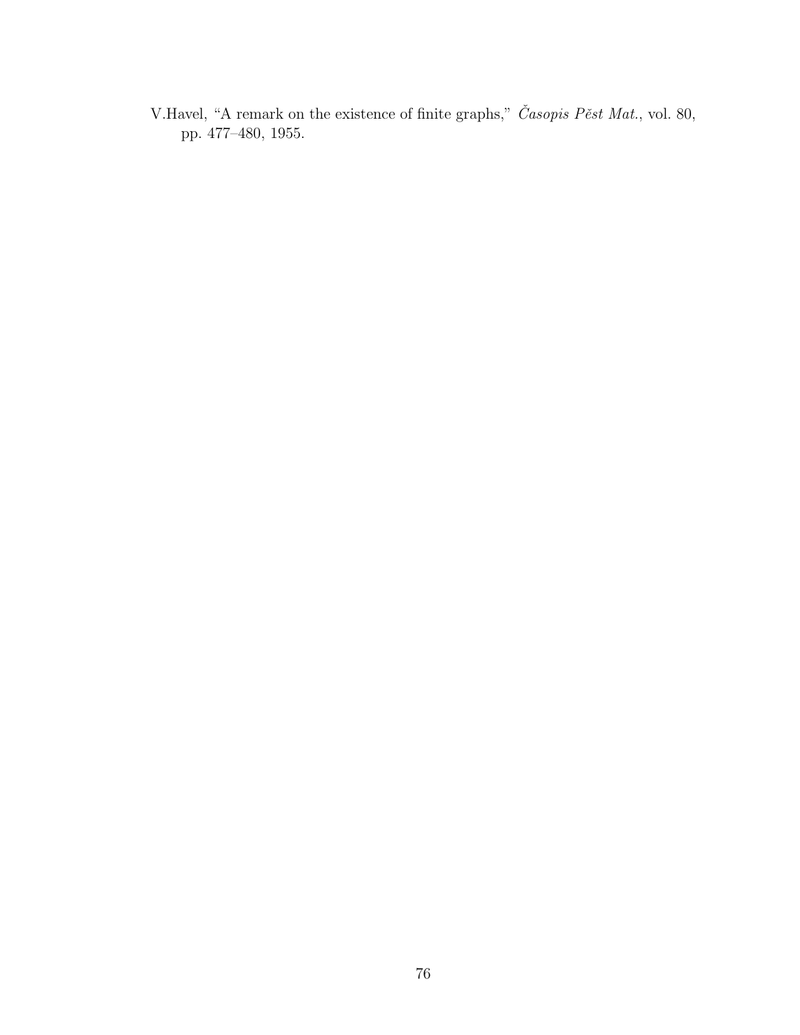V.Havel, "A remark on the existence of finite graphs," *Časopis Pěst Mat.*, vol. 80, pp. 477–480, 1955.